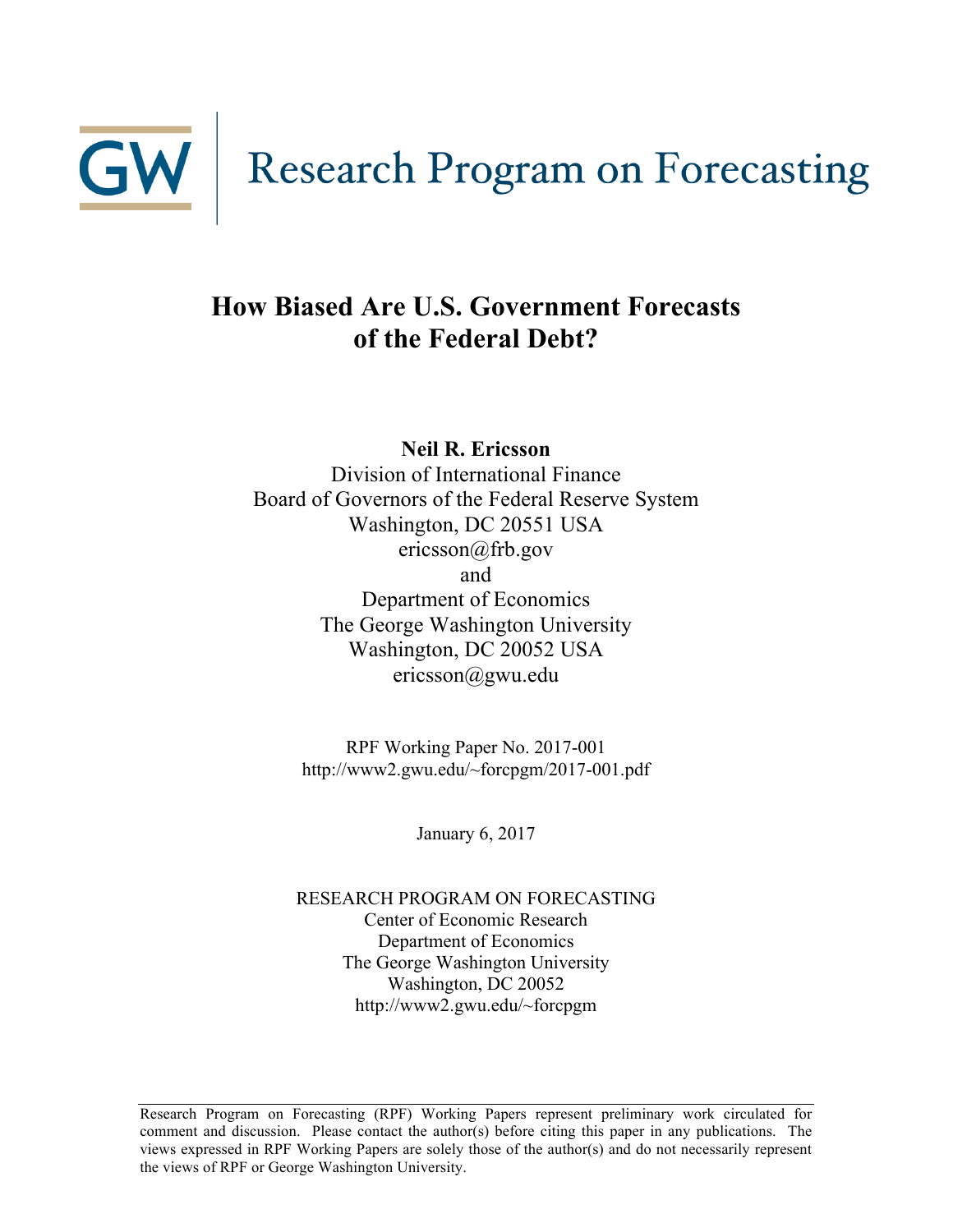GW | Research Program on Forecasting

# How Biased Are U.S. Government Forecasts of the Federal Debt?

**Neil R. Ericsson**
Division of International Finance
Board of Governors of the Federal Reserve System
Washington, DC 20551 USA
ericsson@frb.gov
and
Department of Economics
The George Washington University
Washington, DC 20052 USA
ericsson@gwu.edu

RPF Working Paper No. 2017-001
http://www2.gwu.edu/~forcpgm/2017-001.pdf

January 6, 2017

RESEARCH PROGRAM ON FORECASTING
Center of Economic Research
Department of Economics
The George Washington University
Washington, DC 20052
http://www2.gwu.edu/~forcpgm

---

Research Program on Forecasting (RPF) Working Papers represent preliminary work circulated for comment and discussion. Please contact the author(s) before citing this paper in any publications. The views expressed in RPF Working Papers are solely those of the author(s) and do not necessarily represent the views of RPF or George Washington University.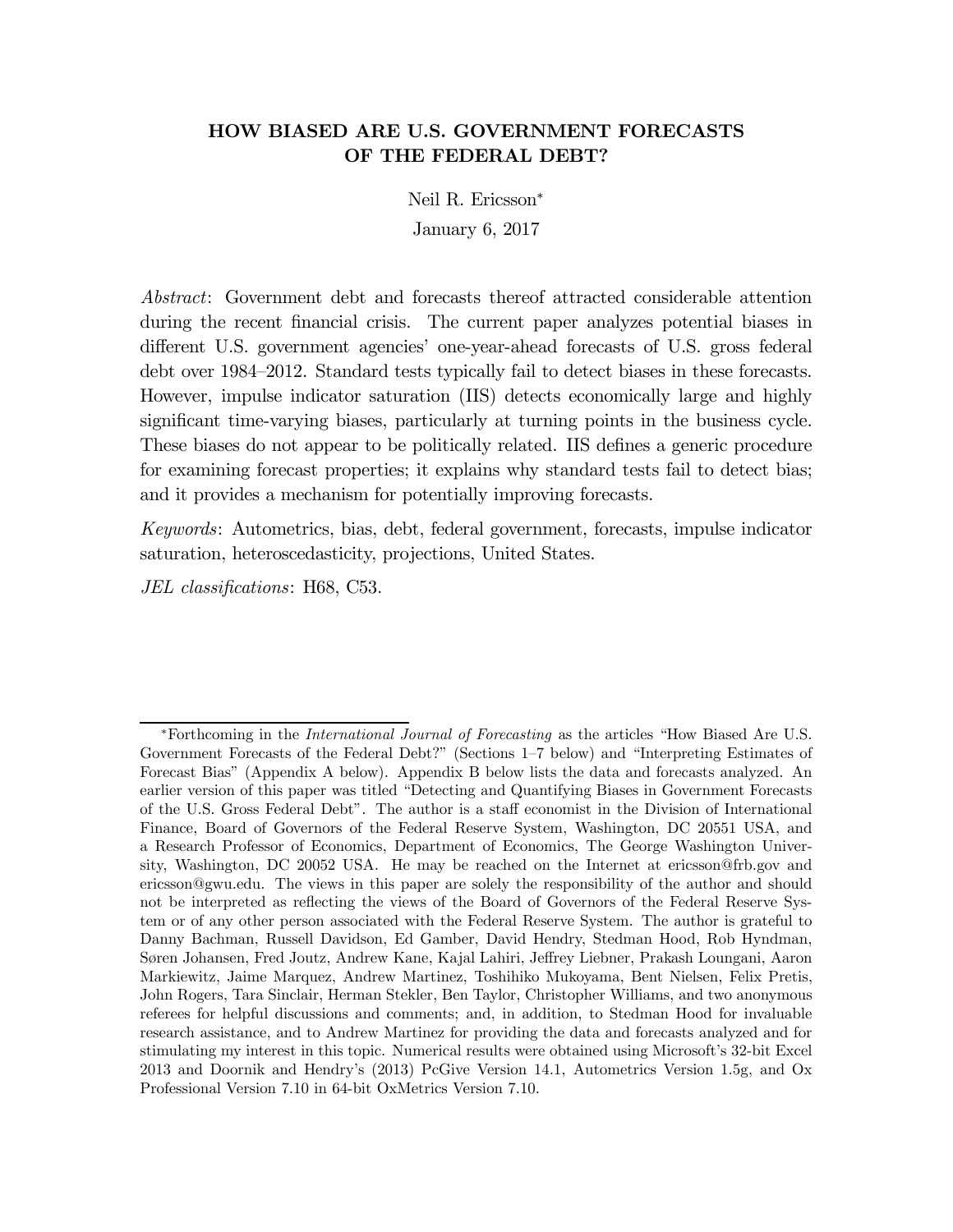# HOW BIASED ARE U.S. GOVERNMENT FORECASTS OF THE FEDERAL DEBT?

Neil R. Ericsson*

January 6, 2017

*Abstract*: Government debt and forecasts thereof attracted considerable attention during the recent financial crisis. The current paper analyzes potential biases in different U.S. government agencies' one-year-ahead forecasts of U.S. gross federal debt over 1984–2012. Standard tests typically fail to detect biases in these forecasts. However, impulse indicator saturation (IIS) detects economically large and highly significant time-varying biases, particularly at turning points in the business cycle. These biases do not appear to be politically related. IIS defines a generic procedure for examining forecast properties; it explains why standard tests fail to detect bias; and it provides a mechanism for potentially improving forecasts.

*Keywords*: Autometrics, bias, debt, federal government, forecasts, impulse indicator saturation, heteroscedasticity, projections, United States.

*JEL classifications*: H68, C53.

---

*Forthcoming in the *International Journal of Forecasting* as the articles "How Biased Are U.S. Government Forecasts of the Federal Debt?" (Sections 1–7 below) and "Interpreting Estimates of Forecast Bias" (Appendix A below). Appendix B below lists the data and forecasts analyzed. An earlier version of this paper was titled "Detecting and Quantifying Biases in Government Forecasts of the U.S. Gross Federal Debt". The author is a staff economist in the Division of International Finance, Board of Governors of the Federal Reserve System, Washington, DC 20551 USA, and a Research Professor of Economics, Department of Economics, The George Washington University, Washington, DC 20052 USA. He may be reached on the Internet at ericsson@frb.gov and ericsson@gwu.edu. The views in this paper are solely the responsibility of the author and should not be interpreted as reflecting the views of the Board of Governors of the Federal Reserve System or of any other person associated with the Federal Reserve System. The author is grateful to Danny Bachman, Russell Davidson, Ed Gamber, David Hendry, Stedman Hood, Rob Hyndman, Søren Johansen, Fred Joutz, Andrew Kane, Kajal Lahiri, Jeffrey Liebner, Prakash Loungani, Aaron Markiewitz, Jaime Marquez, Andrew Martinez, Toshihiko Mukoyama, Bent Nielsen, Felix Pretis, John Rogers, Tara Sinclair, Herman Stekler, Ben Taylor, Christopher Williams, and two anonymous referees for helpful discussions and comments; and, in addition, to Stedman Hood for invaluable research assistance, and to Andrew Martinez for providing the data and forecasts analyzed and for stimulating my interest in this topic. Numerical results were obtained using Microsoft's 32-bit Excel 2013 and Doornik and Hendry's (2013) PcGive Version 14.1, Autometrics Version 1.5g, and Ox Professional Version 7.10 in 64-bit OxMetrics Version 7.10.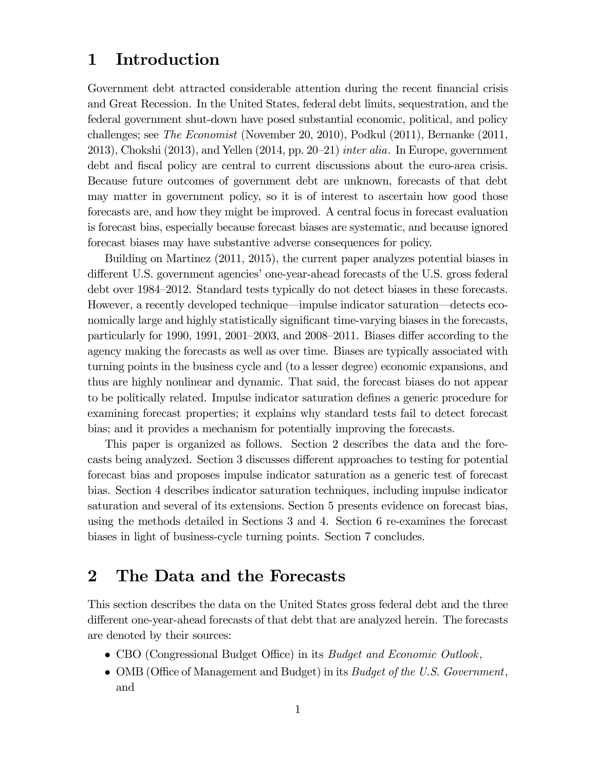# 1 Introduction

Government debt attracted considerable attention during the recent financial crisis and Great Recession. In the United States, federal debt limits, sequestration, and the federal government shut-down have posed substantial economic, political, and policy challenges; see *The Economist* (November 20, 2010), Podkul (2011), Bernanke (2011, 2013), Chokshi (2013), and Yellen (2014, pp. 20–21) *inter alia*. In Europe, government debt and fiscal policy are central to current discussions about the euro-area crisis. Because future outcomes of government debt are unknown, forecasts of that debt may matter in government policy, so it is of interest to ascertain how good those forecasts are, and how they might be improved. A central focus in forecast evaluation is forecast bias, especially because forecast biases are systematic, and because ignored forecast biases may have substantive adverse consequences for policy.

Building on Martinez (2011, 2015), the current paper analyzes potential biases in different U.S. government agencies' one-year-ahead forecasts of the U.S. gross federal debt over 1984–2012. Standard tests typically do not detect biases in these forecasts. However, a recently developed technique—impulse indicator saturation—detects economically large and highly statistically significant time-varying biases in the forecasts, particularly for 1990, 1991, 2001–2003, and 2008–2011. Biases differ according to the agency making the forecasts as well as over time. Biases are typically associated with turning points in the business cycle and (to a lesser degree) economic expansions, and thus are highly nonlinear and dynamic. That said, the forecast biases do not appear to be politically related. Impulse indicator saturation defines a generic procedure for examining forecast properties; it explains why standard tests fail to detect forecast bias; and it provides a mechanism for potentially improving the forecasts.

This paper is organized as follows. Section 2 describes the data and the forecasts being analyzed. Section 3 discusses different approaches to testing for potential forecast bias and proposes impulse indicator saturation as a generic test of forecast bias. Section 4 describes indicator saturation techniques, including impulse indicator saturation and several of its extensions. Section 5 presents evidence on forecast bias, using the methods detailed in Sections 3 and 4. Section 6 re-examines the forecast biases in light of business-cycle turning points. Section 7 concludes.

# 2 The Data and the Forecasts

This section describes the data on the United States gross federal debt and the three different one-year-ahead forecasts of that debt that are analyzed herein. The forecasts are denoted by their sources:

- CBO (Congressional Budget Office) in its *Budget and Economic Outlook*,
- OMB (Office of Management and Budget) in its *Budget of the U.S. Government*, and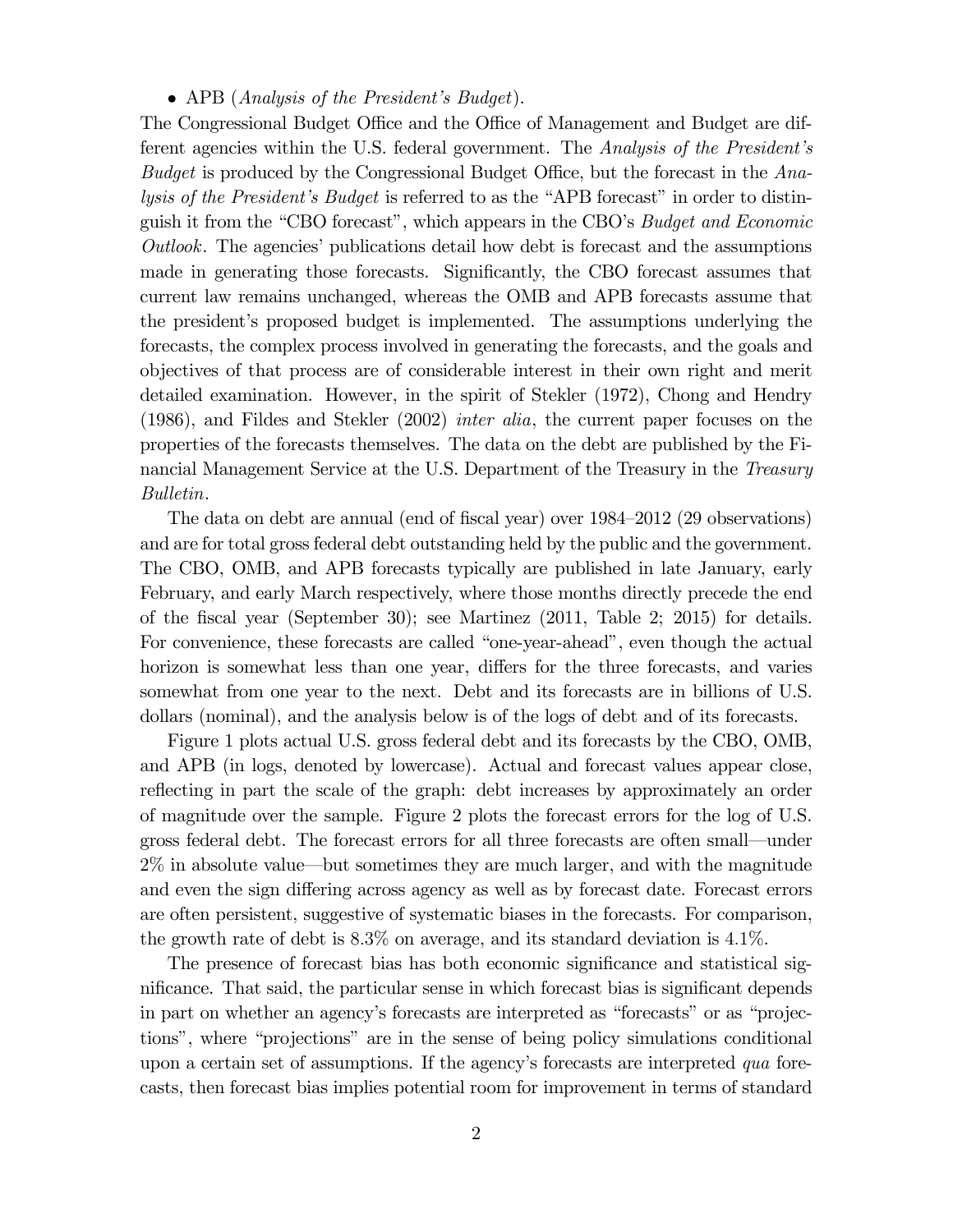- APB (*Analysis of the President's Budget*).

The Congressional Budget Office and the Office of Management and Budget are different agencies within the U.S. federal government. The *Analysis of the President's Budget* is produced by the Congressional Budget Office, but the forecast in the *Analysis of the President's Budget* is referred to as the "APB forecast" in order to distinguish it from the "CBO forecast", which appears in the CBO's *Budget and Economic Outlook*. The agencies' publications detail how debt is forecast and the assumptions made in generating those forecasts. Significantly, the CBO forecast assumes that current law remains unchanged, whereas the OMB and APB forecasts assume that the president's proposed budget is implemented. The assumptions underlying the forecasts, the complex process involved in generating the forecasts, and the goals and objectives of that process are of considerable interest in their own right and merit detailed examination. However, in the spirit of Stekler (1972), Chong and Hendry (1986), and Fildes and Stekler (2002) *inter alia*, the current paper focuses on the properties of the forecasts themselves. The data on the debt are published by the Financial Management Service at the U.S. Department of the Treasury in the *Treasury Bulletin*.

The data on debt are annual (end of fiscal year) over 1984–2012 (29 observations) and are for total gross federal debt outstanding held by the public and the government. The CBO, OMB, and APB forecasts typically are published in late January, early February, and early March respectively, where those months directly precede the end of the fiscal year (September 30); see Martinez (2011, Table 2; 2015) for details. For convenience, these forecasts are called "one-year-ahead", even though the actual horizon is somewhat less than one year, differs for the three forecasts, and varies somewhat from one year to the next. Debt and its forecasts are in billions of U.S. dollars (nominal), and the analysis below is of the logs of debt and of its forecasts.

Figure 1 plots actual U.S. gross federal debt and its forecasts by the CBO, OMB, and APB (in logs, denoted by lowercase). Actual and forecast values appear close, reflecting in part the scale of the graph: debt increases by approximately an order of magnitude over the sample. Figure 2 plots the forecast errors for the log of U.S. gross federal debt. The forecast errors for all three forecasts are often small—under 2% in absolute value—but sometimes they are much larger, and with the magnitude and even the sign differing across agency as well as by forecast date. Forecast errors are often persistent, suggestive of systematic biases in the forecasts. For comparison, the growth rate of debt is 8.3% on average, and its standard deviation is 4.1%.

The presence of forecast bias has both economic significance and statistical significance. That said, the particular sense in which forecast bias is significant depends in part on whether an agency's forecasts are interpreted as "forecasts" or as "projections", where "projections" are in the sense of being policy simulations conditional upon a certain set of assumptions. If the agency's forecasts are interpreted *qua* forecasts, then forecast bias implies potential room for improvement in terms of standard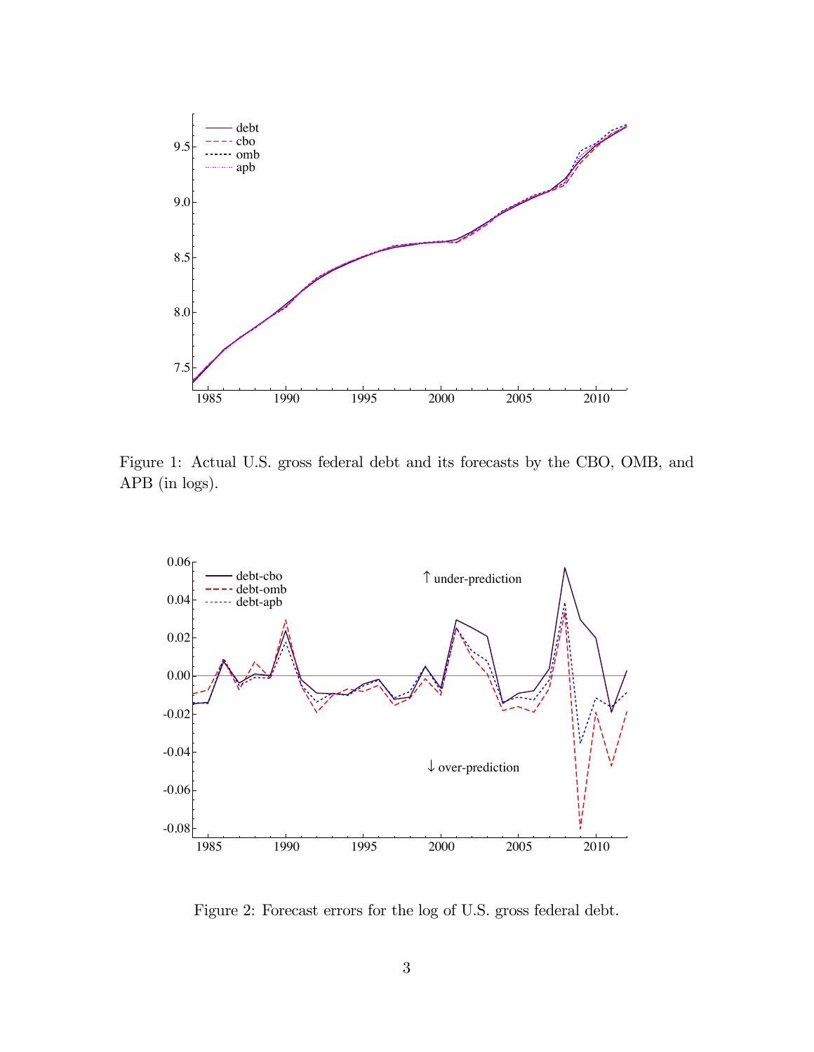Figure 1: Actual U.S. gross federal debt and its forecasts by the CBO, OMB, and APB (in logs).

Figure 2: Forecast errors for the log of U.S. gross federal debt.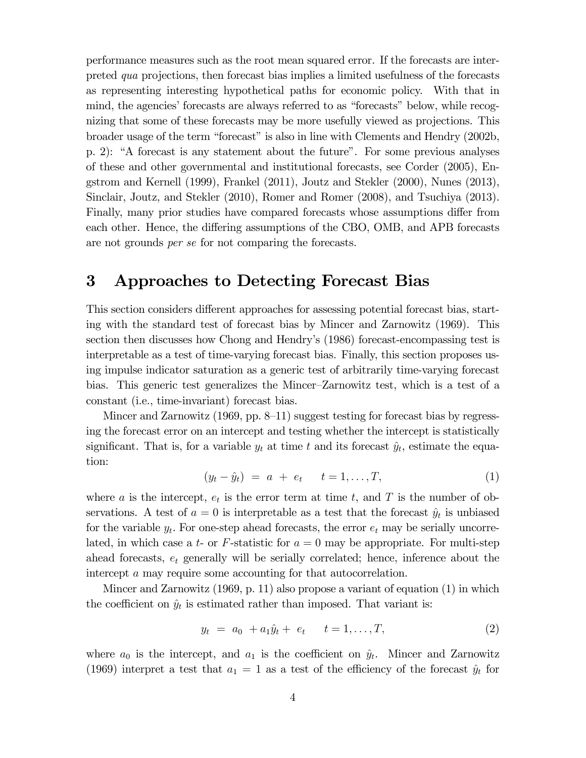performance measures such as the root mean squared error. If the forecasts are interpreted *qua* projections, then forecast bias implies a limited usefulness of the forecasts as representing interesting hypothetical paths for economic policy. With that in mind, the agencies' forecasts are always referred to as "forecasts" below, while recognizing that some of these forecasts may be more usefully viewed as projections. This broader usage of the term "forecast" is also in line with Clements and Hendry (2002b, p. 2): "A forecast is any statement about the future". For some previous analyses of these and other governmental and institutional forecasts, see Corder (2005), Engstrom and Kernell (1999), Frankel (2011), Joutz and Stekler (2000), Nunes (2013), Sinclair, Joutz, and Stekler (2010), Romer and Romer (2008), and Tsuchiya (2013). Finally, many prior studies have compared forecasts whose assumptions differ from each other. Hence, the differing assumptions of the CBO, OMB, and APB forecasts are not grounds *per se* for not comparing the forecasts.

# 3 Approaches to Detecting Forecast Bias

This section considers different approaches for assessing potential forecast bias, starting with the standard test of forecast bias by Mincer and Zarnowitz (1969). This section then discusses how Chong and Hendry's (1986) forecast-encompassing test is interpretable as a test of time-varying forecast bias. Finally, this section proposes using impulse indicator saturation as a generic test of arbitrarily time-varying forecast bias. This generic test generalizes the Mincer–Zarnowitz test, which is a test of a constant (i.e., time-invariant) forecast bias.

Mincer and Zarnowitz (1969, pp. 8–11) suggest testing for forecast bias by regressing the forecast error on an intercept and testing whether the intercept is statistically significant. That is, for a variable $y_t$ at time $t$ and its forecast $\hat{y}_t$, estimate the equation:

$$(y_t - \hat{y}_t) \ = \ a \ + \ e_t \qquad t = 1, \ldots, T, \tag{1}$$

where $a$ is the intercept, $e_t$ is the error term at time $t$, and $T$ is the number of observations. A test of $a = 0$ is interpretable as a test that the forecast $\hat{y}_t$ is unbiased for the variable $y_t$. For one-step ahead forecasts, the error $e_t$ may be serially uncorrelated, in which case a $t$- or $F$-statistic for $a = 0$ may be appropriate. For multi-step ahead forecasts, $e_t$ generally will be serially correlated; hence, inference about the intercept $a$ may require some accounting for that autocorrelation.

Mincer and Zarnowitz (1969, p. 11) also propose a variant of equation (1) in which the coefficient on $\hat{y}_t$ is estimated rather than imposed. That variant is:

$$y_t \ = \ a_0 \ + a_1 \hat{y}_t + \ e_t \qquad t = 1, \ldots, T, \tag{2}$$

where $a_0$ is the intercept, and $a_1$ is the coefficient on $\hat{y}_t$. Mincer and Zarnowitz (1969) interpret a test that $a_1 = 1$ as a test of the efficiency of the forecast $\hat{y}_t$ for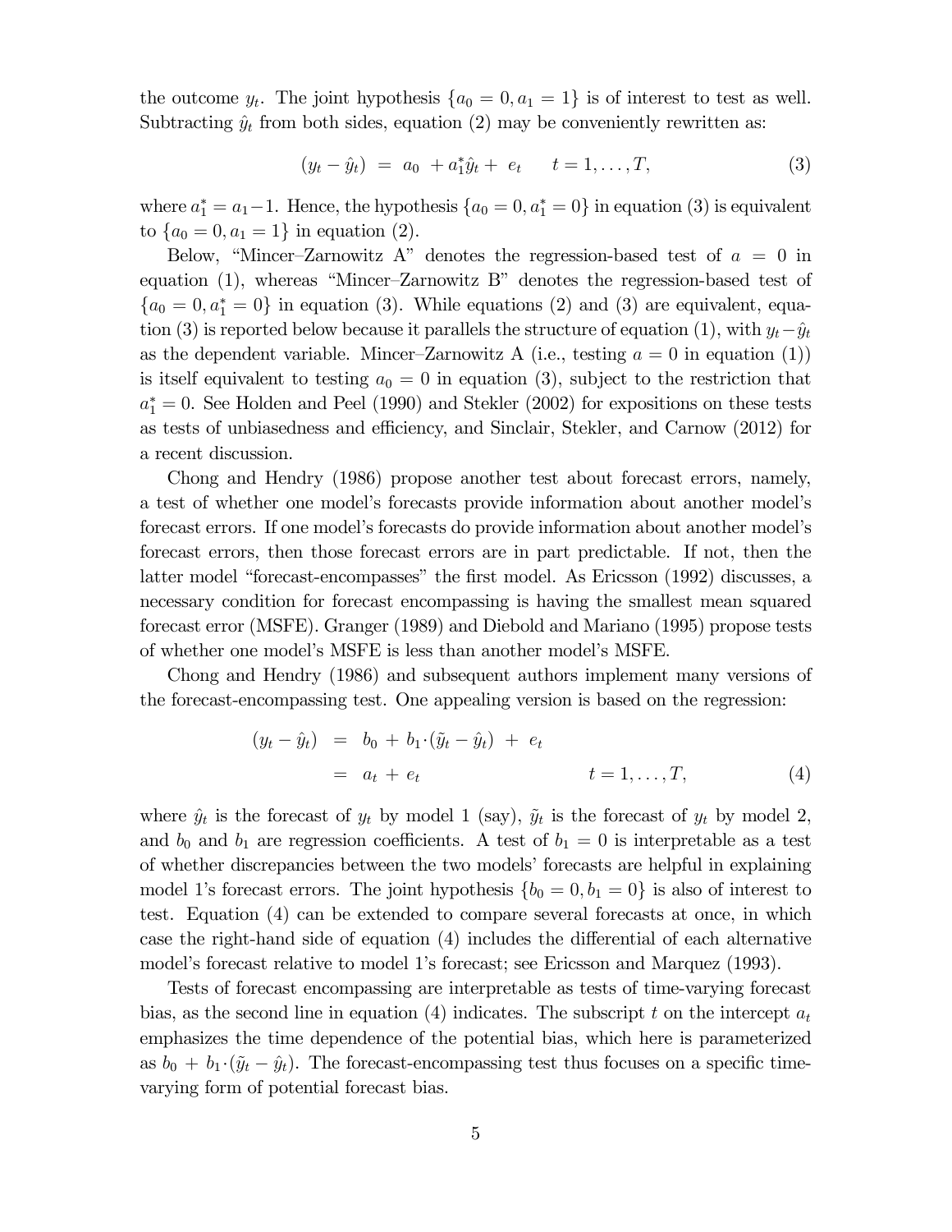the outcome $y_t$. The joint hypothesis $\{a_0 = 0, a_1 = 1\}$ is of interest to test as well. Subtracting $\hat{y}_t$ from both sides, equation (2) may be conveniently rewritten as:

$$(y_t - \hat{y}_t) \;=\; a_0 \;+ a_1^* \hat{y}_t + \; e_t \qquad t = 1, \ldots, T, \tag{3}$$

where $a_1^* = a_1 - 1$. Hence, the hypothesis $\{a_0 = 0, a_1^* = 0\}$ in equation (3) is equivalent to $\{a_0 = 0, a_1 = 1\}$ in equation (2).

Below, "Mincer–Zarnowitz A" denotes the regression-based test of $a = 0$ in equation (1), whereas "Mincer–Zarnowitz B" denotes the regression-based test of $\{a_0 = 0, a_1^* = 0\}$ in equation (3). While equations (2) and (3) are equivalent, equation (3) is reported below because it parallels the structure of equation (1), with $y_t - \hat{y}_t$ as the dependent variable. Mincer–Zarnowitz A (i.e., testing $a = 0$ in equation (1)) is itself equivalent to testing $a_0 = 0$ in equation (3), subject to the restriction that $a_1^* = 0$. See Holden and Peel (1990) and Stekler (2002) for expositions on these tests as tests of unbiasedness and efficiency, and Sinclair, Stekler, and Carnow (2012) for a recent discussion.

Chong and Hendry (1986) propose another test about forecast errors, namely, a test of whether one model's forecasts provide information about another model's forecast errors. If one model's forecasts do provide information about another model's forecast errors, then those forecast errors are in part predictable. If not, then the latter model "forecast-encompasses" the first model. As Ericsson (1992) discusses, a necessary condition for forecast encompassing is having the smallest mean squared forecast error (MSFE). Granger (1989) and Diebold and Mariano (1995) propose tests of whether one model's MSFE is less than another model's MSFE.

Chong and Hendry (1986) and subsequent authors implement many versions of the forecast-encompassing test. One appealing version is based on the regression:

$$\begin{aligned}(y_t - \hat{y}_t) \;&=\; b_0 \;+\; b_1 \cdot (\tilde{y}_t - \hat{y}_t) \;+\; e_t \\ &=\; a_t \;+\; e_t \qquad\qquad\qquad\qquad t = 1, \ldots, T,\end{aligned} \tag{4}$$

where $\hat{y}_t$ is the forecast of $y_t$ by model 1 (say), $\tilde{y}_t$ is the forecast of $y_t$ by model 2, and $b_0$ and $b_1$ are regression coefficients. A test of $b_1 = 0$ is interpretable as a test of whether discrepancies between the two models' forecasts are helpful in explaining model 1's forecast errors. The joint hypothesis $\{b_0 = 0, b_1 = 0\}$ is also of interest to test. Equation (4) can be extended to compare several forecasts at once, in which case the right-hand side of equation (4) includes the differential of each alternative model's forecast relative to model 1's forecast; see Ericsson and Marquez (1993).

Tests of forecast encompassing are interpretable as tests of time-varying forecast bias, as the second line in equation (4) indicates. The subscript $t$ on the intercept $a_t$ emphasizes the time dependence of the potential bias, which here is parameterized as $b_0 \,+\, b_1 \cdot (\tilde{y}_t - \hat{y}_t)$. The forecast-encompassing test thus focuses on a specific time-varying form of potential forecast bias.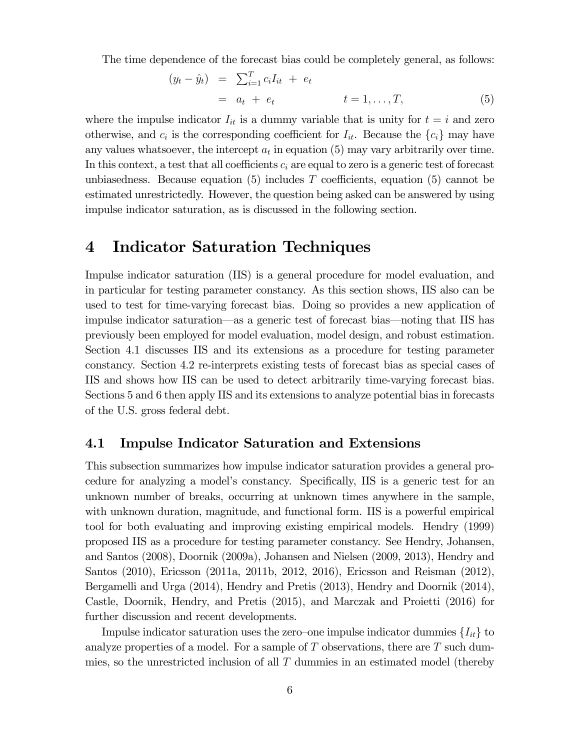The time dependence of the forecast bias could be completely general, as follows:

$$
\begin{aligned}
(y_t - \hat{y}_t) &= \sum_{i=1}^{T} c_i I_{it} + e_t \\
&= a_t + e_t \qquad\qquad t = 1, \ldots, T,
\end{aligned} \tag{5}
$$

where the impulse indicator $I_{it}$ is a dummy variable that is unity for $t = i$ and zero otherwise, and $c_i$ is the corresponding coefficient for $I_{it}$. Because the $\{c_i\}$ may have any values whatsoever, the intercept $a_t$ in equation (5) may vary arbitrarily over time. In this context, a test that all coefficients $c_i$ are equal to zero is a generic test of forecast unbiasedness. Because equation (5) includes $T$ coefficients, equation (5) cannot be estimated unrestrictedly. However, the question being asked can be answered by using impulse indicator saturation, as is discussed in the following section.

# 4 Indicator Saturation Techniques

Impulse indicator saturation (IIS) is a general procedure for model evaluation, and in particular for testing parameter constancy. As this section shows, IIS also can be used to test for time-varying forecast bias. Doing so provides a new application of impulse indicator saturation—as a generic test of forecast bias—noting that IIS has previously been employed for model evaluation, model design, and robust estimation. Section 4.1 discusses IIS and its extensions as a procedure for testing parameter constancy. Section 4.2 re-interprets existing tests of forecast bias as special cases of IIS and shows how IIS can be used to detect arbitrarily time-varying forecast bias. Sections 5 and 6 then apply IIS and its extensions to analyze potential bias in forecasts of the U.S. gross federal debt.

## 4.1 Impulse Indicator Saturation and Extensions

This subsection summarizes how impulse indicator saturation provides a general procedure for analyzing a model's constancy. Specifically, IIS is a generic test for an unknown number of breaks, occurring at unknown times anywhere in the sample, with unknown duration, magnitude, and functional form. IIS is a powerful empirical tool for both evaluating and improving existing empirical models. Hendry (1999) proposed IIS as a procedure for testing parameter constancy. See Hendry, Johansen, and Santos (2008), Doornik (2009a), Johansen and Nielsen (2009, 2013), Hendry and Santos (2010), Ericsson (2011a, 2011b, 2012, 2016), Ericsson and Reisman (2012), Bergamelli and Urga (2014), Hendry and Pretis (2013), Hendry and Doornik (2014), Castle, Doornik, Hendry, and Pretis (2015), and Marczak and Proietti (2016) for further discussion and recent developments.

Impulse indicator saturation uses the zero–one impulse indicator dummies $\{I_{it}\}$ to analyze properties of a model. For a sample of $T$ observations, there are $T$ such dummies, so the unrestricted inclusion of all $T$ dummies in an estimated model (thereby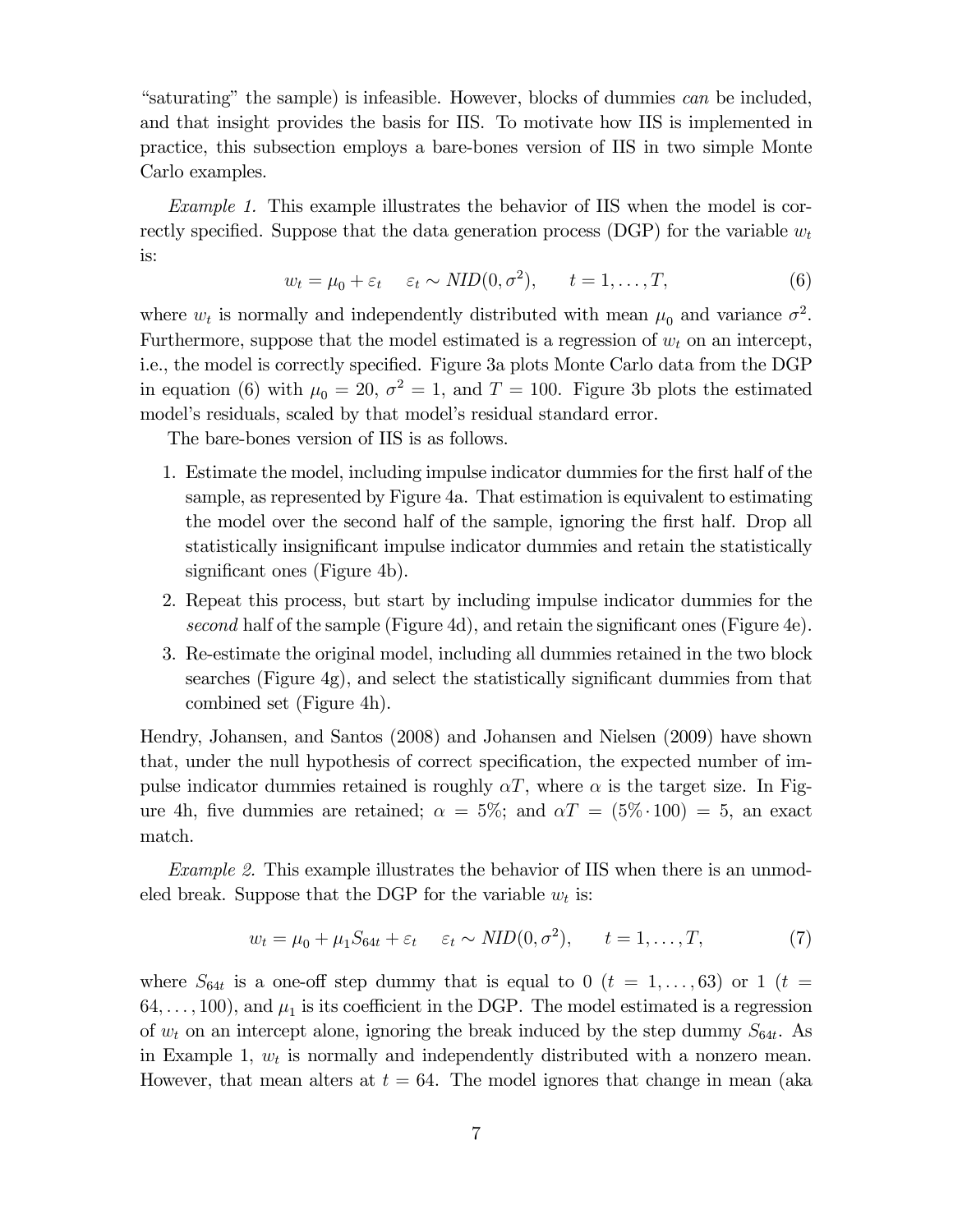"saturating" the sample) is infeasible. However, blocks of dummies *can* be included, and that insight provides the basis for IIS. To motivate how IIS is implemented in practice, this subsection employs a bare-bones version of IIS in two simple Monte Carlo examples.

*Example 1.* This example illustrates the behavior of IIS when the model is correctly specified. Suppose that the data generation process (DGP) for the variable $w_t$ is:

$$w_t = \mu_0 + \varepsilon_t \quad \varepsilon_t \sim NID(0, \sigma^2), \qquad t = 1, \ldots, T, \tag{6}$$

where $w_t$ is normally and independently distributed with mean $\mu_0$ and variance $\sigma^2$. Furthermore, suppose that the model estimated is a regression of $w_t$ on an intercept, i.e., the model is correctly specified. Figure 3a plots Monte Carlo data from the DGP in equation (6) with $\mu_0 = 20$, $\sigma^2 = 1$, and $T = 100$. Figure 3b plots the estimated model's residuals, scaled by that model's residual standard error.

The bare-bones version of IIS is as follows.

1. Estimate the model, including impulse indicator dummies for the first half of the sample, as represented by Figure 4a. That estimation is equivalent to estimating the model over the second half of the sample, ignoring the first half. Drop all statistically insignificant impulse indicator dummies and retain the statistically significant ones (Figure 4b).
2. Repeat this process, but start by including impulse indicator dummies for the *second* half of the sample (Figure 4d), and retain the significant ones (Figure 4e).
3. Re-estimate the original model, including all dummies retained in the two block searches (Figure 4g), and select the statistically significant dummies from that combined set (Figure 4h).

Hendry, Johansen, and Santos (2008) and Johansen and Nielsen (2009) have shown that, under the null hypothesis of correct specification, the expected number of impulse indicator dummies retained is roughly $\alpha T$, where $\alpha$ is the target size. In Figure 4h, five dummies are retained; $\alpha = 5\%$; and $\alpha T = (5\% \cdot 100) = 5$, an exact match.

*Example 2.* This example illustrates the behavior of IIS when there is an unmodeled break. Suppose that the DGP for the variable $w_t$ is:

$$w_t = \mu_0 + \mu_1 S_{64t} + \varepsilon_t \quad \varepsilon_t \sim NID(0, \sigma^2), \qquad t = 1, \ldots, T, \tag{7}$$

where $S_{64t}$ is a one-off step dummy that is equal to 0 ($t = 1, \ldots, 63$) or 1 ($t = 64, \ldots, 100$), and $\mu_1$ is its coefficient in the DGP. The model estimated is a regression of $w_t$ on an intercept alone, ignoring the break induced by the step dummy $S_{64t}$. As in Example 1, $w_t$ is normally and independently distributed with a nonzero mean. However, that mean alters at $t = 64$. The model ignores that change in mean (aka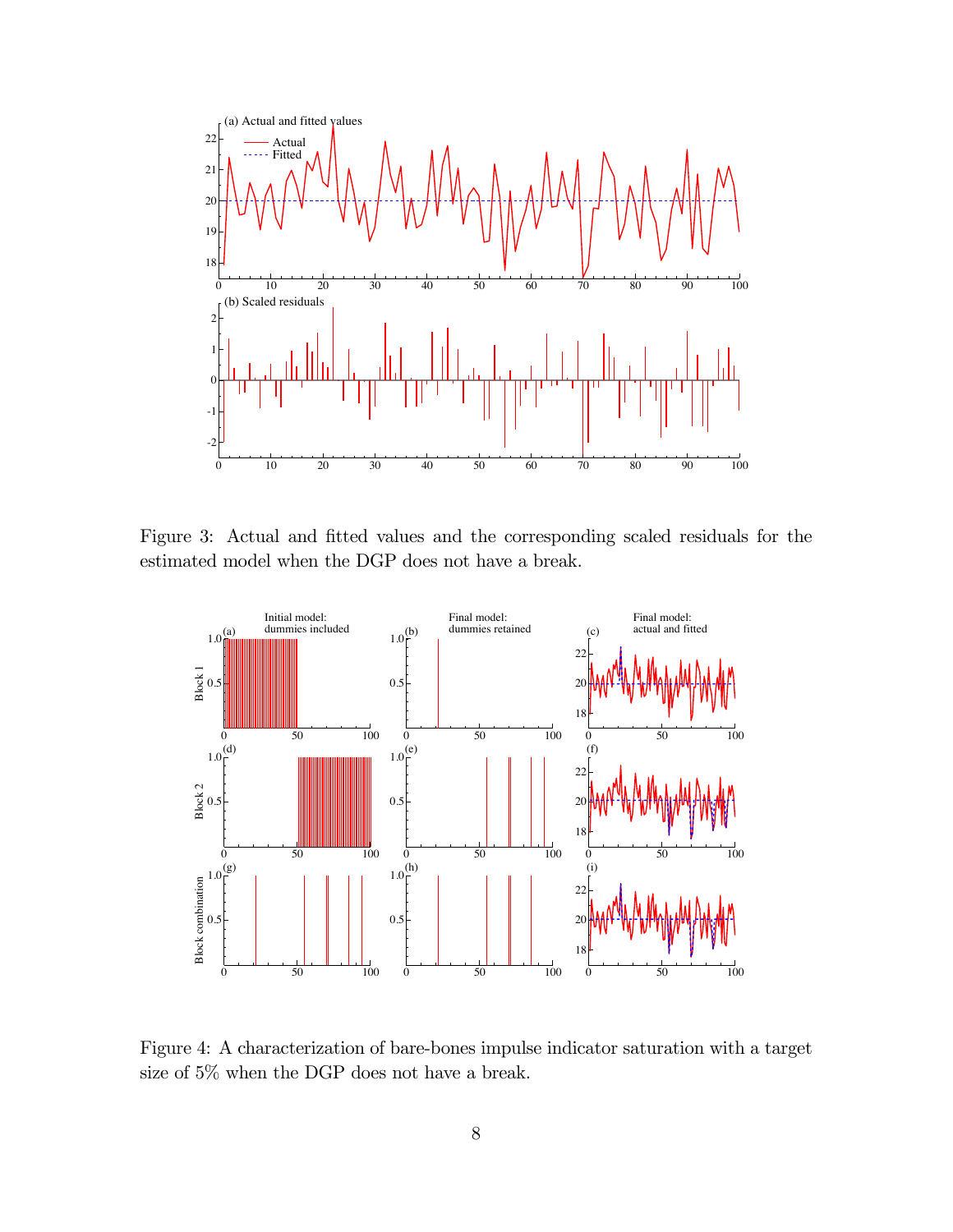Figure 3: Actual and fitted values and the corresponding scaled residuals for the estimated model when the DGP does not have a break.

Figure 4: A characterization of bare-bones impulse indicator saturation with a target size of 5% when the DGP does not have a break.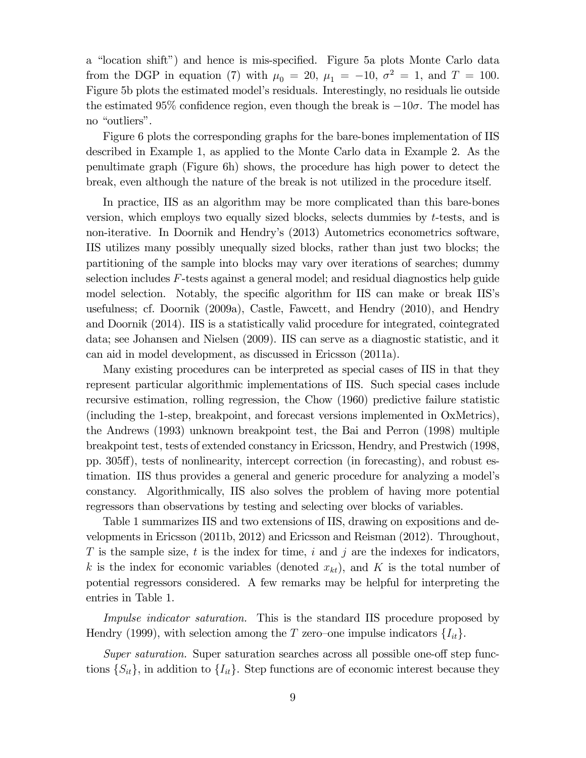a "location shift") and hence is mis-specified. Figure 5a plots Monte Carlo data from the DGP in equation (7) with $\mu_0 = 20$, $\mu_1 = -10$, $\sigma^2 = 1$, and $T = 100$. Figure 5b plots the estimated model's residuals. Interestingly, no residuals lie outside the estimated 95% confidence region, even though the break is $-10\sigma$. The model has no "outliers".

Figure 6 plots the corresponding graphs for the bare-bones implementation of IIS described in Example 1, as applied to the Monte Carlo data in Example 2. As the penultimate graph (Figure 6h) shows, the procedure has high power to detect the break, even although the nature of the break is not utilized in the procedure itself.

In practice, IIS as an algorithm may be more complicated than this bare-bones version, which employs two equally sized blocks, selects dummies by $t$-tests, and is non-iterative. In Doornik and Hendry's (2013) Autometrics econometrics software, IIS utilizes many possibly unequally sized blocks, rather than just two blocks; the partitioning of the sample into blocks may vary over iterations of searches; dummy selection includes $F$-tests against a general model; and residual diagnostics help guide model selection. Notably, the specific algorithm for IIS can make or break IIS's usefulness; cf. Doornik (2009a), Castle, Fawcett, and Hendry (2010), and Hendry and Doornik (2014). IIS is a statistically valid procedure for integrated, cointegrated data; see Johansen and Nielsen (2009). IIS can serve as a diagnostic statistic, and it can aid in model development, as discussed in Ericsson (2011a).

Many existing procedures can be interpreted as special cases of IIS in that they represent particular algorithmic implementations of IIS. Such special cases include recursive estimation, rolling regression, the Chow (1960) predictive failure statistic (including the 1-step, breakpoint, and forecast versions implemented in OxMetrics), the Andrews (1993) unknown breakpoint test, the Bai and Perron (1998) multiple breakpoint test, tests of extended constancy in Ericsson, Hendry, and Prestwich (1998, pp. 305ff), tests of nonlinearity, intercept correction (in forecasting), and robust estimation. IIS thus provides a general and generic procedure for analyzing a model's constancy. Algorithmically, IIS also solves the problem of having more potential regressors than observations by testing and selecting over blocks of variables.

Table 1 summarizes IIS and two extensions of IIS, drawing on expositions and developments in Ericsson (2011b, 2012) and Ericsson and Reisman (2012). Throughout, $T$ is the sample size, $t$ is the index for time, $i$ and $j$ are the indexes for indicators, $k$ is the index for economic variables (denoted $x_{kt}$), and $K$ is the total number of potential regressors considered. A few remarks may be helpful for interpreting the entries in Table 1.

*Impulse indicator saturation.* This is the standard IIS procedure proposed by Hendry (1999), with selection among the $T$ zero–one impulse indicators $\{I_{it}\}$.

*Super saturation.* Super saturation searches across all possible one-off step functions $\{S_{it}\}$, in addition to $\{I_{it}\}$. Step functions are of economic interest because they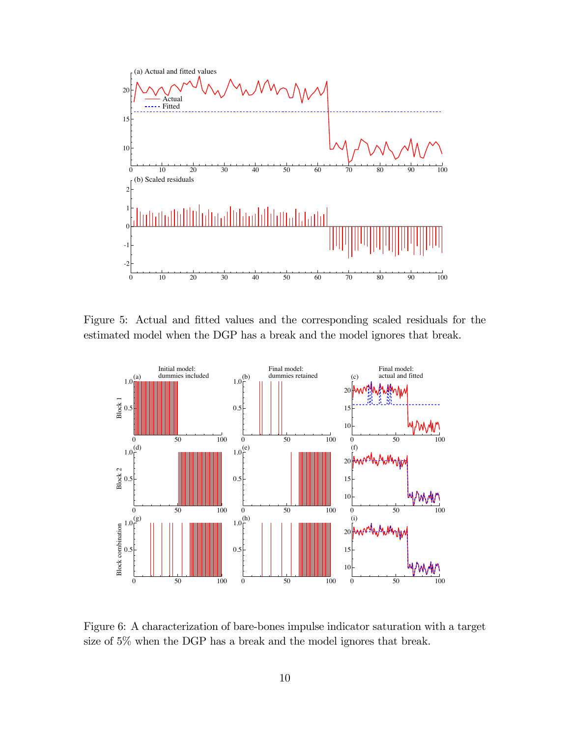Figure 5: Actual and fitted values and the corresponding scaled residuals for the estimated model when the DGP has a break and the model ignores that break.

Figure 6: A characterization of bare-bones impulse indicator saturation with a target size of 5% when the DGP has a break and the model ignores that break.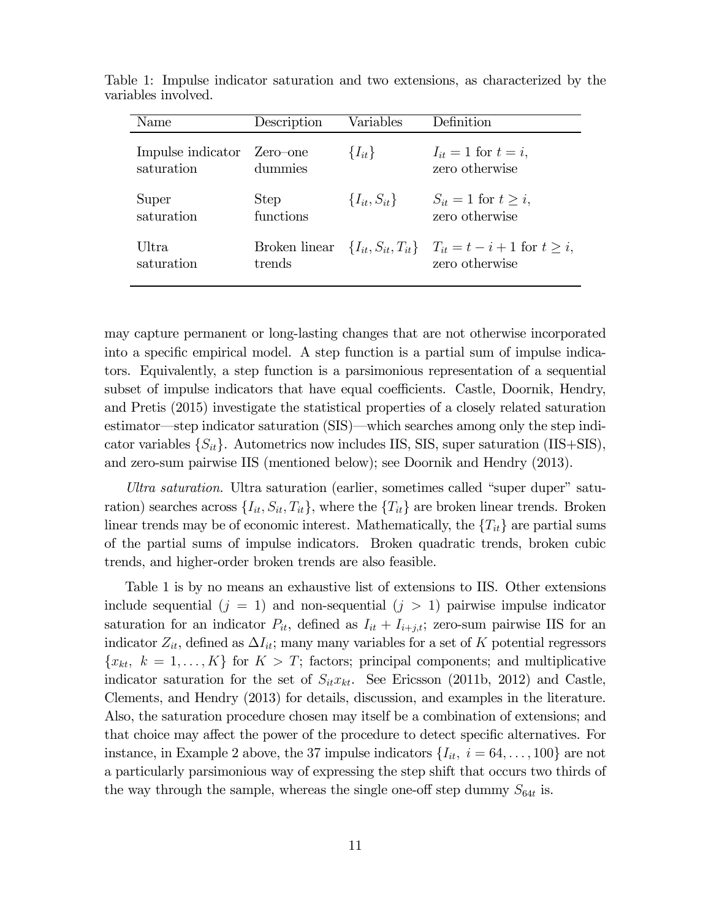Table 1: Impulse indicator saturation and two extensions, as characterized by the variables involved.

| Name | Description | Variables | Definition |
|---|---|---|---|
| Impulse indicator saturation | Zero–one dummies | $\{I_{it}\}$ | $I_{it} = 1$ for $t = i$, zero otherwise |
| Super saturation | Step functions | $\{I_{it}, S_{it}\}$ | $S_{it} = 1$ for $t \geq i$, zero otherwise |
| Ultra saturation | Broken linear trends | $\{I_{it}, S_{it}, T_{it}\}$ | $T_{it} = t - i + 1$ for $t \geq i$, zero otherwise |

may capture permanent or long-lasting changes that are not otherwise incorporated into a specific empirical model. A step function is a partial sum of impulse indicators. Equivalently, a step function is a parsimonious representation of a sequential subset of impulse indicators that have equal coefficients. Castle, Doornik, Hendry, and Pretis (2015) investigate the statistical properties of a closely related saturation estimator—step indicator saturation (SIS)—which searches among only the step indicator variables $\{S_{it}\}$. Autometrics now includes IIS, SIS, super saturation (IIS+SIS), and zero-sum pairwise IIS (mentioned below); see Doornik and Hendry (2013).

*Ultra saturation.* Ultra saturation (earlier, sometimes called "super duper" saturation) searches across $\{I_{it}, S_{it}, T_{it}\}$, where the $\{T_{it}\}$ are broken linear trends. Broken linear trends may be of economic interest. Mathematically, the $\{T_{it}\}$ are partial sums of the partial sums of impulse indicators. Broken quadratic trends, broken cubic trends, and higher-order broken trends are also feasible.

Table 1 is by no means an exhaustive list of extensions to IIS. Other extensions include sequential ($j = 1$) and non-sequential ($j > 1$) pairwise impulse indicator saturation for an indicator $P_{it}$, defined as $I_{it} + I_{i+j,t}$; zero-sum pairwise IIS for an indicator $Z_{it}$, defined as $\Delta I_{it}$; many many variables for a set of $K$ potential regressors $\{x_{kt},\ k = 1, \ldots, K\}$ for $K > T$; factors; principal components; and multiplicative indicator saturation for the set of $S_{it}x_{kt}$. See Ericsson (2011b, 2012) and Castle, Clements, and Hendry (2013) for details, discussion, and examples in the literature. Also, the saturation procedure chosen may itself be a combination of extensions; and that choice may affect the power of the procedure to detect specific alternatives. For instance, in Example 2 above, the 37 impulse indicators $\{I_{it},\ i = 64, \ldots, 100\}$ are not a particularly parsimonious way of expressing the step shift that occurs two thirds of the way through the sample, whereas the single one-off step dummy $S_{64t}$ is.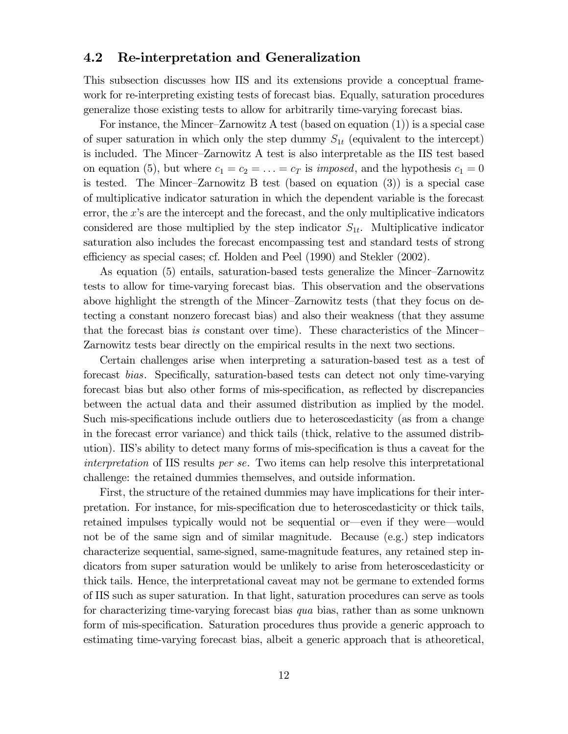### 4.2 Re-interpretation and Generalization

This subsection discusses how IIS and its extensions provide a conceptual framework for re-interpreting existing tests of forecast bias. Equally, saturation procedures generalize those existing tests to allow for arbitrarily time-varying forecast bias.

For instance, the Mincer–Zarnowitz A test (based on equation (1)) is a special case of super saturation in which only the step dummy $S_{1t}$ (equivalent to the intercept) is included. The Mincer–Zarnowitz A test is also interpretable as the IIS test based on equation (5), but where $c_1 = c_2 = \ldots = c_T$ is *imposed*, and the hypothesis $c_1 = 0$ is tested. The Mincer–Zarnowitz B test (based on equation (3)) is a special case of multiplicative indicator saturation in which the dependent variable is the forecast error, the $x$'s are the intercept and the forecast, and the only multiplicative indicators considered are those multiplied by the step indicator $S_{1t}$. Multiplicative indicator saturation also includes the forecast encompassing test and standard tests of strong efficiency as special cases; cf. Holden and Peel (1990) and Stekler (2002).

As equation (5) entails, saturation-based tests generalize the Mincer–Zarnowitz tests to allow for time-varying forecast bias. This observation and the observations above highlight the strength of the Mincer–Zarnowitz tests (that they focus on detecting a constant nonzero forecast bias) and also their weakness (that they assume that the forecast bias *is* constant over time). These characteristics of the Mincer–Zarnowitz tests bear directly on the empirical results in the next two sections.

Certain challenges arise when interpreting a saturation-based test as a test of forecast *bias*. Specifically, saturation-based tests can detect not only time-varying forecast bias but also other forms of mis-specification, as reflected by discrepancies between the actual data and their assumed distribution as implied by the model. Such mis-specifications include outliers due to heteroscedasticity (as from a change in the forecast error variance) and thick tails (thick, relative to the assumed distribution). IIS's ability to detect many forms of mis-specification is thus a caveat for the *interpretation* of IIS results *per se*. Two items can help resolve this interpretational challenge: the retained dummies themselves, and outside information.

First, the structure of the retained dummies may have implications for their interpretation. For instance, for mis-specification due to heteroscedasticity or thick tails, retained impulses typically would not be sequential or—even if they were—would not be of the same sign and of similar magnitude. Because (e.g.) step indicators characterize sequential, same-signed, same-magnitude features, any retained step indicators from super saturation would be unlikely to arise from heteroscedasticity or thick tails. Hence, the interpretational caveat may not be germane to extended forms of IIS such as super saturation. In that light, saturation procedures can serve as tools for characterizing time-varying forecast bias *qua* bias, rather than as some unknown form of mis-specification. Saturation procedures thus provide a generic approach to estimating time-varying forecast bias, albeit a generic approach that is atheoretical,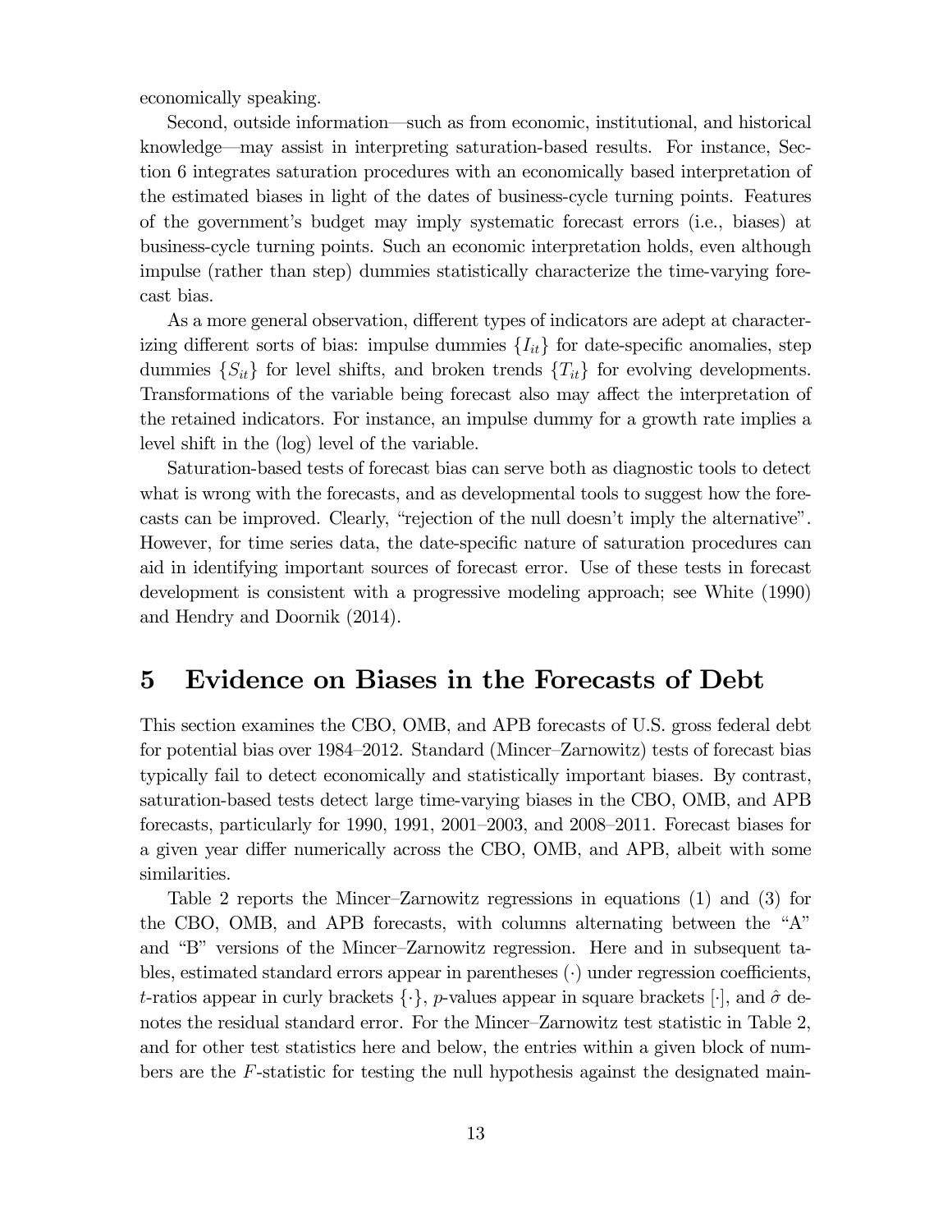economically speaking.

Second, outside information—such as from economic, institutional, and historical knowledge—may assist in interpreting saturation-based results. For instance, Section 6 integrates saturation procedures with an economically based interpretation of the estimated biases in light of the dates of business-cycle turning points. Features of the government's budget may imply systematic forecast errors (i.e., biases) at business-cycle turning points. Such an economic interpretation holds, even although impulse (rather than step) dummies statistically characterize the time-varying forecast bias.

As a more general observation, different types of indicators are adept at characterizing different sorts of bias: impulse dummies $\{I_{it}\}$ for date-specific anomalies, step dummies $\{S_{it}\}$ for level shifts, and broken trends $\{T_{it}\}$ for evolving developments. Transformations of the variable being forecast also may affect the interpretation of the retained indicators. For instance, an impulse dummy for a growth rate implies a level shift in the (log) level of the variable.

Saturation-based tests of forecast bias can serve both as diagnostic tools to detect what is wrong with the forecasts, and as developmental tools to suggest how the forecasts can be improved. Clearly, "rejection of the null doesn't imply the alternative". However, for time series data, the date-specific nature of saturation procedures can aid in identifying important sources of forecast error. Use of these tests in forecast development is consistent with a progressive modeling approach; see White (1990) and Hendry and Doornik (2014).

# 5 Evidence on Biases in the Forecasts of Debt

This section examines the CBO, OMB, and APB forecasts of U.S. gross federal debt for potential bias over 1984–2012. Standard (Mincer–Zarnowitz) tests of forecast bias typically fail to detect economically and statistically important biases. By contrast, saturation-based tests detect large time-varying biases in the CBO, OMB, and APB forecasts, particularly for 1990, 1991, 2001–2003, and 2008–2011. Forecast biases for a given year differ numerically across the CBO, OMB, and APB, albeit with some similarities.

Table 2 reports the Mincer–Zarnowitz regressions in equations (1) and (3) for the CBO, OMB, and APB forecasts, with columns alternating between the "A" and "B" versions of the Mincer–Zarnowitz regression. Here and in subsequent tables, estimated standard errors appear in parentheses $(\cdot)$ under regression coefficients, $t$-ratios appear in curly brackets $\{\cdot\}$, $p$-values appear in square brackets $[\cdot]$, and $\hat{\sigma}$ denotes the residual standard error. For the Mincer–Zarnowitz test statistic in Table 2, and for other test statistics here and below, the entries within a given block of numbers are the $F$-statistic for testing the null hypothesis against the designated main-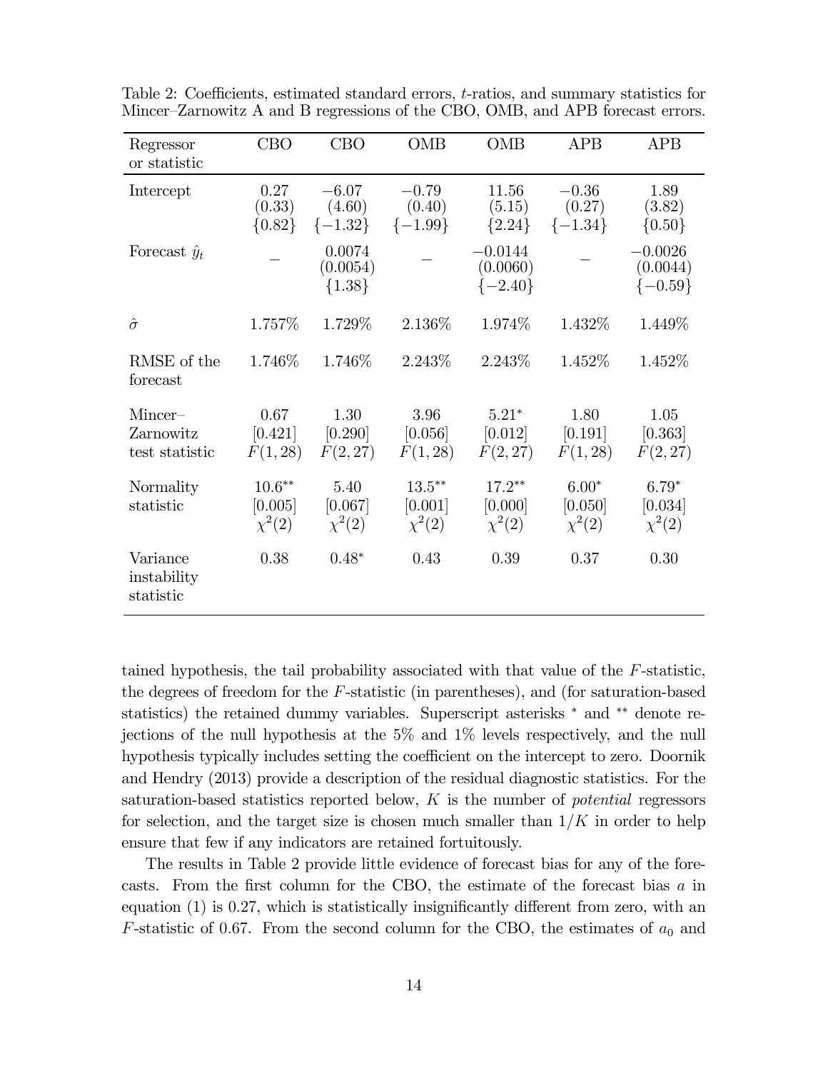Table 2: Coefficients, estimated standard errors, $t$-ratios, and summary statistics for Mincer–Zarnowitz A and B regressions of the CBO, OMB, and APB forecast errors.

| Regressor or statistic | CBO | CBO | OMB | OMB | APB | APB |
|---|---|---|---|---|---|---|
| Intercept | 0.27 (0.33) {0.82} | −6.07 (4.60) {−1.32} | −0.79 (0.40) {−1.99} | 11.56 (5.15) {2.24} | −0.36 (0.27) {−1.34} | 1.89 (3.82) {0.50} |
| Forecast $\hat{y}_t$ | – | 0.0074 (0.0054) {1.38} | – | −0.0144 (0.0060) {−2.40} | – | −0.0026 (0.0044) {−0.59} |
| $\hat{\sigma}$ | 1.757% | 1.729% | 2.136% | 1.974% | 1.432% | 1.449% |
| RMSE of the forecast | 1.746% | 1.746% | 2.243% | 2.243% | 1.452% | 1.452% |
| Mincer–Zarnowitz test statistic | 0.67 [0.421] $F(1,28)$ | 1.30 [0.290] $F(2,27)$ | 3.96 [0.056] $F(1,28)$ | $5.21^{*}$ [0.012] $F(2,27)$ | 1.80 [0.191] $F(1,28)$ | 1.05 [0.363] $F(2,27)$ |
| Normality statistic | $10.6^{**}$ [0.005] $\chi^2(2)$ | 5.40 [0.067] $\chi^2(2)$ | $13.5^{**}$ [0.001] $\chi^2(2)$ | $17.2^{**}$ [0.000] $\chi^2(2)$ | $6.00^{*}$ [0.050] $\chi^2(2)$ | $6.79^{*}$ [0.034] $\chi^2(2)$ |
| Variance instability statistic | 0.38 | $0.48^{*}$ | 0.43 | 0.39 | 0.37 | 0.30 |

tained hypothesis, the tail probability associated with that value of the $F$-statistic, the degrees of freedom for the $F$-statistic (in parentheses), and (for saturation-based statistics) the retained dummy variables. Superscript asterisks $^{*}$ and $^{**}$ denote rejections of the null hypothesis at the 5% and 1% levels respectively, and the null hypothesis typically includes setting the coefficient on the intercept to zero. Doornik and Hendry (2013) provide a description of the residual diagnostic statistics. For the saturation-based statistics reported below, $K$ is the number of *potential* regressors for selection, and the target size is chosen much smaller than $1/K$ in order to help ensure that few if any indicators are retained fortuitously.

The results in Table 2 provide little evidence of forecast bias for any of the forecasts. From the first column for the CBO, the estimate of the forecast bias $a$ in equation (1) is 0.27, which is statistically insignificantly different from zero, with an $F$-statistic of 0.67. From the second column for the CBO, the estimates of $a_0$ and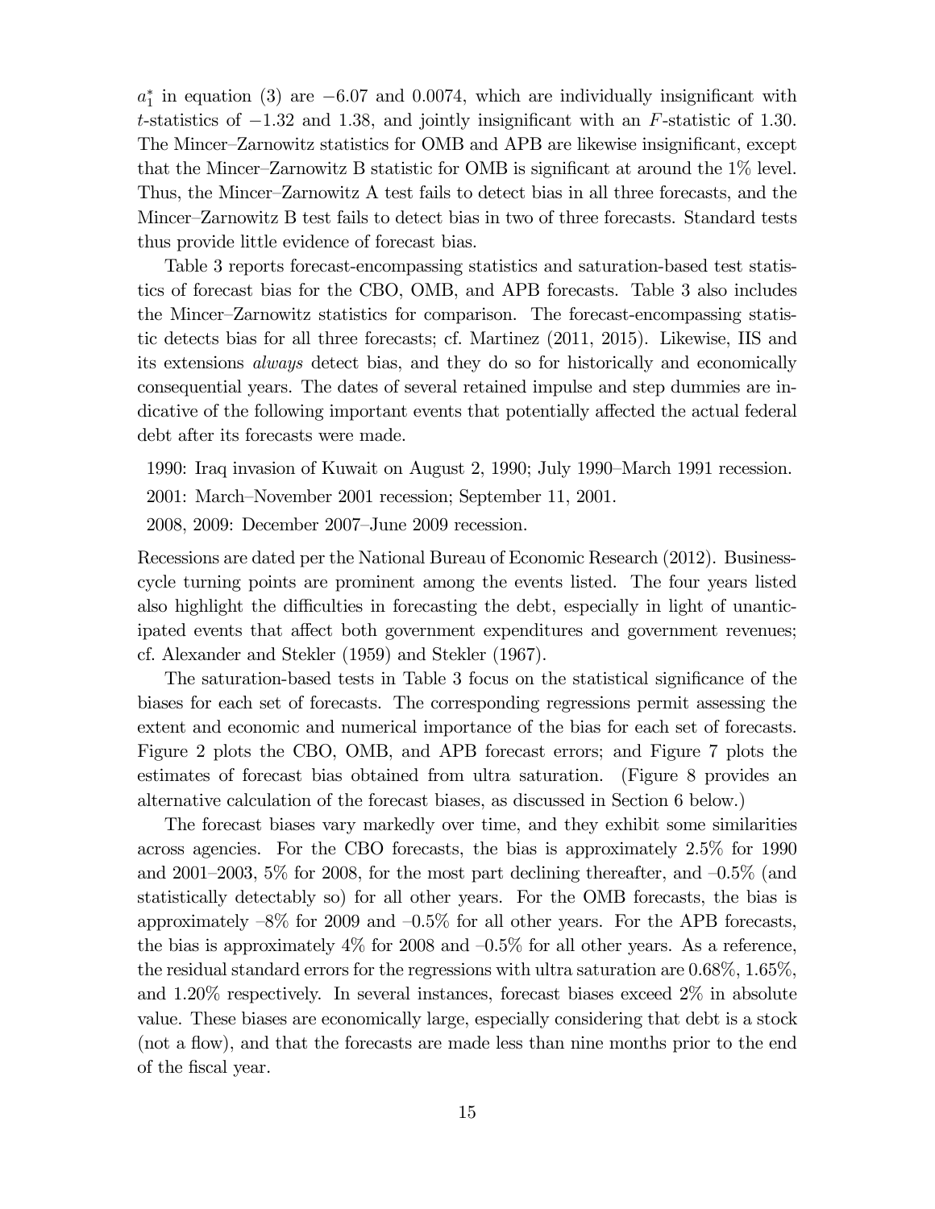$a_1^*$ in equation (3) are $-6.07$ and 0.0074, which are individually insignificant with $t$-statistics of $-1.32$ and 1.38, and jointly insignificant with an $F$-statistic of 1.30. The Mincer–Zarnowitz statistics for OMB and APB are likewise insignificant, except that the Mincer–Zarnowitz B statistic for OMB is significant at around the 1% level. Thus, the Mincer–Zarnowitz A test fails to detect bias in all three forecasts, and the Mincer–Zarnowitz B test fails to detect bias in two of three forecasts. Standard tests thus provide little evidence of forecast bias.

Table 3 reports forecast-encompassing statistics and saturation-based test statistics of forecast bias for the CBO, OMB, and APB forecasts. Table 3 also includes the Mincer–Zarnowitz statistics for comparison. The forecast-encompassing statistic detects bias for all three forecasts; cf. Martinez (2011, 2015). Likewise, IIS and its extensions *always* detect bias, and they do so for historically and economically consequential years. The dates of several retained impulse and step dummies are indicative of the following important events that potentially affected the actual federal debt after its forecasts were made.

1990: Iraq invasion of Kuwait on August 2, 1990; July 1990–March 1991 recession.

2001: March–November 2001 recession; September 11, 2001.

2008, 2009: December 2007–June 2009 recession.

Recessions are dated per the National Bureau of Economic Research (2012). Business-cycle turning points are prominent among the events listed. The four years listed also highlight the difficulties in forecasting the debt, especially in light of unanticipated events that affect both government expenditures and government revenues; cf. Alexander and Stekler (1959) and Stekler (1967).

The saturation-based tests in Table 3 focus on the statistical significance of the biases for each set of forecasts. The corresponding regressions permit assessing the extent and economic and numerical importance of the bias for each set of forecasts. Figure 2 plots the CBO, OMB, and APB forecast errors; and Figure 7 plots the estimates of forecast bias obtained from ultra saturation. (Figure 8 provides an alternative calculation of the forecast biases, as discussed in Section 6 below.)

The forecast biases vary markedly over time, and they exhibit some similarities across agencies. For the CBO forecasts, the bias is approximately 2.5% for 1990 and 2001–2003, 5% for 2008, for the most part declining thereafter, and –0.5% (and statistically detectably so) for all other years. For the OMB forecasts, the bias is approximately –8% for 2009 and –0.5% for all other years. For the APB forecasts, the bias is approximately 4% for 2008 and –0.5% for all other years. As a reference, the residual standard errors for the regressions with ultra saturation are 0.68%, 1.65%, and 1.20% respectively. In several instances, forecast biases exceed 2% in absolute value. These biases are economically large, especially considering that debt is a stock (not a flow), and that the forecasts are made less than nine months prior to the end of the fiscal year.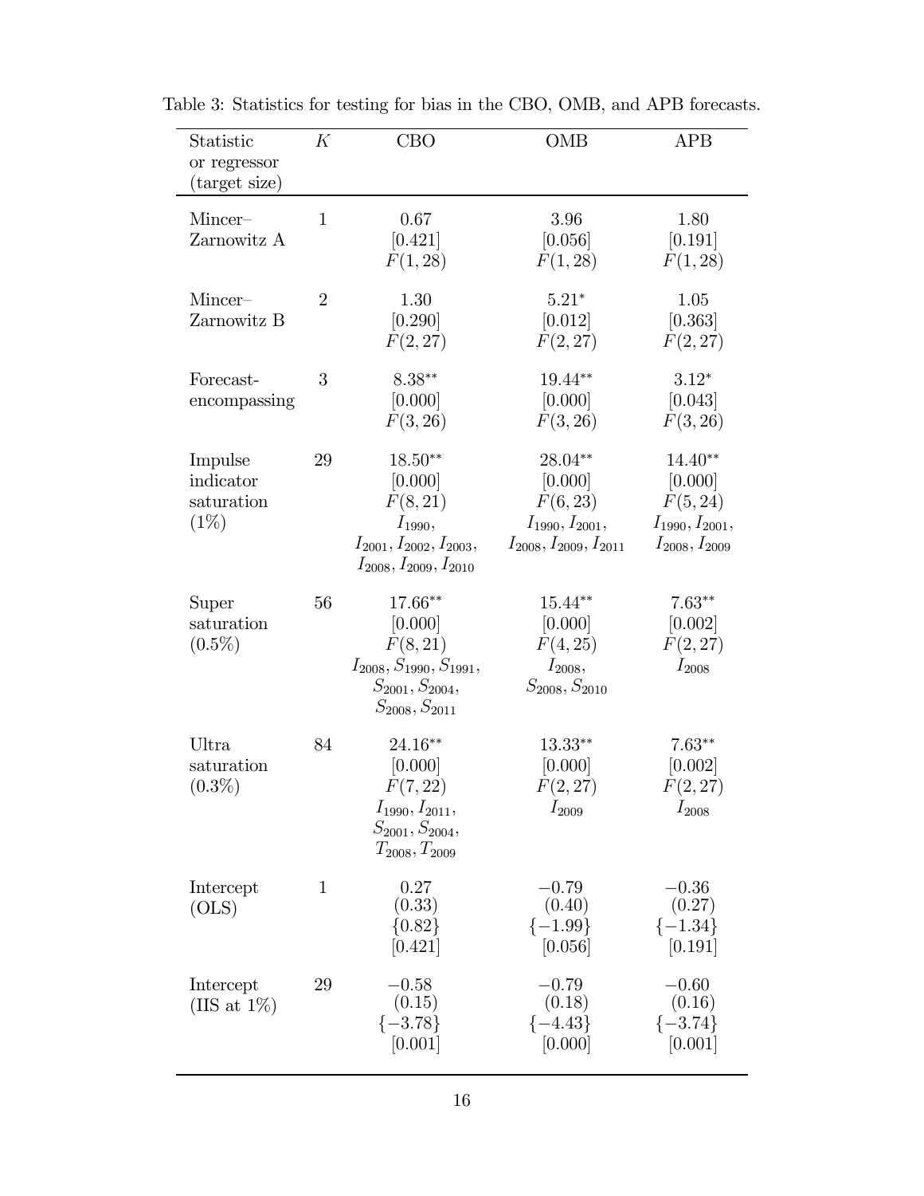Table 3: Statistics for testing for bias in the CBO, OMB, and APB forecasts.

| Statistic or regressor (target size) | $K$ | CBO | OMB | APB |
|---|---|---|---|---|
| Mincer–Zarnowitz A | 1 | 0.67<br>[0.421]<br>$F(1, 28)$ | 3.96<br>[0.056]<br>$F(1, 28)$ | 1.80<br>[0.191]<br>$F(1, 28)$ |
| Mincer–Zarnowitz B | 2 | 1.30<br>[0.290]<br>$F(2, 27)$ | $5.21^{*}$<br>[0.012]<br>$F(2, 27)$ | 1.05<br>[0.363]<br>$F(2, 27)$ |
| Forecast-encompassing | 3 | $8.38^{**}$<br>[0.000]<br>$F(3, 26)$ | $19.44^{**}$<br>[0.000]<br>$F(3, 26)$ | $3.12^{*}$<br>[0.043]<br>$F(3, 26)$ |
| Impulse indicator saturation (1%) | 29 | $18.50^{**}$<br>[0.000]<br>$F(8, 21)$<br>$I_{1990}$,<br>$I_{2001}, I_{2002}, I_{2003}$,<br>$I_{2008}, I_{2009}, I_{2010}$ | $28.04^{**}$<br>[0.000]<br>$F(6, 23)$<br>$I_{1990}, I_{2001}$,<br>$I_{2008}, I_{2009}, I_{2011}$ | $14.40^{**}$<br>[0.000]<br>$F(5, 24)$<br>$I_{1990}, I_{2001}$,<br>$I_{2008}, I_{2009}$ |
| Super saturation (0.5%) | 56 | $17.66^{**}$<br>[0.000]<br>$F(8, 21)$<br>$I_{2008}, S_{1990}, S_{1991}$,<br>$S_{2001}, S_{2004}$,<br>$S_{2008}, S_{2011}$ | $15.44^{**}$<br>[0.000]<br>$F(4, 25)$<br>$I_{2008}$,<br>$S_{2008}, S_{2010}$ | $7.63^{**}$<br>[0.002]<br>$F(2, 27)$<br>$I_{2008}$ |
| Ultra saturation (0.3%) | 84 | $24.16^{**}$<br>[0.000]<br>$F(7, 22)$<br>$I_{1990}, I_{2011}$,<br>$S_{2001}, S_{2004}$,<br>$T_{2008}, T_{2009}$ | $13.33^{**}$<br>[0.000]<br>$F(2, 27)$<br>$I_{2009}$ | $7.63^{**}$<br>[0.002]<br>$F(2, 27)$<br>$I_{2008}$ |
| Intercept (OLS) | 1 | 0.27<br>(0.33)<br>{0.82}<br>[0.421] | −0.79<br>(0.40)<br>{−1.99}<br>[0.056] | −0.36<br>(0.27)<br>{−1.34}<br>[0.191] |
| Intercept (IIS at 1%) | 29 | −0.58<br>(0.15)<br>{−3.78}<br>[0.001] | −0.79<br>(0.18)<br>{−4.43}<br>[0.000] | −0.60<br>(0.16)<br>{−3.74}<br>[0.001] |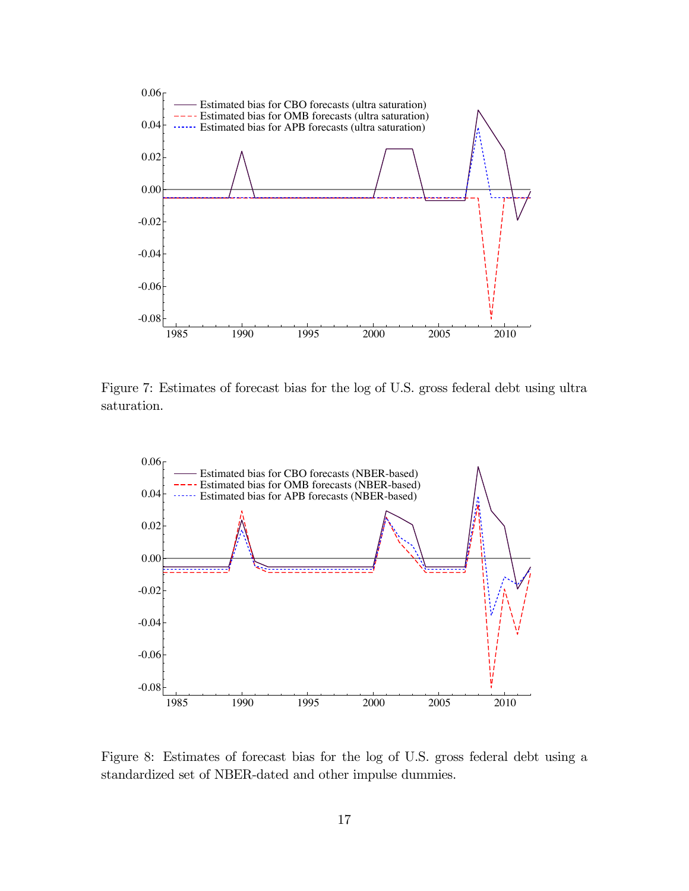Figure 7: Estimates of forecast bias for the log of U.S. gross federal debt using ultra saturation.

Figure 8: Estimates of forecast bias for the log of U.S. gross federal debt using a standardized set of NBER-dated and other impulse dummies.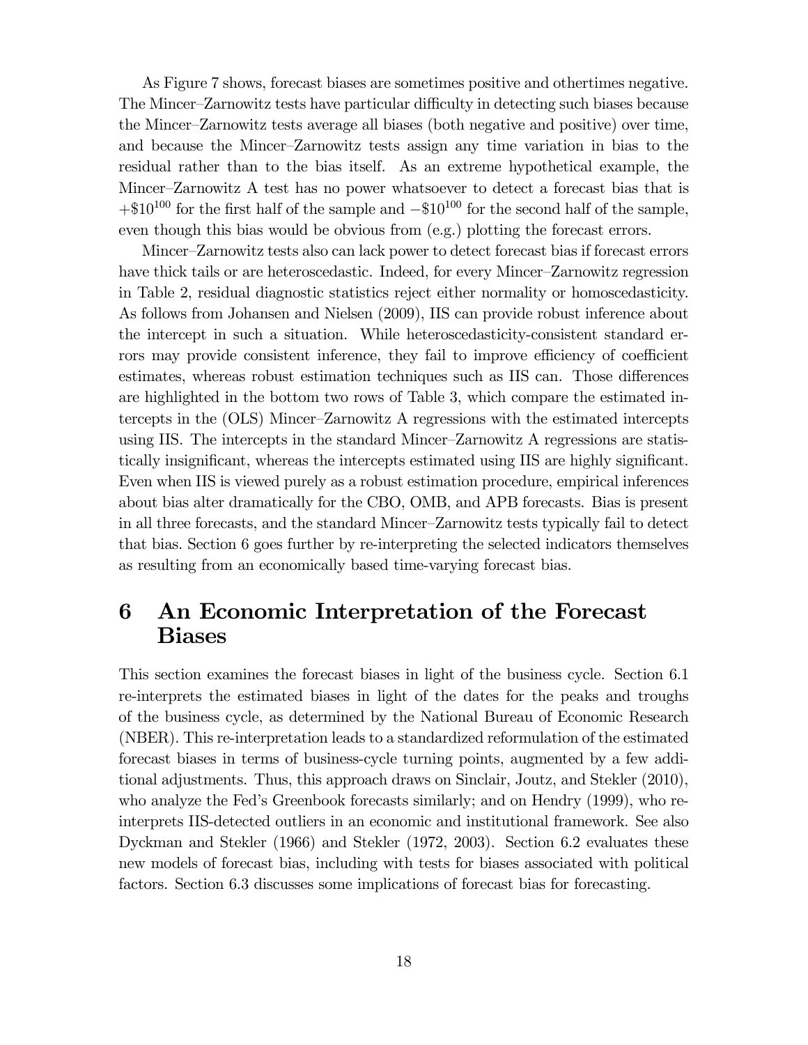As Figure 7 shows, forecast biases are sometimes positive and othertimes negative. The Mincer–Zarnowitz tests have particular difficulty in detecting such biases because the Mincer–Zarnowitz tests average all biases (both negative and positive) over time, and because the Mincer–Zarnowitz tests assign any time variation in bias to the residual rather than to the bias itself. As an extreme hypothetical example, the Mincer–Zarnowitz A test has no power whatsoever to detect a forecast bias that is $+\$10^{100}$ for the first half of the sample and $-\$10^{100}$ for the second half of the sample, even though this bias would be obvious from (e.g.) plotting the forecast errors.

Mincer–Zarnowitz tests also can lack power to detect forecast bias if forecast errors have thick tails or are heteroscedastic. Indeed, for every Mincer–Zarnowitz regression in Table 2, residual diagnostic statistics reject either normality or homoscedasticity. As follows from Johansen and Nielsen (2009), IIS can provide robust inference about the intercept in such a situation. While heteroscedasticity-consistent standard errors may provide consistent inference, they fail to improve efficiency of coefficient estimates, whereas robust estimation techniques such as IIS can. Those differences are highlighted in the bottom two rows of Table 3, which compare the estimated intercepts in the (OLS) Mincer–Zarnowitz A regressions with the estimated intercepts using IIS. The intercepts in the standard Mincer–Zarnowitz A regressions are statistically insignificant, whereas the intercepts estimated using IIS are highly significant. Even when IIS is viewed purely as a robust estimation procedure, empirical inferences about bias alter dramatically for the CBO, OMB, and APB forecasts. Bias is present in all three forecasts, and the standard Mincer–Zarnowitz tests typically fail to detect that bias. Section 6 goes further by re-interpreting the selected indicators themselves as resulting from an economically based time-varying forecast bias.

# 6 An Economic Interpretation of the Forecast Biases

This section examines the forecast biases in light of the business cycle. Section 6.1 re-interprets the estimated biases in light of the dates for the peaks and troughs of the business cycle, as determined by the National Bureau of Economic Research (NBER). This re-interpretation leads to a standardized reformulation of the estimated forecast biases in terms of business-cycle turning points, augmented by a few additional adjustments. Thus, this approach draws on Sinclair, Joutz, and Stekler (2010), who analyze the Fed's Greenbook forecasts similarly; and on Hendry (1999), who re-interprets IIS-detected outliers in an economic and institutional framework. See also Dyckman and Stekler (1966) and Stekler (1972, 2003). Section 6.2 evaluates these new models of forecast bias, including with tests for biases associated with political factors. Section 6.3 discusses some implications of forecast bias for forecasting.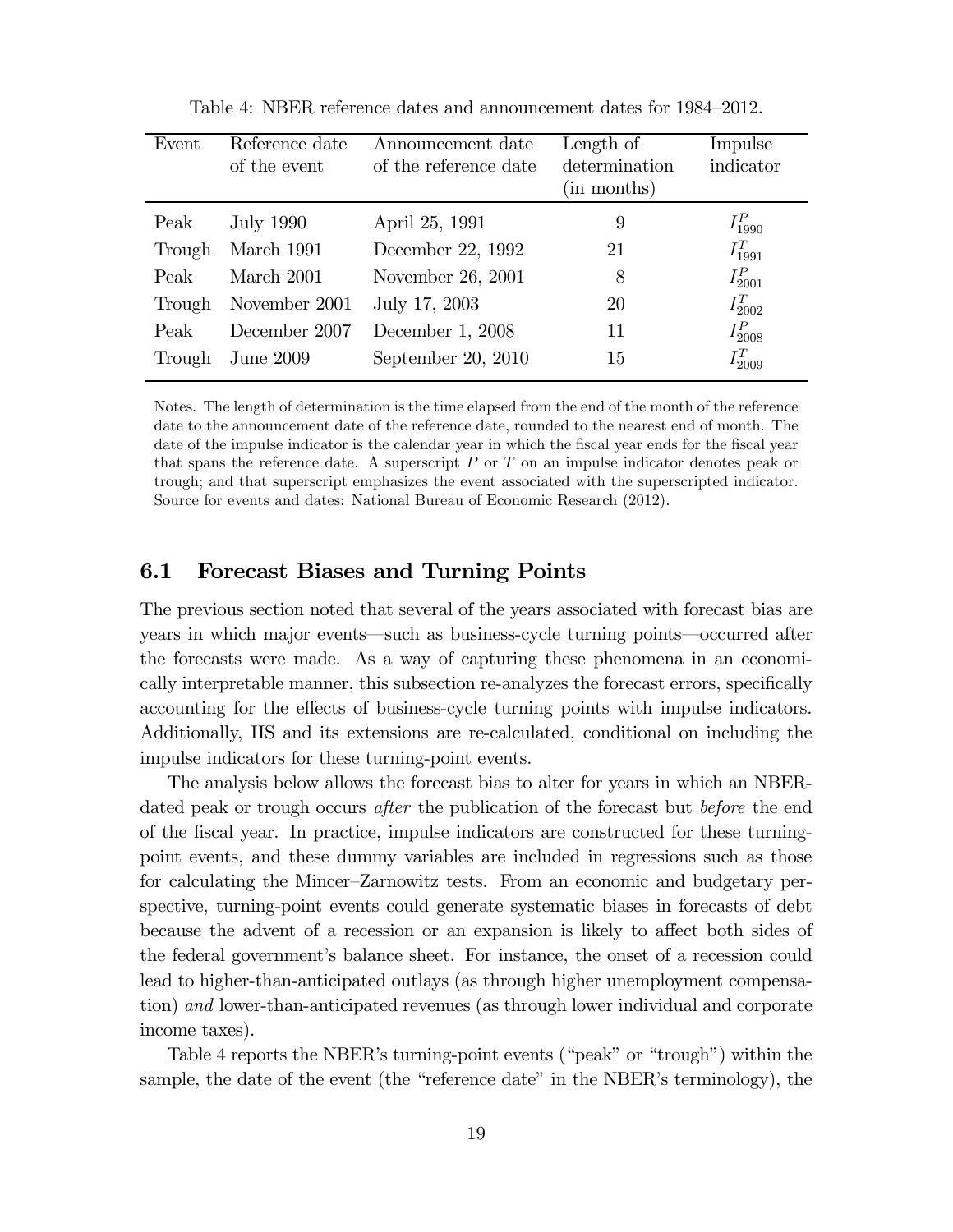Table 4: NBER reference dates and announcement dates for 1984–2012.

| Event | Reference date of the event | Announcement date of the reference date | Length of determination (in months) | Impulse indicator |
|---|---|---|---|---|
| Peak | July 1990 | April 25, 1991 | 9 | $I^P_{1990}$ |
| Trough | March 1991 | December 22, 1992 | 21 | $I^T_{1991}$ |
| Peak | March 2001 | November 26, 2001 | 8 | $I^P_{2001}$ |
| Trough | November 2001 | July 17, 2003 | 20 | $I^T_{2002}$ |
| Peak | December 2007 | December 1, 2008 | 11 | $I^P_{2008}$ |
| Trough | June 2009 | September 20, 2010 | 15 | $I^T_{2009}$ |

Notes. The length of determination is the time elapsed from the end of the month of the reference date to the announcement date of the reference date, rounded to the nearest end of month. The date of the impulse indicator is the calendar year in which the fiscal year ends for the fiscal year that spans the reference date. A superscript $P$ or $T$ on an impulse indicator denotes peak or trough; and that superscript emphasizes the event associated with the superscripted indicator. Source for events and dates: National Bureau of Economic Research (2012).

## 6.1 Forecast Biases and Turning Points

The previous section noted that several of the years associated with forecast bias are years in which major events—such as business-cycle turning points—occurred after the forecasts were made. As a way of capturing these phenomena in an economically interpretable manner, this subsection re-analyzes the forecast errors, specifically accounting for the effects of business-cycle turning points with impulse indicators. Additionally, IIS and its extensions are re-calculated, conditional on including the impulse indicators for these turning-point events.

The analysis below allows the forecast bias to alter for years in which an NBER-dated peak or trough occurs *after* the publication of the forecast but *before* the end of the fiscal year. In practice, impulse indicators are constructed for these turning-point events, and these dummy variables are included in regressions such as those for calculating the Mincer–Zarnowitz tests. From an economic and budgetary perspective, turning-point events could generate systematic biases in forecasts of debt because the advent of a recession or an expansion is likely to affect both sides of the federal government's balance sheet. For instance, the onset of a recession could lead to higher-than-anticipated outlays (as through higher unemployment compensation) *and* lower-than-anticipated revenues (as through lower individual and corporate income taxes).

Table 4 reports the NBER's turning-point events ("peak" or "trough") within the sample, the date of the event (the "reference date" in the NBER's terminology), the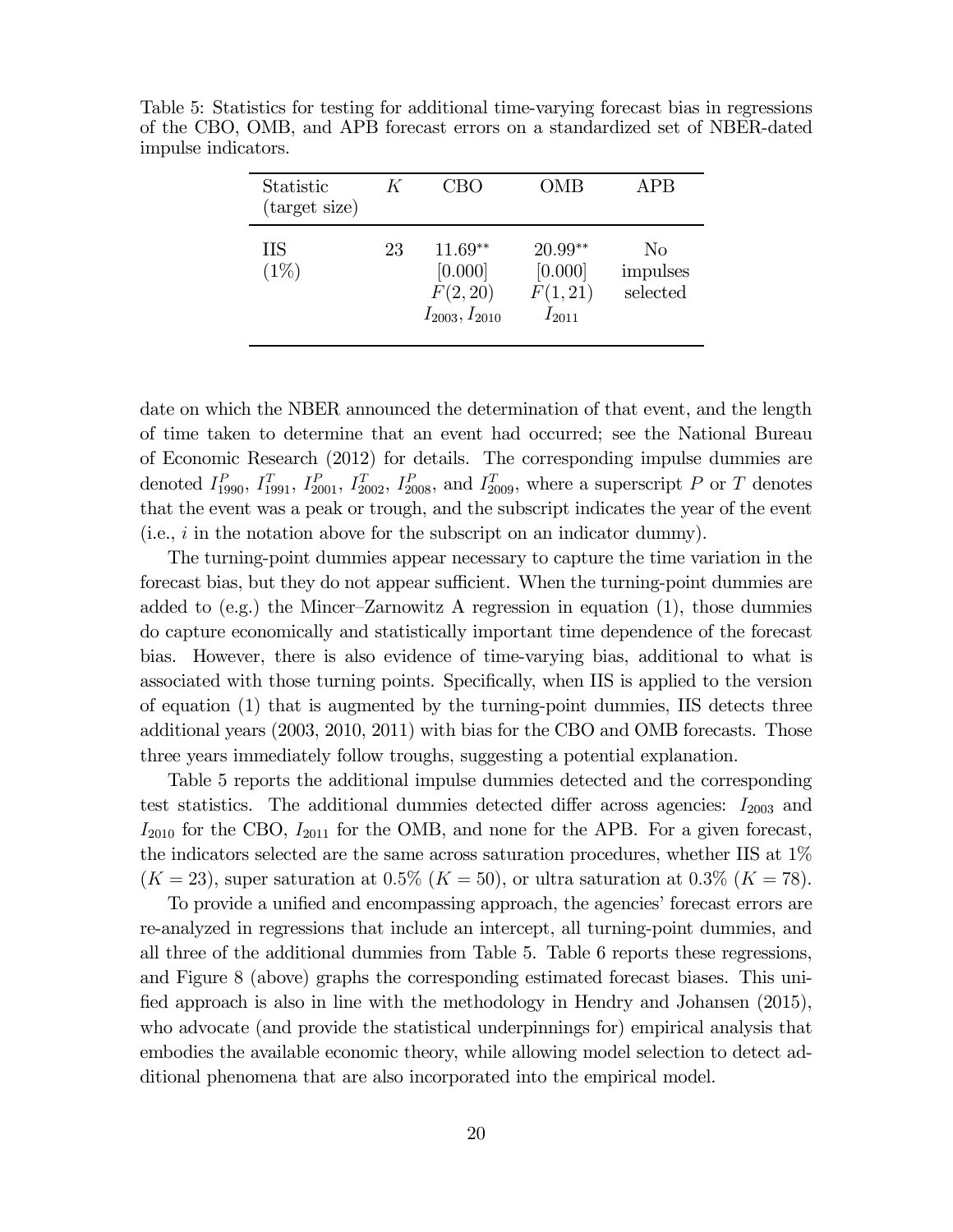Table 5: Statistics for testing for additional time-varying forecast bias in regressions of the CBO, OMB, and APB forecast errors on a standardized set of NBER-dated impulse indicators.

| Statistic (target size) | $K$ | CBO | OMB | APB |
|---|---|---|---|---|
| IIS (1%) | 23 | $11.69^{**}$ [0.000] $F(2,20)$ $I_{2003}, I_{2010}$ | $20.99^{**}$ [0.000] $F(1,21)$ $I_{2011}$ | No impulses selected |

date on which the NBER announced the determination of that event, and the length of time taken to determine that an event had occurred; see the National Bureau of Economic Research (2012) for details. The corresponding impulse dummies are denoted $I^P_{1990}$, $I^T_{1991}$, $I^P_{2001}$, $I^T_{2002}$, $I^P_{2008}$, and $I^T_{2009}$, where a superscript $P$ or $T$ denotes that the event was a peak or trough, and the subscript indicates the year of the event (i.e., $i$ in the notation above for the subscript on an indicator dummy).

The turning-point dummies appear necessary to capture the time variation in the forecast bias, but they do not appear sufficient. When the turning-point dummies are added to (e.g.) the Mincer–Zarnowitz A regression in equation (1), those dummies do capture economically and statistically important time dependence of the forecast bias. However, there is also evidence of time-varying bias, additional to what is associated with those turning points. Specifically, when IIS is applied to the version of equation (1) that is augmented by the turning-point dummies, IIS detects three additional years (2003, 2010, 2011) with bias for the CBO and OMB forecasts. Those three years immediately follow troughs, suggesting a potential explanation.

Table 5 reports the additional impulse dummies detected and the corresponding test statistics. The additional dummies detected differ across agencies: $I_{2003}$ and $I_{2010}$ for the CBO, $I_{2011}$ for the OMB, and none for the APB. For a given forecast, the indicators selected are the same across saturation procedures, whether IIS at 1% ($K = 23$), super saturation at 0.5% ($K = 50$), or ultra saturation at 0.3% ($K = 78$).

To provide a unified and encompassing approach, the agencies' forecast errors are re-analyzed in regressions that include an intercept, all turning-point dummies, and all three of the additional dummies from Table 5. Table 6 reports these regressions, and Figure 8 (above) graphs the corresponding estimated forecast biases. This unified approach is also in line with the methodology in Hendry and Johansen (2015), who advocate (and provide the statistical underpinnings for) empirical analysis that embodies the available economic theory, while allowing model selection to detect additional phenomena that are also incorporated into the empirical model.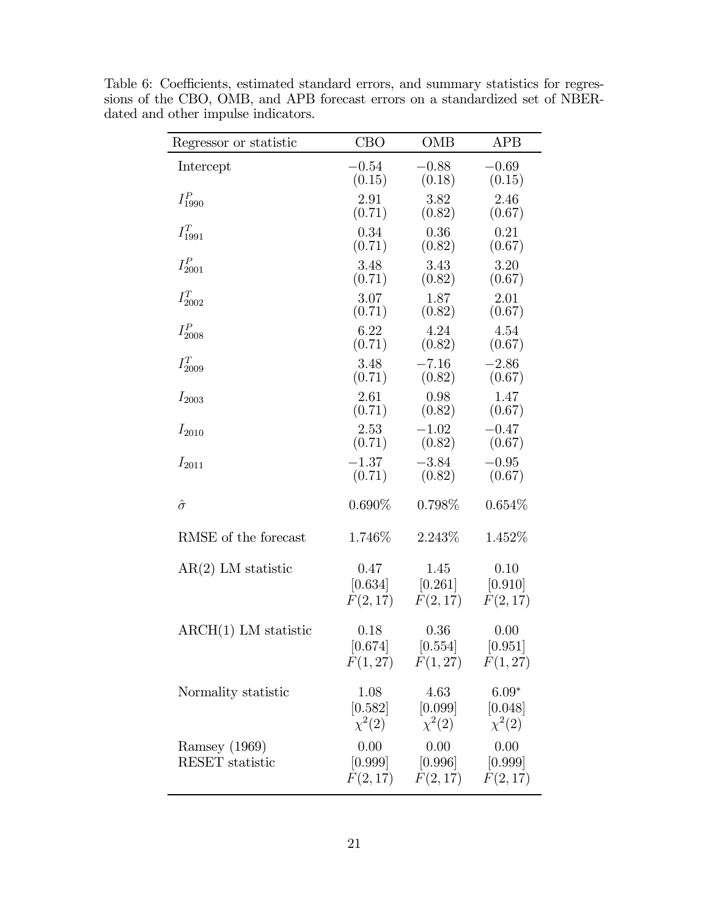Table 6: Coefficients, estimated standard errors, and summary statistics for regressions of the CBO, OMB, and APB forecast errors on a standardized set of NBER-dated and other impulse indicators.

| Regressor or statistic | CBO | OMB | APB |
|---|---|---|---|
| Intercept | $-0.54$ (0.15) | $-0.88$ (0.18) | $-0.69$ (0.15) |
| $I^P_{1990}$ | 2.91 (0.71) | 3.82 (0.82) | 2.46 (0.67) |
| $I^T_{1991}$ | 0.34 (0.71) | 0.36 (0.82) | 0.21 (0.67) |
| $I^P_{2001}$ | 3.48 (0.71) | 3.43 (0.82) | 3.20 (0.67) |
| $I^T_{2002}$ | 3.07 (0.71) | 1.87 (0.82) | 2.01 (0.67) |
| $I^P_{2008}$ | 6.22 (0.71) | 4.24 (0.82) | 4.54 (0.67) |
| $I^T_{2009}$ | 3.48 (0.71) | $-7.16$ (0.82) | $-2.86$ (0.67) |
| $I_{2003}$ | 2.61 (0.71) | 0.98 (0.82) | 1.47 (0.67) |
| $I_{2010}$ | 2.53 (0.71) | $-1.02$ (0.82) | $-0.47$ (0.67) |
| $I_{2011}$ | $-1.37$ (0.71) | $-3.84$ (0.82) | $-0.95$ (0.67) |
| $\hat{\sigma}$ | 0.690% | 0.798% | 0.654% |
| RMSE of the forecast | 1.746% | 2.243% | 1.452% |
| AR(2) LM statistic | 0.47 [0.634] $F(2,17)$ | 1.45 [0.261] $F(2,17)$ | 0.10 [0.910] $F(2,17)$ |
| ARCH(1) LM statistic | 0.18 [0.674] $F(1,27)$ | 0.36 [0.554] $F(1,27)$ | 0.00 [0.951] $F(1,27)$ |
| Normality statistic | 1.08 [0.582] $\chi^2(2)$ | 4.63 [0.099] $\chi^2(2)$ | $6.09^*$ [0.048] $\chi^2(2)$ |
| Ramsey (1969) RESET statistic | 0.00 [0.999] $F(2,17)$ | 0.00 [0.996] $F(2,17)$ | 0.00 [0.999] $F(2,17)$ |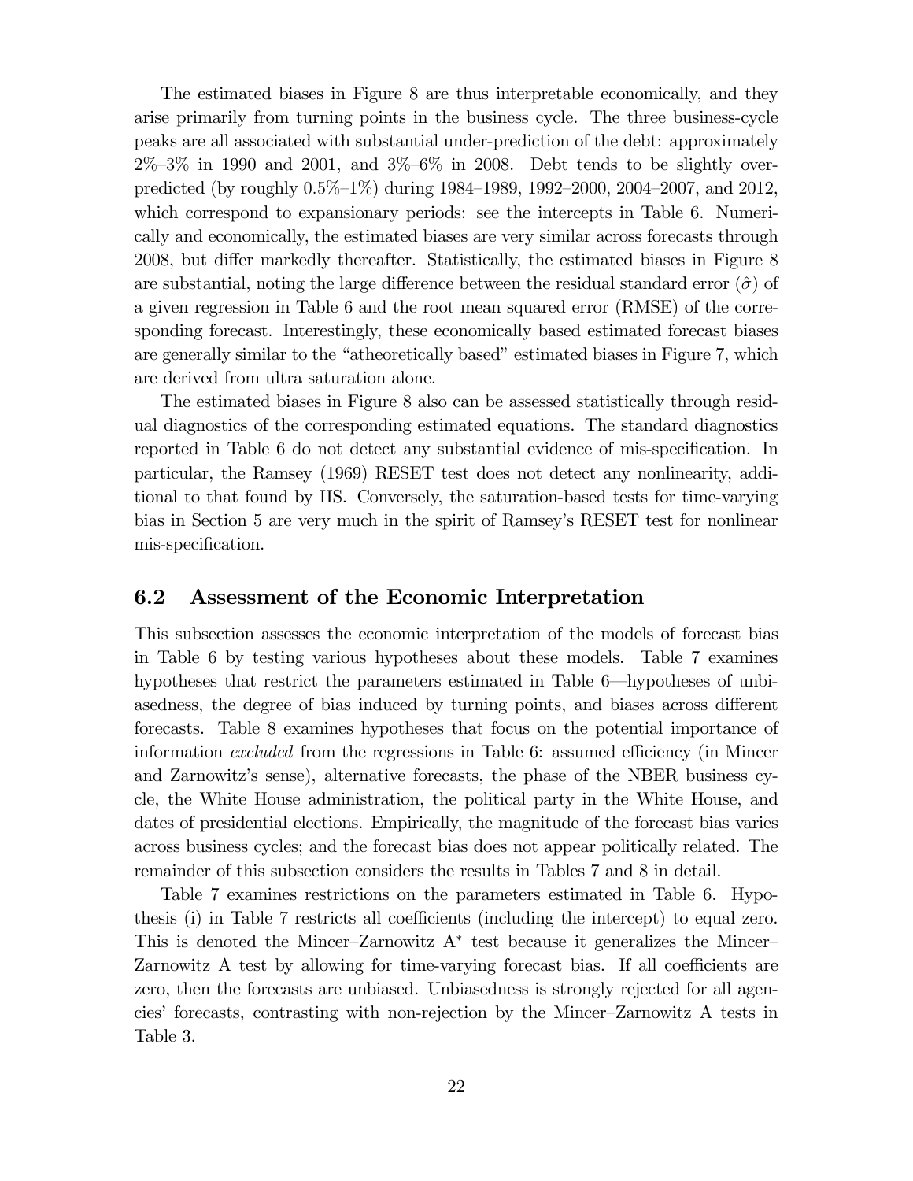The estimated biases in Figure 8 are thus interpretable economically, and they arise primarily from turning points in the business cycle. The three business-cycle peaks are all associated with substantial under-prediction of the debt: approximately 2%–3% in 1990 and 2001, and 3%–6% in 2008. Debt tends to be slightly over-predicted (by roughly 0.5%–1%) during 1984–1989, 1992–2000, 2004–2007, and 2012, which correspond to expansionary periods: see the intercepts in Table 6. Numerically and economically, the estimated biases are very similar across forecasts through 2008, but differ markedly thereafter. Statistically, the estimated biases in Figure 8 are substantial, noting the large difference between the residual standard error ($\hat{\sigma}$) of a given regression in Table 6 and the root mean squared error (RMSE) of the corresponding forecast. Interestingly, these economically based estimated forecast biases are generally similar to the "atheoretically based" estimated biases in Figure 7, which are derived from ultra saturation alone.

The estimated biases in Figure 8 also can be assessed statistically through residual diagnostics of the corresponding estimated equations. The standard diagnostics reported in Table 6 do not detect any substantial evidence of mis-specification. In particular, the Ramsey (1969) RESET test does not detect any nonlinearity, additional to that found by IIS. Conversely, the saturation-based tests for time-varying bias in Section 5 are very much in the spirit of Ramsey's RESET test for nonlinear mis-specification.

## 6.2 Assessment of the Economic Interpretation

This subsection assesses the economic interpretation of the models of forecast bias in Table 6 by testing various hypotheses about these models. Table 7 examines hypotheses that restrict the parameters estimated in Table 6—hypotheses of unbiasedness, the degree of bias induced by turning points, and biases across different forecasts. Table 8 examines hypotheses that focus on the potential importance of information *excluded* from the regressions in Table 6: assumed efficiency (in Mincer and Zarnowitz's sense), alternative forecasts, the phase of the NBER business cycle, the White House administration, the political party in the White House, and dates of presidential elections. Empirically, the magnitude of the forecast bias varies across business cycles; and the forecast bias does not appear politically related. The remainder of this subsection considers the results in Tables 7 and 8 in detail.

Table 7 examines restrictions on the parameters estimated in Table 6. Hypothesis (i) in Table 7 restricts all coefficients (including the intercept) to equal zero. This is denoted the Mincer–Zarnowitz $A^*$ test because it generalizes the Mincer–Zarnowitz A test by allowing for time-varying forecast bias. If all coefficients are zero, then the forecasts are unbiased. Unbiasedness is strongly rejected for all agencies' forecasts, contrasting with non-rejection by the Mincer–Zarnowitz A tests in Table 3.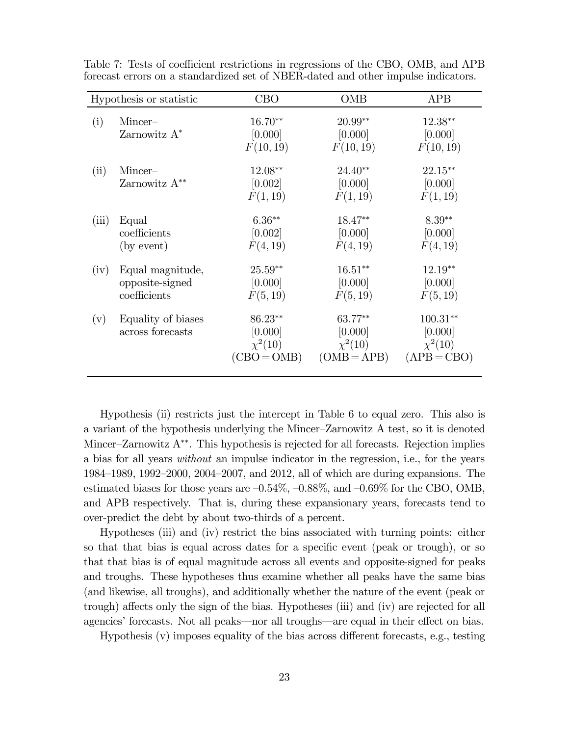Table 7: Tests of coefficient restrictions in regressions of the CBO, OMB, and APB forecast errors on a standardized set of NBER-dated and other impulse indicators.

| | Hypothesis or statistic | CBO | OMB | APB |
|---|---|---|---|---|
| (i) | Mincer–Zarnowitz A* | 16.70** [0.000] $F(10,19)$ | 20.99** [0.000] $F(10,19)$ | 12.38** [0.000] $F(10,19)$ |
| (ii) | Mincer–Zarnowitz A** | 12.08** [0.002] $F(1,19)$ | 24.40** [0.000] $F(1,19)$ | 22.15** [0.000] $F(1,19)$ |
| (iii) | Equal coefficients (by event) | 6.36** [0.002] $F(4,19)$ | 18.47** [0.000] $F(4,19)$ | 8.39** [0.000] $F(4,19)$ |
| (iv) | Equal magnitude, opposite-signed coefficients | 25.59** [0.000] $F(5,19)$ | 16.51** [0.000] $F(5,19)$ | 12.19** [0.000] $F(5,19)$ |
| (v) | Equality of biases across forecasts | 86.23** [0.000] $\chi^2(10)$ (CBO = OMB) | 63.77** [0.000] $\chi^2(10)$ (OMB = APB) | 100.31** [0.000] $\chi^2(10)$ (APB = CBO) |

Hypothesis (ii) restricts just the intercept in Table 6 to equal zero. This also is a variant of the hypothesis underlying the Mincer–Zarnowitz A test, so it is denoted Mincer–Zarnowitz A**. This hypothesis is rejected for all forecasts. Rejection implies a bias for all years *without* an impulse indicator in the regression, i.e., for the years 1984–1989, 1992–2000, 2004–2007, and 2012, all of which are during expansions. The estimated biases for those years are –0.54%, –0.88%, and –0.69% for the CBO, OMB, and APB respectively. That is, during these expansionary years, forecasts tend to over-predict the debt by about two-thirds of a percent.

Hypotheses (iii) and (iv) restrict the bias associated with turning points: either so that that bias is equal across dates for a specific event (peak or trough), or so that that bias is of equal magnitude across all events and opposite-signed for peaks and troughs. These hypotheses thus examine whether all peaks have the same bias (and likewise, all troughs), and additionally whether the nature of the event (peak or trough) affects only the sign of the bias. Hypotheses (iii) and (iv) are rejected for all agencies' forecasts. Not all peaks—nor all troughs—are equal in their effect on bias.

Hypothesis (v) imposes equality of the bias across different forecasts, e.g., testing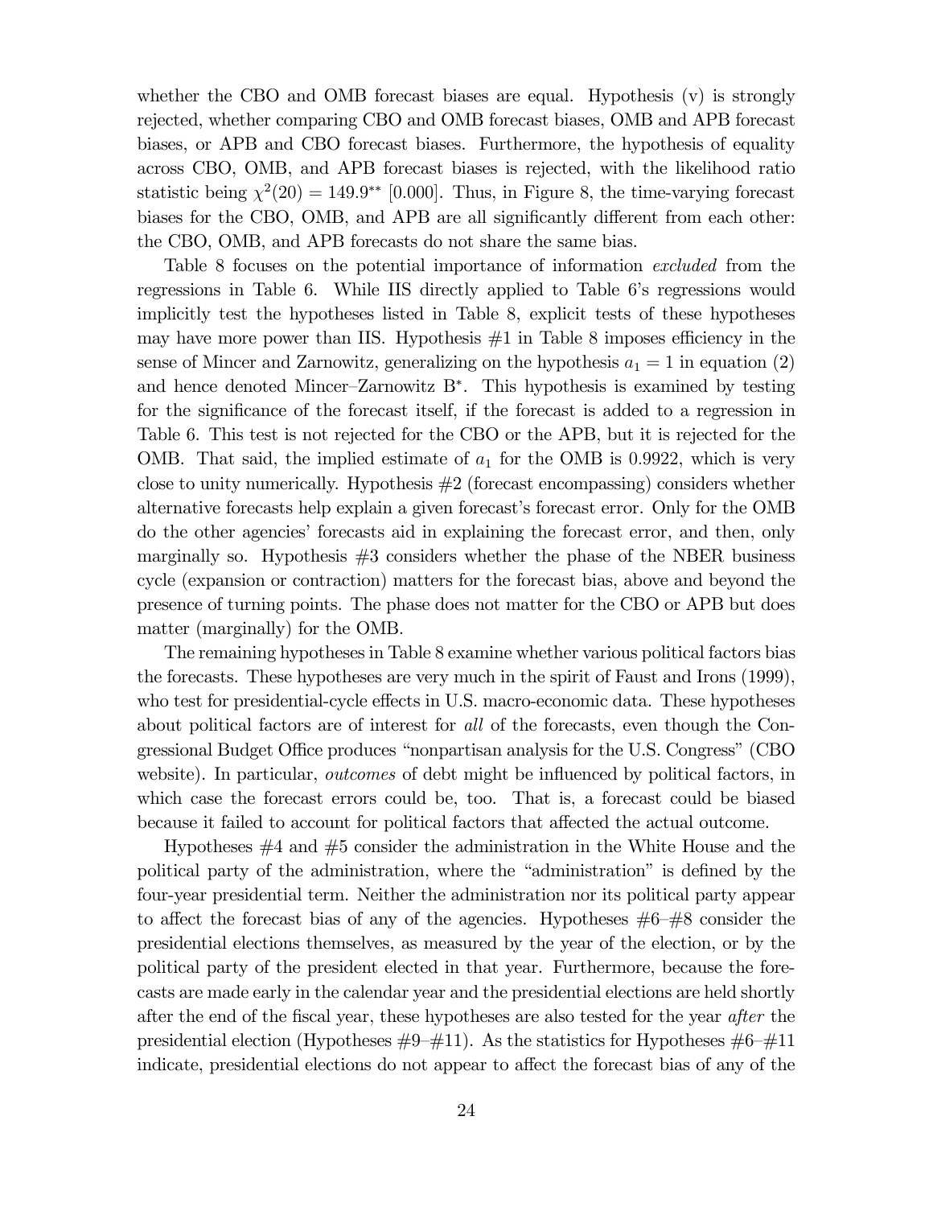whether the CBO and OMB forecast biases are equal. Hypothesis (v) is strongly rejected, whether comparing CBO and OMB forecast biases, OMB and APB forecast biases, or APB and CBO forecast biases. Furthermore, the hypothesis of equality across CBO, OMB, and APB forecast biases is rejected, with the likelihood ratio statistic being $\chi^2(20) = 149.9^{**}$ [0.000]. Thus, in Figure 8, the time-varying forecast biases for the CBO, OMB, and APB are all significantly different from each other: the CBO, OMB, and APB forecasts do not share the same bias.

Table 8 focuses on the potential importance of information *excluded* from the regressions in Table 6. While IIS directly applied to Table 6's regressions would implicitly test the hypotheses listed in Table 8, explicit tests of these hypotheses may have more power than IIS. Hypothesis #1 in Table 8 imposes efficiency in the sense of Mincer and Zarnowitz, generalizing on the hypothesis $a_1 = 1$ in equation (2) and hence denoted Mincer–Zarnowitz $\text{B}^*$. This hypothesis is examined by testing for the significance of the forecast itself, if the forecast is added to a regression in Table 6. This test is not rejected for the CBO or the APB, but it is rejected for the OMB. That said, the implied estimate of $a_1$ for the OMB is 0.9922, which is very close to unity numerically. Hypothesis #2 (forecast encompassing) considers whether alternative forecasts help explain a given forecast's forecast error. Only for the OMB do the other agencies' forecasts aid in explaining the forecast error, and then, only marginally so. Hypothesis #3 considers whether the phase of the NBER business cycle (expansion or contraction) matters for the forecast bias, above and beyond the presence of turning points. The phase does not matter for the CBO or APB but does matter (marginally) for the OMB.

The remaining hypotheses in Table 8 examine whether various political factors bias the forecasts. These hypotheses are very much in the spirit of Faust and Irons (1999), who test for presidential-cycle effects in U.S. macro-economic data. These hypotheses about political factors are of interest for *all* of the forecasts, even though the Congressional Budget Office produces "nonpartisan analysis for the U.S. Congress" (CBO website). In particular, *outcomes* of debt might be influenced by political factors, in which case the forecast errors could be, too. That is, a forecast could be biased because it failed to account for political factors that affected the actual outcome.

Hypotheses #4 and #5 consider the administration in the White House and the political party of the administration, where the "administration" is defined by the four-year presidential term. Neither the administration nor its political party appear to affect the forecast bias of any of the agencies. Hypotheses #6–#8 consider the presidential elections themselves, as measured by the year of the election, or by the political party of the president elected in that year. Furthermore, because the forecasts are made early in the calendar year and the presidential elections are held shortly after the end of the fiscal year, these hypotheses are also tested for the year *after* the presidential election (Hypotheses #9–#11). As the statistics for Hypotheses #6–#11 indicate, presidential elections do not appear to affect the forecast bias of any of the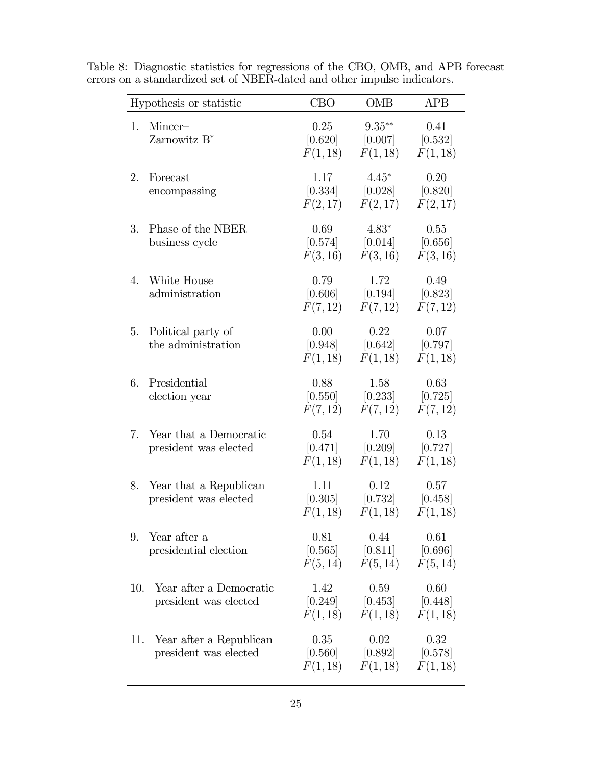Table 8: Diagnostic statistics for regressions of the CBO, OMB, and APB forecast errors on a standardized set of NBER-dated and other impulse indicators.

| Hypothesis or statistic | CBO | OMB | APB |
|---|---|---|---|
| 1. Mincer–Zarnowitz B* | 0.25<br>[0.620]<br>$F(1,18)$ | 9.35**<br>[0.007]<br>$F(1,18)$ | 0.41<br>[0.532]<br>$F(1,18)$ |
| 2. Forecast encompassing | 1.17<br>[0.334]<br>$F(2,17)$ | 4.45*<br>[0.028]<br>$F(2,17)$ | 0.20<br>[0.820]<br>$F(2,17)$ |
| 3. Phase of the NBER business cycle | 0.69<br>[0.574]<br>$F(3,16)$ | 4.83*<br>[0.014]<br>$F(3,16)$ | 0.55<br>[0.656]<br>$F(3,16)$ |
| 4. White House administration | 0.79<br>[0.606]<br>$F(7,12)$ | 1.72<br>[0.194]<br>$F(7,12)$ | 0.49<br>[0.823]<br>$F(7,12)$ |
| 5. Political party of the administration | 0.00<br>[0.948]<br>$F(1,18)$ | 0.22<br>[0.642]<br>$F(1,18)$ | 0.07<br>[0.797]<br>$F(1,18)$ |
| 6. Presidential election year | 0.88<br>[0.550]<br>$F(7,12)$ | 1.58<br>[0.233]<br>$F(7,12)$ | 0.63<br>[0.725]<br>$F(7,12)$ |
| 7. Year that a Democratic president was elected | 0.54<br>[0.471]<br>$F(1,18)$ | 1.70<br>[0.209]<br>$F(1,18)$ | 0.13<br>[0.727]<br>$F(1,18)$ |
| 8. Year that a Republican president was elected | 1.11<br>[0.305]<br>$F(1,18)$ | 0.12<br>[0.732]<br>$F(1,18)$ | 0.57<br>[0.458]<br>$F(1,18)$ |
| 9. Year after a presidential election | 0.81<br>[0.565]<br>$F(5,14)$ | 0.44<br>[0.811]<br>$F(5,14)$ | 0.61<br>[0.696]<br>$F(5,14)$ |
| 10. Year after a Democratic president was elected | 1.42<br>[0.249]<br>$F(1,18)$ | 0.59<br>[0.453]<br>$F(1,18)$ | 0.60<br>[0.448]<br>$F(1,18)$ |
| 11. Year after a Republican president was elected | 0.35<br>[0.560]<br>$F(1,18)$ | 0.02<br>[0.892]<br>$F(1,18)$ | 0.32<br>[0.578]<br>$F(1,18)$ |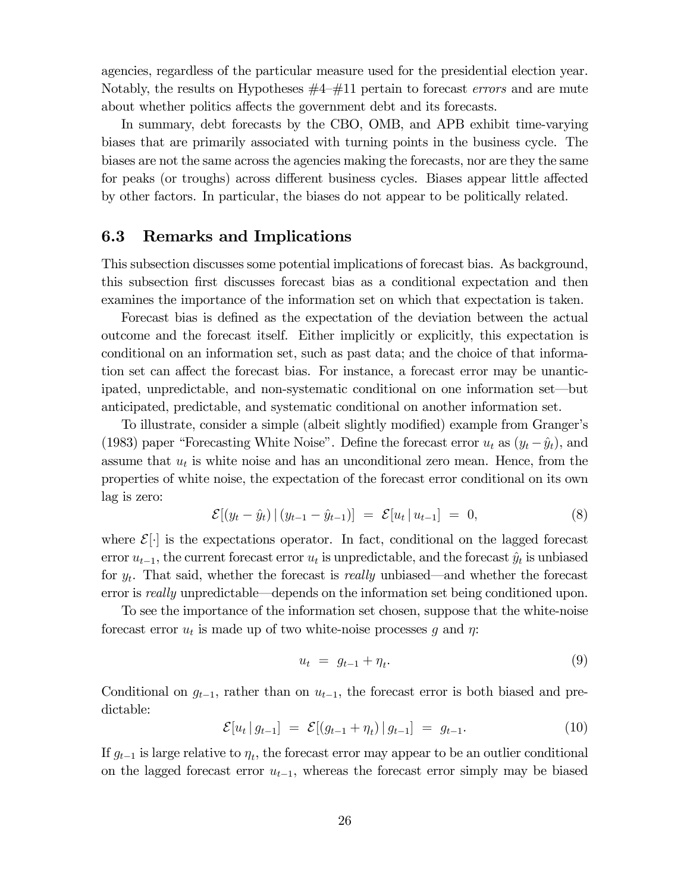agencies, regardless of the particular measure used for the presidential election year. Notably, the results on Hypotheses #4–#11 pertain to forecast *errors* and are mute about whether politics affects the government debt and its forecasts.

In summary, debt forecasts by the CBO, OMB, and APB exhibit time-varying biases that are primarily associated with turning points in the business cycle. The biases are not the same across the agencies making the forecasts, nor are they the same for peaks (or troughs) across different business cycles. Biases appear little affected by other factors. In particular, the biases do not appear to be politically related.

### 6.3 Remarks and Implications

This subsection discusses some potential implications of forecast bias. As background, this subsection first discusses forecast bias as a conditional expectation and then examines the importance of the information set on which that expectation is taken.

Forecast bias is defined as the expectation of the deviation between the actual outcome and the forecast itself. Either implicitly or explicitly, this expectation is conditional on an information set, such as past data; and the choice of that information set can affect the forecast bias. For instance, a forecast error may be unanticipated, unpredictable, and non-systematic conditional on one information set—but anticipated, predictable, and systematic conditional on another information set.

To illustrate, consider a simple (albeit slightly modified) example from Granger's (1983) paper "Forecasting White Noise". Define the forecast error $u_t$ as $(y_t - \hat{y}_t)$, and assume that $u_t$ is white noise and has an unconditional zero mean. Hence, from the properties of white noise, the expectation of the forecast error conditional on its own lag is zero:

$$\mathcal{E}[(y_t - \hat{y}_t) \,|\, (y_{t-1} - \hat{y}_{t-1})] \;=\; \mathcal{E}[u_t \,|\, u_{t-1}] \;=\; 0, \tag{8}$$

where $\mathcal{E}[\cdot]$ is the expectations operator. In fact, conditional on the lagged forecast error $u_{t-1}$, the current forecast error $u_t$ is unpredictable, and the forecast $\hat{y}_t$ is unbiased for $y_t$. That said, whether the forecast is *really* unbiased—and whether the forecast error is *really* unpredictable—depends on the information set being conditioned upon.

To see the importance of the information set chosen, suppose that the white-noise forecast error $u_t$ is made up of two white-noise processes $g$ and $\eta$:

$$u_t \;=\; g_{t-1} + \eta_t. \tag{9}$$

Conditional on $g_{t-1}$, rather than on $u_{t-1}$, the forecast error is both biased and predictable:

$$\mathcal{E}[u_t \,|\, g_{t-1}] \;=\; \mathcal{E}[(g_{t-1} + \eta_t) \,|\, g_{t-1}] \;=\; g_{t-1}. \tag{10}$$

If $g_{t-1}$ is large relative to $\eta_t$, the forecast error may appear to be an outlier conditional on the lagged forecast error $u_{t-1}$, whereas the forecast error simply may be biased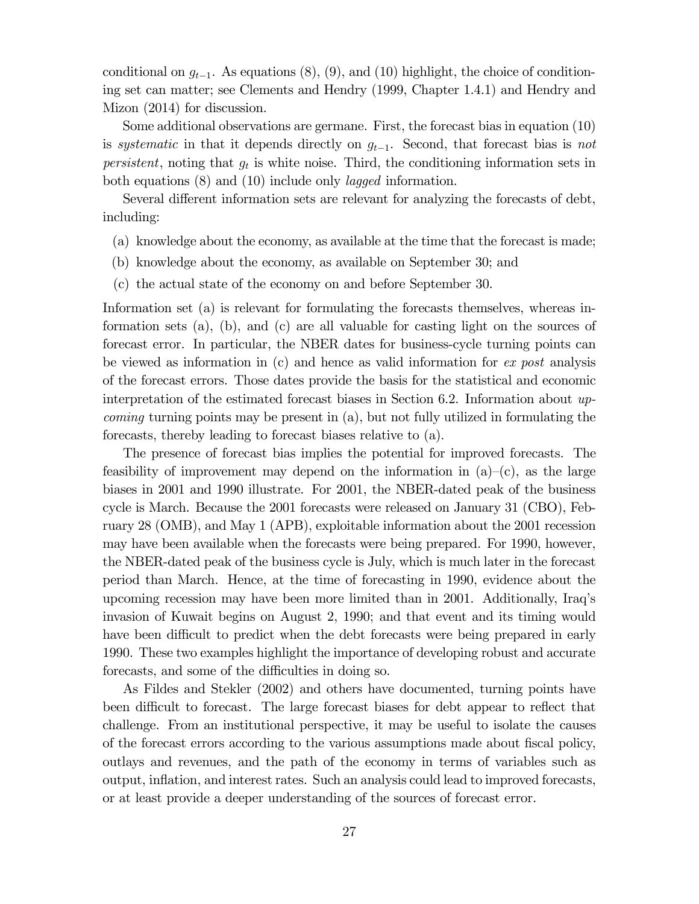conditional on $g_{t-1}$. As equations (8), (9), and (10) highlight, the choice of conditioning set can matter; see Clements and Hendry (1999, Chapter 1.4.1) and Hendry and Mizon (2014) for discussion.

Some additional observations are germane. First, the forecast bias in equation (10) is *systematic* in that it depends directly on $g_{t-1}$. Second, that forecast bias is *not persistent*, noting that $g_t$ is white noise. Third, the conditioning information sets in both equations (8) and (10) include only *lagged* information.

Several different information sets are relevant for analyzing the forecasts of debt, including:

(a) knowledge about the economy, as available at the time that the forecast is made;

(b) knowledge about the economy, as available on September 30; and

(c) the actual state of the economy on and before September 30.

Information set (a) is relevant for formulating the forecasts themselves, whereas information sets (a), (b), and (c) are all valuable for casting light on the sources of forecast error. In particular, the NBER dates for business-cycle turning points can be viewed as information in (c) and hence as valid information for *ex post* analysis of the forecast errors. Those dates provide the basis for the statistical and economic interpretation of the estimated forecast biases in Section 6.2. Information about *upcoming* turning points may be present in (a), but not fully utilized in formulating the forecasts, thereby leading to forecast biases relative to (a).

The presence of forecast bias implies the potential for improved forecasts. The feasibility of improvement may depend on the information in (a)–(c), as the large biases in 2001 and 1990 illustrate. For 2001, the NBER-dated peak of the business cycle is March. Because the 2001 forecasts were released on January 31 (CBO), February 28 (OMB), and May 1 (APB), exploitable information about the 2001 recession may have been available when the forecasts were being prepared. For 1990, however, the NBER-dated peak of the business cycle is July, which is much later in the forecast period than March. Hence, at the time of forecasting in 1990, evidence about the upcoming recession may have been more limited than in 2001. Additionally, Iraq's invasion of Kuwait begins on August 2, 1990; and that event and its timing would have been difficult to predict when the debt forecasts were being prepared in early 1990. These two examples highlight the importance of developing robust and accurate forecasts, and some of the difficulties in doing so.

As Fildes and Stekler (2002) and others have documented, turning points have been difficult to forecast. The large forecast biases for debt appear to reflect that challenge. From an institutional perspective, it may be useful to isolate the causes of the forecast errors according to the various assumptions made about fiscal policy, outlays and revenues, and the path of the economy in terms of variables such as output, inflation, and interest rates. Such an analysis could lead to improved forecasts, or at least provide a deeper understanding of the sources of forecast error.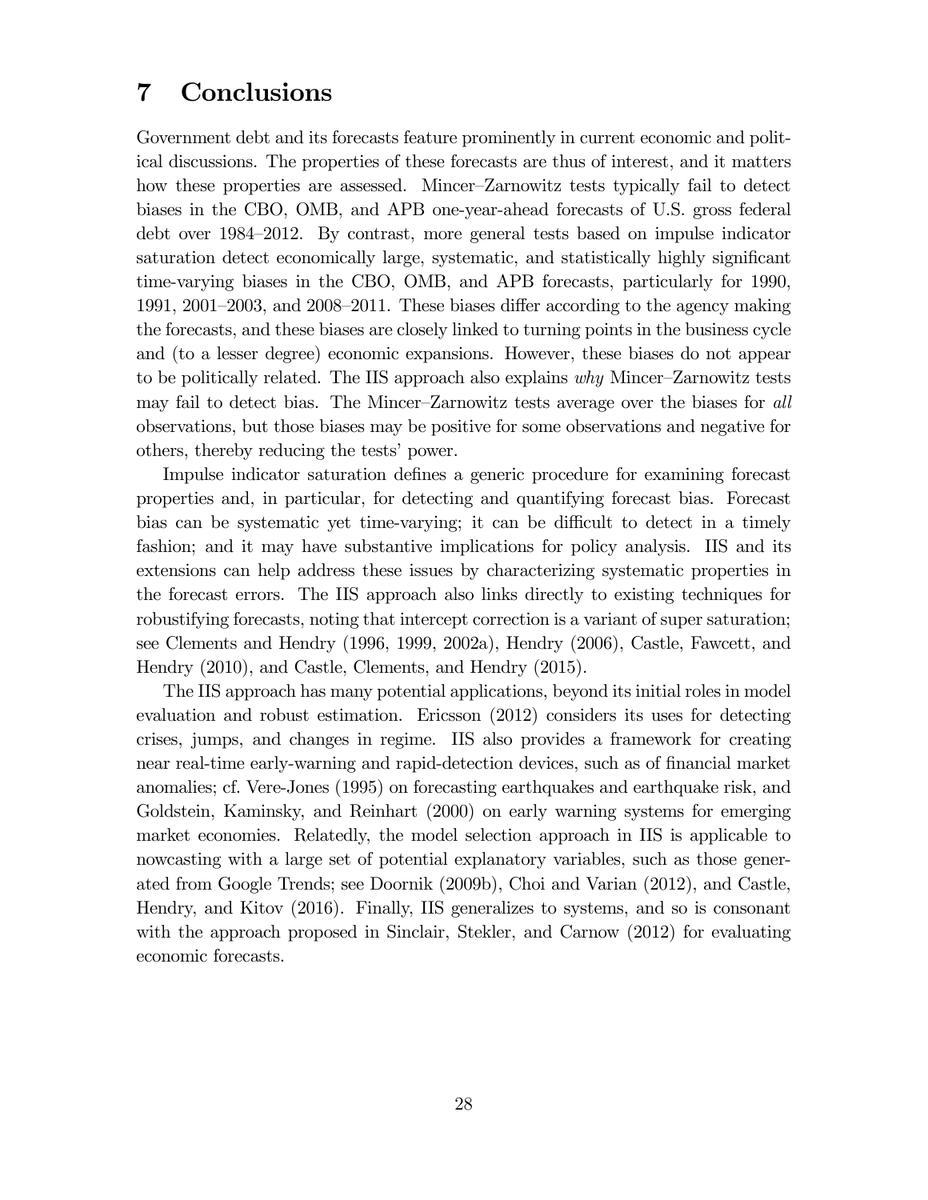# 7 Conclusions

Government debt and its forecasts feature prominently in current economic and political discussions. The properties of these forecasts are thus of interest, and it matters how these properties are assessed. Mincer–Zarnowitz tests typically fail to detect biases in the CBO, OMB, and APB one-year-ahead forecasts of U.S. gross federal debt over 1984–2012. By contrast, more general tests based on impulse indicator saturation detect economically large, systematic, and statistically highly significant time-varying biases in the CBO, OMB, and APB forecasts, particularly for 1990, 1991, 2001–2003, and 2008–2011. These biases differ according to the agency making the forecasts, and these biases are closely linked to turning points in the business cycle and (to a lesser degree) economic expansions. However, these biases do not appear to be politically related. The IIS approach also explains *why* Mincer–Zarnowitz tests may fail to detect bias. The Mincer–Zarnowitz tests average over the biases for *all* observations, but those biases may be positive for some observations and negative for others, thereby reducing the tests' power.

Impulse indicator saturation defines a generic procedure for examining forecast properties and, in particular, for detecting and quantifying forecast bias. Forecast bias can be systematic yet time-varying; it can be difficult to detect in a timely fashion; and it may have substantive implications for policy analysis. IIS and its extensions can help address these issues by characterizing systematic properties in the forecast errors. The IIS approach also links directly to existing techniques for robustifying forecasts, noting that intercept correction is a variant of super saturation; see Clements and Hendry (1996, 1999, 2002a), Hendry (2006), Castle, Fawcett, and Hendry (2010), and Castle, Clements, and Hendry (2015).

The IIS approach has many potential applications, beyond its initial roles in model evaluation and robust estimation. Ericsson (2012) considers its uses for detecting crises, jumps, and changes in regime. IIS also provides a framework for creating near real-time early-warning and rapid-detection devices, such as of financial market anomalies; cf. Vere-Jones (1995) on forecasting earthquakes and earthquake risk, and Goldstein, Kaminsky, and Reinhart (2000) on early warning systems for emerging market economies. Relatedly, the model selection approach in IIS is applicable to nowcasting with a large set of potential explanatory variables, such as those generated from Google Trends; see Doornik (2009b), Choi and Varian (2012), and Castle, Hendry, and Kitov (2016). Finally, IIS generalizes to systems, and so is consonant with the approach proposed in Sinclair, Stekler, and Carnow (2012) for evaluating economic forecasts.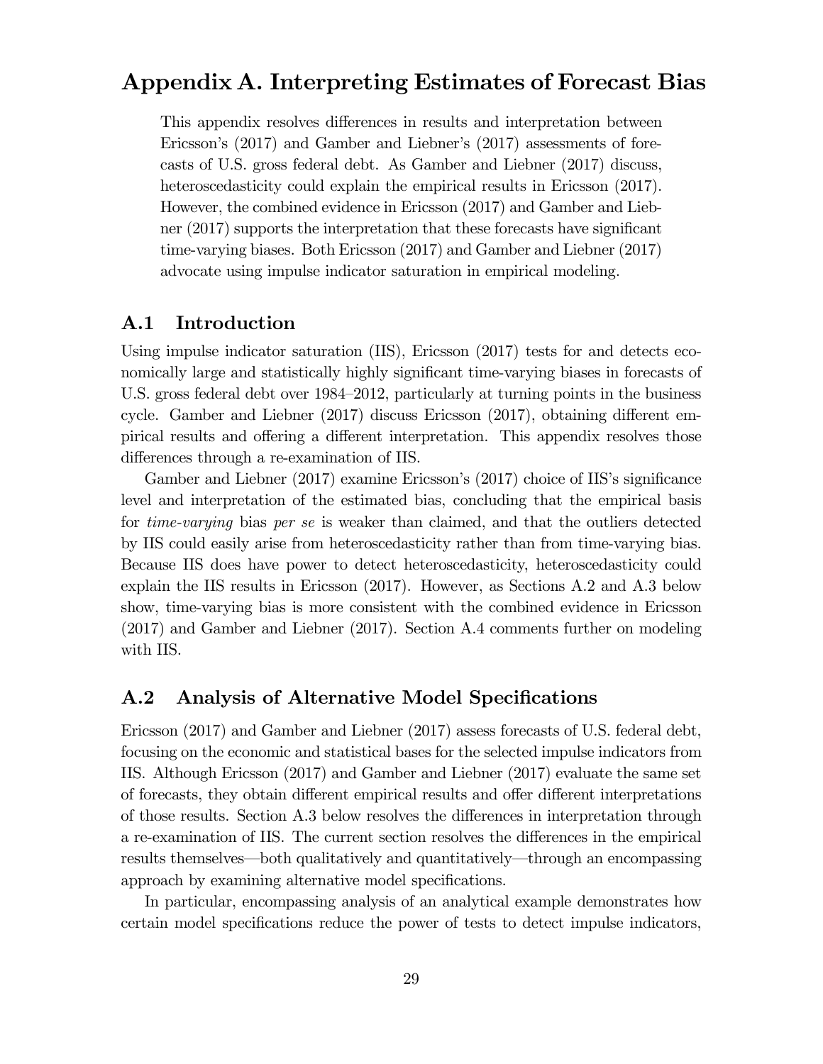# Appendix A. Interpreting Estimates of Forecast Bias

This appendix resolves differences in results and interpretation between Ericsson's (2017) and Gamber and Liebner's (2017) assessments of forecasts of U.S. gross federal debt. As Gamber and Liebner (2017) discuss, heteroscedasticity could explain the empirical results in Ericsson (2017). However, the combined evidence in Ericsson (2017) and Gamber and Liebner (2017) supports the interpretation that these forecasts have significant time-varying biases. Both Ericsson (2017) and Gamber and Liebner (2017) advocate using impulse indicator saturation in empirical modeling.

## A.1 Introduction

Using impulse indicator saturation (IIS), Ericsson (2017) tests for and detects economically large and statistically highly significant time-varying biases in forecasts of U.S. gross federal debt over 1984–2012, particularly at turning points in the business cycle. Gamber and Liebner (2017) discuss Ericsson (2017), obtaining different empirical results and offering a different interpretation. This appendix resolves those differences through a re-examination of IIS.

Gamber and Liebner (2017) examine Ericsson's (2017) choice of IIS's significance level and interpretation of the estimated bias, concluding that the empirical basis for *time-varying* bias *per se* is weaker than claimed, and that the outliers detected by IIS could easily arise from heteroscedasticity rather than from time-varying bias. Because IIS does have power to detect heteroscedasticity, heteroscedasticity could explain the IIS results in Ericsson (2017). However, as Sections A.2 and A.3 below show, time-varying bias is more consistent with the combined evidence in Ericsson (2017) and Gamber and Liebner (2017). Section A.4 comments further on modeling with IIS.

## A.2 Analysis of Alternative Model Specifications

Ericsson (2017) and Gamber and Liebner (2017) assess forecasts of U.S. federal debt, focusing on the economic and statistical bases for the selected impulse indicators from IIS. Although Ericsson (2017) and Gamber and Liebner (2017) evaluate the same set of forecasts, they obtain different empirical results and offer different interpretations of those results. Section A.3 below resolves the differences in interpretation through a re-examination of IIS. The current section resolves the differences in the empirical results themselves—both qualitatively and quantitatively—through an encompassing approach by examining alternative model specifications.

In particular, encompassing analysis of an analytical example demonstrates how certain model specifications reduce the power of tests to detect impulse indicators,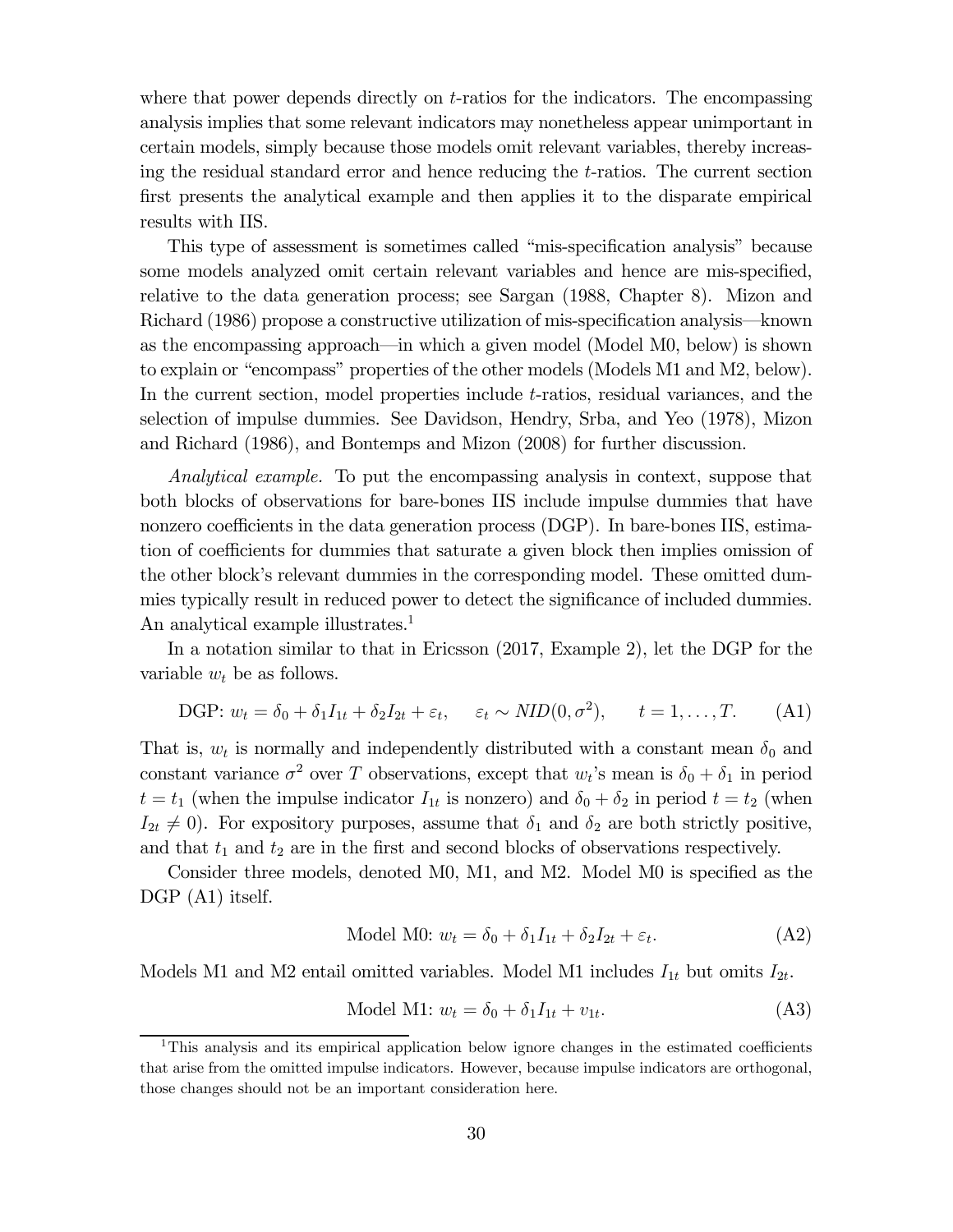where that power depends directly on $t$-ratios for the indicators. The encompassing analysis implies that some relevant indicators may nonetheless appear unimportant in certain models, simply because those models omit relevant variables, thereby increasing the residual standard error and hence reducing the $t$-ratios. The current section first presents the analytical example and then applies it to the disparate empirical results with IIS.

This type of assessment is sometimes called "mis-specification analysis" because some models analyzed omit certain relevant variables and hence are mis-specified, relative to the data generation process; see Sargan (1988, Chapter 8). Mizon and Richard (1986) propose a constructive utilization of mis-specification analysis—known as the encompassing approach—in which a given model (Model M0, below) is shown to explain or "encompass" properties of the other models (Models M1 and M2, below). In the current section, model properties include $t$-ratios, residual variances, and the selection of impulse dummies. See Davidson, Hendry, Srba, and Yeo (1978), Mizon and Richard (1986), and Bontemps and Mizon (2008) for further discussion.

*Analytical example.* To put the encompassing analysis in context, suppose that both blocks of observations for bare-bones IIS include impulse dummies that have nonzero coefficients in the data generation process (DGP). In bare-bones IIS, estimation of coefficients for dummies that saturate a given block then implies omission of the other block's relevant dummies in the corresponding model. These omitted dummies typically result in reduced power to detect the significance of included dummies. An analytical example illustrates.[1]

In a notation similar to that in Ericsson (2017, Example 2), let the DGP for the variable $w_t$ be as follows.

$$\text{DGP: } w_t = \delta_0 + \delta_1 I_{1t} + \delta_2 I_{2t} + \varepsilon_t, \quad \varepsilon_t \sim NID(0, \sigma^2), \quad t = 1, \ldots, T. \tag{A1}$$

That is, $w_t$ is normally and independently distributed with a constant mean $\delta_0$ and constant variance $\sigma^2$ over $T$ observations, except that $w_t$'s mean is $\delta_0 + \delta_1$ in period $t = t_1$ (when the impulse indicator $I_{1t}$ is nonzero) and $\delta_0 + \delta_2$ in period $t = t_2$ (when $I_{2t} \neq 0$). For expository purposes, assume that $\delta_1$ and $\delta_2$ are both strictly positive, and that $t_1$ and $t_2$ are in the first and second blocks of observations respectively.

Consider three models, denoted M0, M1, and M2. Model M0 is specified as the DGP (A1) itself.

$$\text{Model M0: } w_t = \delta_0 + \delta_1 I_{1t} + \delta_2 I_{2t} + \varepsilon_t. \tag{A2}$$

Models M1 and M2 entail omitted variables. Model M1 includes $I_{1t}$ but omits $I_{2t}$.

$$\text{Model M1: } w_t = \delta_0 + \delta_1 I_{1t} + v_{1t}. \tag{A3}$$

[1] This analysis and its empirical application below ignore changes in the estimated coefficients that arise from the omitted impulse indicators. However, because impulse indicators are orthogonal, those changes should not be an important consideration here.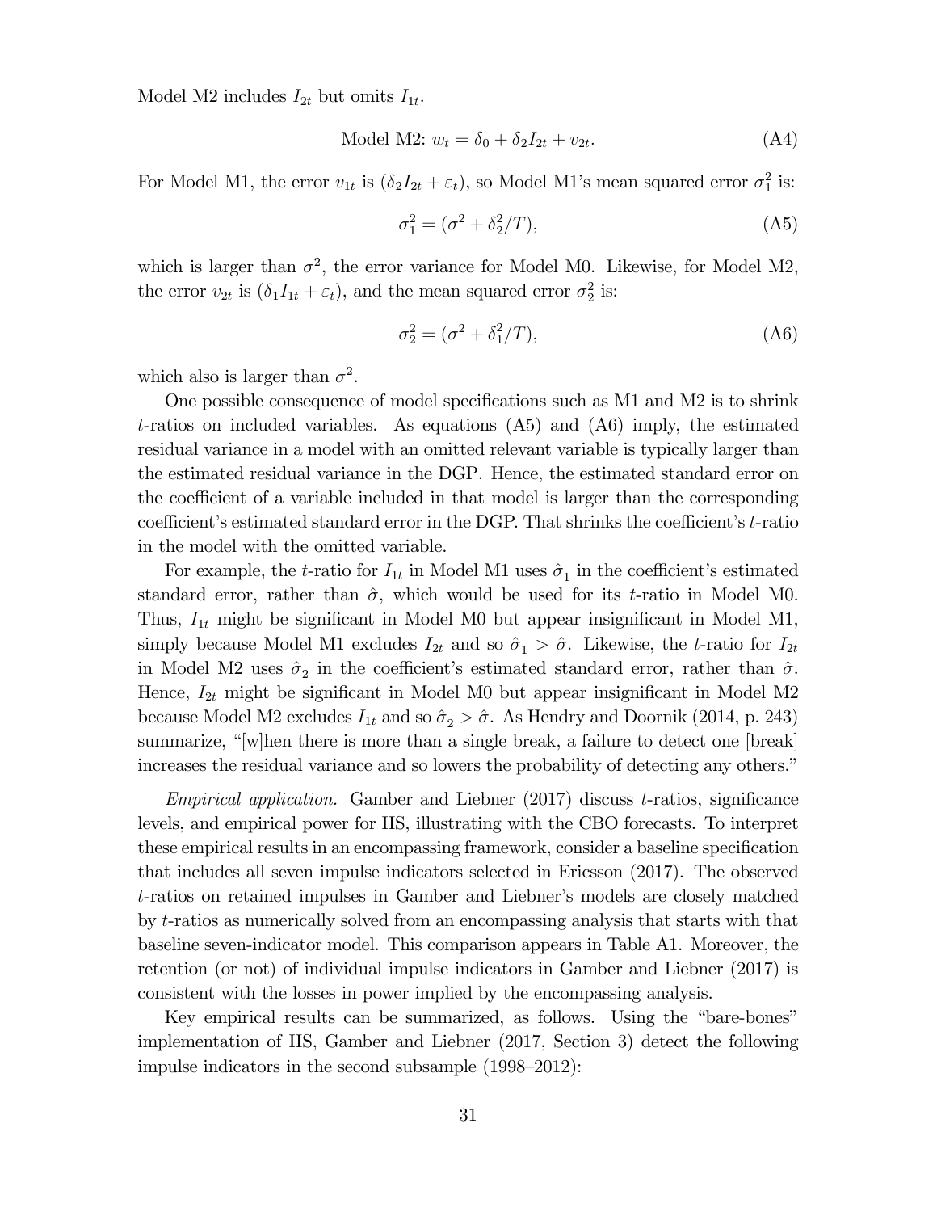Model M2 includes $I_{2t}$ but omits $I_{1t}$.

$$\text{Model M2: } w_t = \delta_0 + \delta_2 I_{2t} + v_{2t}. \tag{A4}$$

For Model M1, the error $v_{1t}$ is $(\delta_2 I_{2t} + \varepsilon_t)$, so Model M1's mean squared error $\sigma_1^2$ is:

$$\sigma_1^2 = (\sigma^2 + \delta_2^2/T), \tag{A5}$$

which is larger than $\sigma^2$, the error variance for Model M0. Likewise, for Model M2, the error $v_{2t}$ is $(\delta_1 I_{1t} + \varepsilon_t)$, and the mean squared error $\sigma_2^2$ is:

$$\sigma_2^2 = (\sigma^2 + \delta_1^2/T), \tag{A6}$$

which also is larger than $\sigma^2$.

One possible consequence of model specifications such as M1 and M2 is to shrink $t$-ratios on included variables. As equations (A5) and (A6) imply, the estimated residual variance in a model with an omitted relevant variable is typically larger than the estimated residual variance in the DGP. Hence, the estimated standard error on the coefficient of a variable included in that model is larger than the corresponding coefficient's estimated standard error in the DGP. That shrinks the coefficient's $t$-ratio in the model with the omitted variable.

For example, the $t$-ratio for $I_{1t}$ in Model M1 uses $\hat{\sigma}_1$ in the coefficient's estimated standard error, rather than $\hat{\sigma}$, which would be used for its $t$-ratio in Model M0. Thus, $I_{1t}$ might be significant in Model M0 but appear insignificant in Model M1, simply because Model M1 excludes $I_{2t}$ and so $\hat{\sigma}_1 > \hat{\sigma}$. Likewise, the $t$-ratio for $I_{2t}$ in Model M2 uses $\hat{\sigma}_2$ in the coefficient's estimated standard error, rather than $\hat{\sigma}$. Hence, $I_{2t}$ might be significant in Model M0 but appear insignificant in Model M2 because Model M2 excludes $I_{1t}$ and so $\hat{\sigma}_2 > \hat{\sigma}$. As Hendry and Doornik (2014, p. 243) summarize, "[w]hen there is more than a single break, a failure to detect one [break] increases the residual variance and so lowers the probability of detecting any others."

*Empirical application.* Gamber and Liebner (2017) discuss $t$-ratios, significance levels, and empirical power for IIS, illustrating with the CBO forecasts. To interpret these empirical results in an encompassing framework, consider a baseline specification that includes all seven impulse indicators selected in Ericsson (2017). The observed $t$-ratios on retained impulses in Gamber and Liebner's models are closely matched by $t$-ratios as numerically solved from an encompassing analysis that starts with that baseline seven-indicator model. This comparison appears in Table A1. Moreover, the retention (or not) of individual impulse indicators in Gamber and Liebner (2017) is consistent with the losses in power implied by the encompassing analysis.

Key empirical results can be summarized, as follows. Using the "bare-bones" implementation of IIS, Gamber and Liebner (2017, Section 3) detect the following impulse indicators in the second subsample (1998–2012):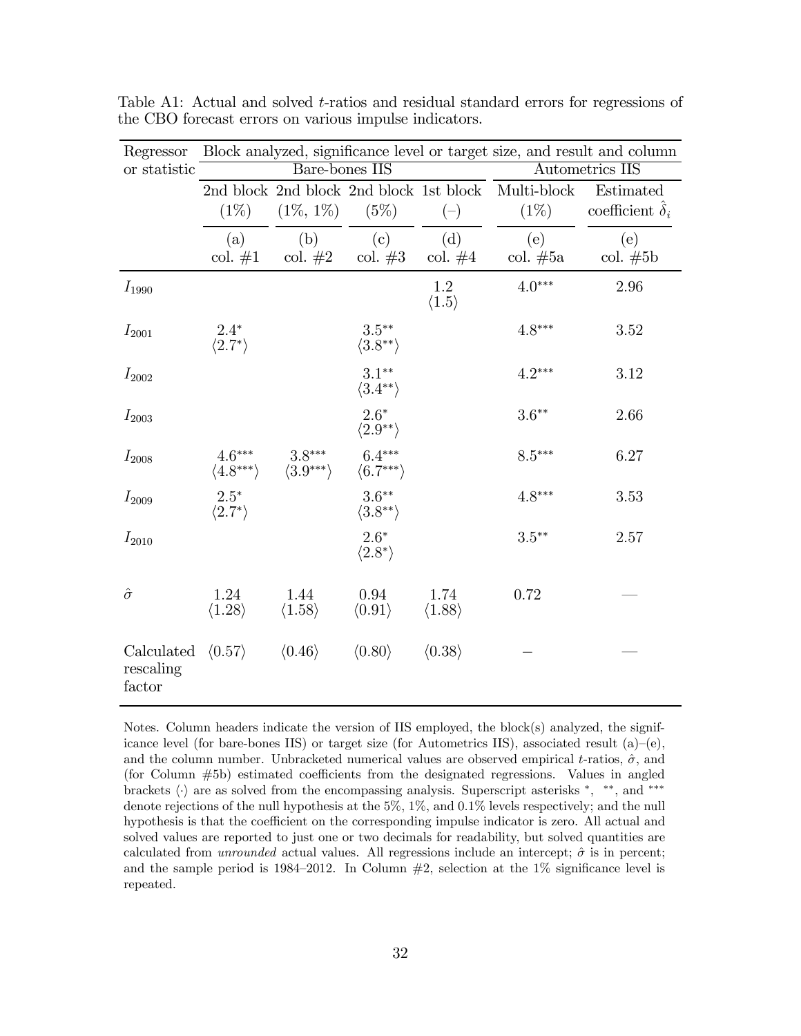Table A1: Actual and solved $t$-ratios and residual standard errors for regressions of the CBO forecast errors on various impulse indicators.

| Regressor or statistic | Bare-bones IIS | | | | Autometrics IIS | |
|---|---|---|---|---|---|---|
| | 2nd block (1%) | 2nd block (1%, 1%) | 2nd block (5%) | 1st block (–) | Multi-block (1%) | Estimated coefficient $\hat{\delta}_i$ |
| | (a) col. #1 | (b) col. #2 | (c) col. #3 | (d) col. #4 | (e) col. #5a | (e) col. #5b |
| $I_{1990}$ | | | | 1.2 ⟨1.5⟩ | $4.0^{***}$ | 2.96 |
| $I_{2001}$ | $2.4^{*}$ ⟨$2.7^{*}$⟩ | | $3.5^{**}$ ⟨$3.8^{**}$⟩ | | $4.8^{***}$ | 3.52 |
| $I_{2002}$ | | | $3.1^{**}$ ⟨$3.4^{**}$⟩ | | $4.2^{***}$ | 3.12 |
| $I_{2003}$ | | | $2.6^{*}$ ⟨$2.9^{**}$⟩ | | $3.6^{**}$ | 2.66 |
| $I_{2008}$ | $4.6^{***}$ ⟨$4.8^{***}$⟩ | $3.8^{***}$ ⟨$3.9^{***}$⟩ | $6.4^{***}$ ⟨$6.7^{***}$⟩ | | $8.5^{***}$ | 6.27 |
| $I_{2009}$ | $2.5^{*}$ ⟨$2.7^{*}$⟩ | | $3.6^{**}$ ⟨$3.8^{**}$⟩ | | $4.8^{***}$ | 3.53 |
| $I_{2010}$ | | | $2.6^{*}$ ⟨$2.8^{*}$⟩ | | $3.5^{**}$ | 2.57 |
| $\hat{\sigma}$ | 1.24 ⟨1.28⟩ | 1.44 ⟨1.58⟩ | 0.94 ⟨0.91⟩ | 1.74 ⟨1.88⟩ | 0.72 | — |
| Calculated rescaling factor | ⟨0.57⟩ | ⟨0.46⟩ | ⟨0.80⟩ | ⟨0.38⟩ | – | — |

Notes. Column headers indicate the version of IIS employed, the block(s) analyzed, the significance level (for bare-bones IIS) or target size (for Autometrics IIS), associated result (a)–(e), and the column number. Unbracketed numerical values are observed empirical $t$-ratios, $\hat{\sigma}$, and (for Column #5b) estimated coefficients from the designated regressions. Values in angled brackets ⟨·⟩ are as solved from the encompassing analysis. Superscript asterisks $^{*}$, $^{**}$, and $^{***}$ denote rejections of the null hypothesis at the 5%, 1%, and 0.1% levels respectively; and the null hypothesis is that the coefficient on the corresponding impulse indicator is zero. All actual and solved values are reported to just one or two decimals for readability, but solved quantities are calculated from *unrounded* actual values. All regressions include an intercept; $\hat{\sigma}$ is in percent; and the sample period is 1984–2012. In Column #2, selection at the 1% significance level is repeated.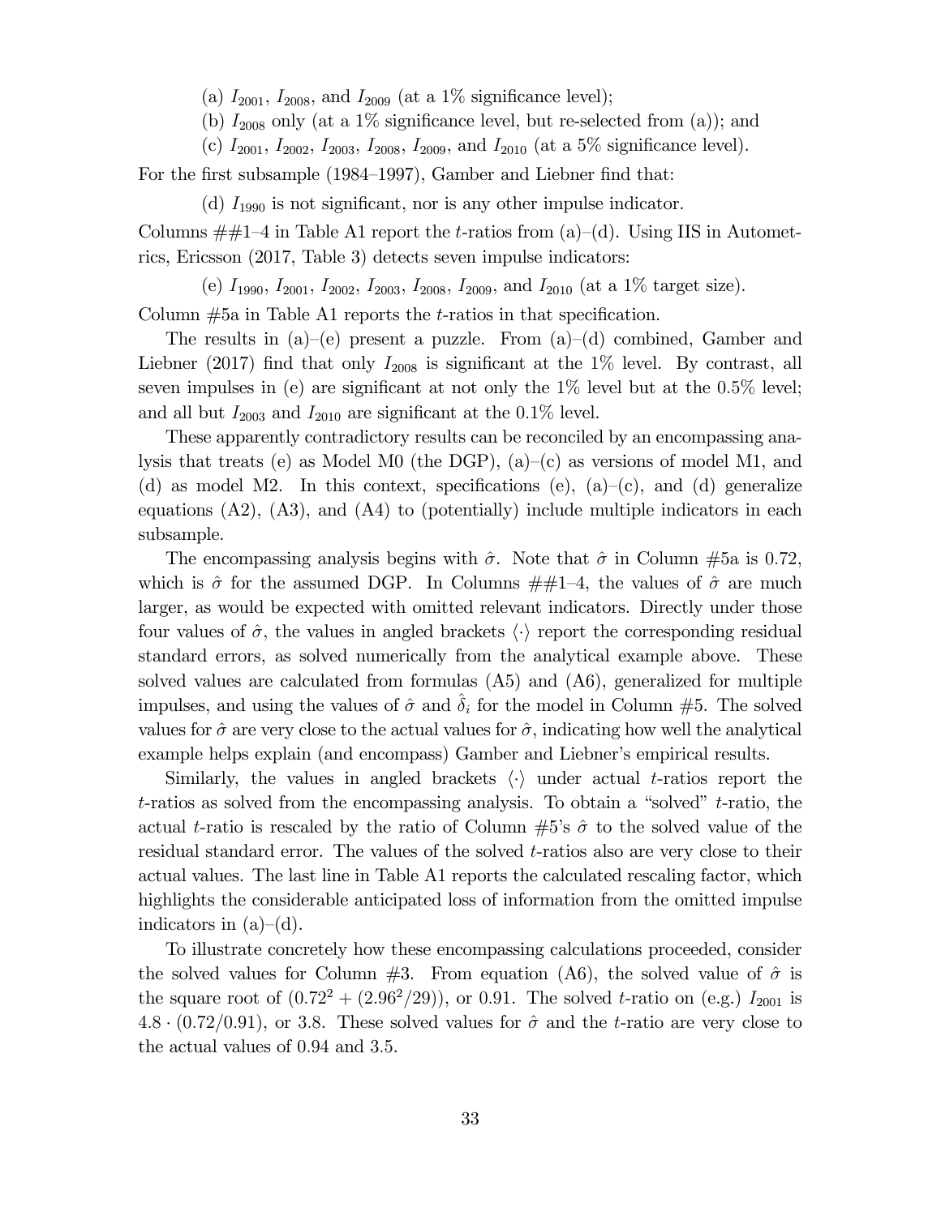(a) $I_{2001}$, $I_{2008}$, and $I_{2009}$ (at a 1% significance level);

(b) $I_{2008}$ only (at a 1% significance level, but re-selected from (a)); and

(c) $I_{2001}$, $I_{2002}$, $I_{2003}$, $I_{2008}$, $I_{2009}$, and $I_{2010}$ (at a 5% significance level).

For the first subsample (1984–1997), Gamber and Liebner find that:

(d) $I_{1990}$ is not significant, nor is any other impulse indicator.

Columns ##1–4 in Table A1 report the $t$-ratios from (a)–(d). Using IIS in Autometrics, Ericsson (2017, Table 3) detects seven impulse indicators:

(e) $I_{1990}$, $I_{2001}$, $I_{2002}$, $I_{2003}$, $I_{2008}$, $I_{2009}$, and $I_{2010}$ (at a 1% target size).

Column #5a in Table A1 reports the $t$-ratios in that specification.

The results in (a)–(e) present a puzzle. From (a)–(d) combined, Gamber and Liebner (2017) find that only $I_{2008}$ is significant at the 1% level. By contrast, all seven impulses in (e) are significant at not only the 1% level but at the 0.5% level; and all but $I_{2003}$ and $I_{2010}$ are significant at the 0.1% level.

These apparently contradictory results can be reconciled by an encompassing analysis that treats (e) as Model M0 (the DGP), (a)–(c) as versions of model M1, and (d) as model M2. In this context, specifications (e), (a)–(c), and (d) generalize equations (A2), (A3), and (A4) to (potentially) include multiple indicators in each subsample.

The encompassing analysis begins with $\hat{\sigma}$. Note that $\hat{\sigma}$ in Column #5a is 0.72, which is $\hat{\sigma}$ for the assumed DGP. In Columns ##1–4, the values of $\hat{\sigma}$ are much larger, as would be expected with omitted relevant indicators. Directly under those four values of $\hat{\sigma}$, the values in angled brackets $\langle\cdot\rangle$ report the corresponding residual standard errors, as solved numerically from the analytical example above. These solved values are calculated from formulas (A5) and (A6), generalized for multiple impulses, and using the values of $\hat{\sigma}$ and $\hat{\delta}_i$ for the model in Column #5. The solved values for $\hat{\sigma}$ are very close to the actual values for $\hat{\sigma}$, indicating how well the analytical example helps explain (and encompass) Gamber and Liebner's empirical results.

Similarly, the values in angled brackets $\langle\cdot\rangle$ under actual $t$-ratios report the $t$-ratios as solved from the encompassing analysis. To obtain a "solved" $t$-ratio, the actual $t$-ratio is rescaled by the ratio of Column #5's $\hat{\sigma}$ to the solved value of the residual standard error. The values of the solved $t$-ratios also are very close to their actual values. The last line in Table A1 reports the calculated rescaling factor, which highlights the considerable anticipated loss of information from the omitted impulse indicators in (a)–(d).

To illustrate concretely how these encompassing calculations proceeded, consider the solved values for Column #3. From equation (A6), the solved value of $\hat{\sigma}$ is the square root of $(0.72^2 + (2.96^2/29))$, or 0.91. The solved $t$-ratio on (e.g.) $I_{2001}$ is $4.8 \cdot (0.72/0.91)$, or 3.8. These solved values for $\hat{\sigma}$ and the $t$-ratio are very close to the actual values of 0.94 and 3.5.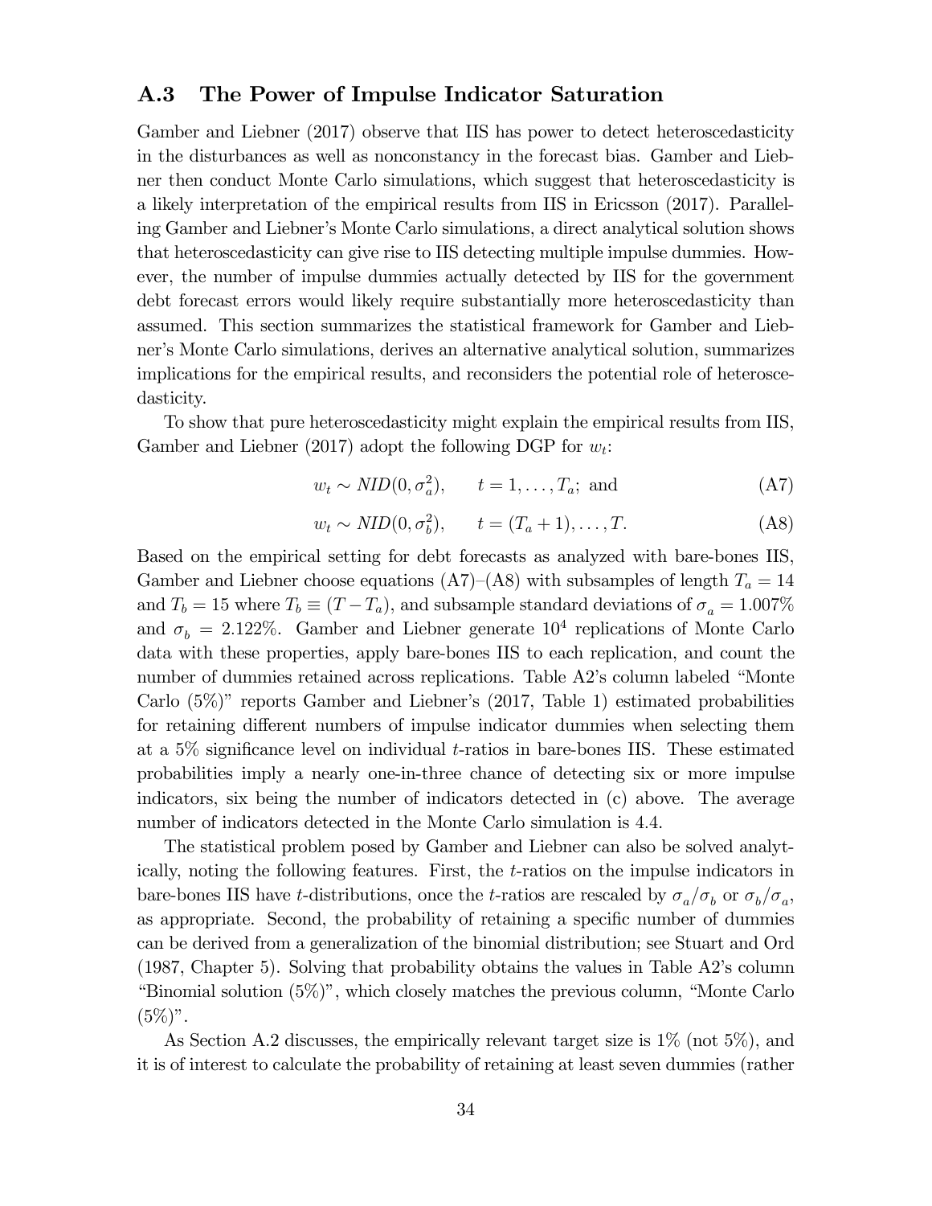### A.3 The Power of Impulse Indicator Saturation

Gamber and Liebner (2017) observe that IIS has power to detect heteroscedasticity in the disturbances as well as nonconstancy in the forecast bias. Gamber and Liebner then conduct Monte Carlo simulations, which suggest that heteroscedasticity is a likely interpretation of the empirical results from IIS in Ericsson (2017). Paralleling Gamber and Liebner's Monte Carlo simulations, a direct analytical solution shows that heteroscedasticity can give rise to IIS detecting multiple impulse dummies. However, the number of impulse dummies actually detected by IIS for the government debt forecast errors would likely require substantially more heteroscedasticity than assumed. This section summarizes the statistical framework for Gamber and Liebner's Monte Carlo simulations, derives an alternative analytical solution, summarizes implications for the empirical results, and reconsiders the potential role of heteroscedasticity.

To show that pure heteroscedasticity might explain the empirical results from IIS, Gamber and Liebner (2017) adopt the following DGP for $w_t$:

$$w_t \sim NID(0, \sigma_a^2), \qquad t = 1, \ldots, T_a; \text{ and} \tag{A7}$$

$$w_t \sim NID(0, \sigma_b^2), \qquad t = (T_a + 1), \ldots, T. \tag{A8}$$

Based on the empirical setting for debt forecasts as analyzed with bare-bones IIS, Gamber and Liebner choose equations (A7)–(A8) with subsamples of length $T_a = 14$ and $T_b = 15$ where $T_b \equiv (T - T_a)$, and subsample standard deviations of $\sigma_a = 1.007\%$ and $\sigma_b = 2.122\%$. Gamber and Liebner generate $10^4$ replications of Monte Carlo data with these properties, apply bare-bones IIS to each replication, and count the number of dummies retained across replications. Table A2's column labeled "Monte Carlo (5%)" reports Gamber and Liebner's (2017, Table 1) estimated probabilities for retaining different numbers of impulse indicator dummies when selecting them at a 5% significance level on individual $t$-ratios in bare-bones IIS. These estimated probabilities imply a nearly one-in-three chance of detecting six or more impulse indicators, six being the number of indicators detected in (c) above. The average number of indicators detected in the Monte Carlo simulation is 4.4.

The statistical problem posed by Gamber and Liebner can also be solved analytically, noting the following features. First, the $t$-ratios on the impulse indicators in bare-bones IIS have $t$-distributions, once the $t$-ratios are rescaled by $\sigma_a/\sigma_b$ or $\sigma_b/\sigma_a$, as appropriate. Second, the probability of retaining a specific number of dummies can be derived from a generalization of the binomial distribution; see Stuart and Ord (1987, Chapter 5). Solving that probability obtains the values in Table A2's column "Binomial solution (5%)", which closely matches the previous column, "Monte Carlo (5%)".

As Section A.2 discusses, the empirically relevant target size is 1% (not 5%), and it is of interest to calculate the probability of retaining at least seven dummies (rather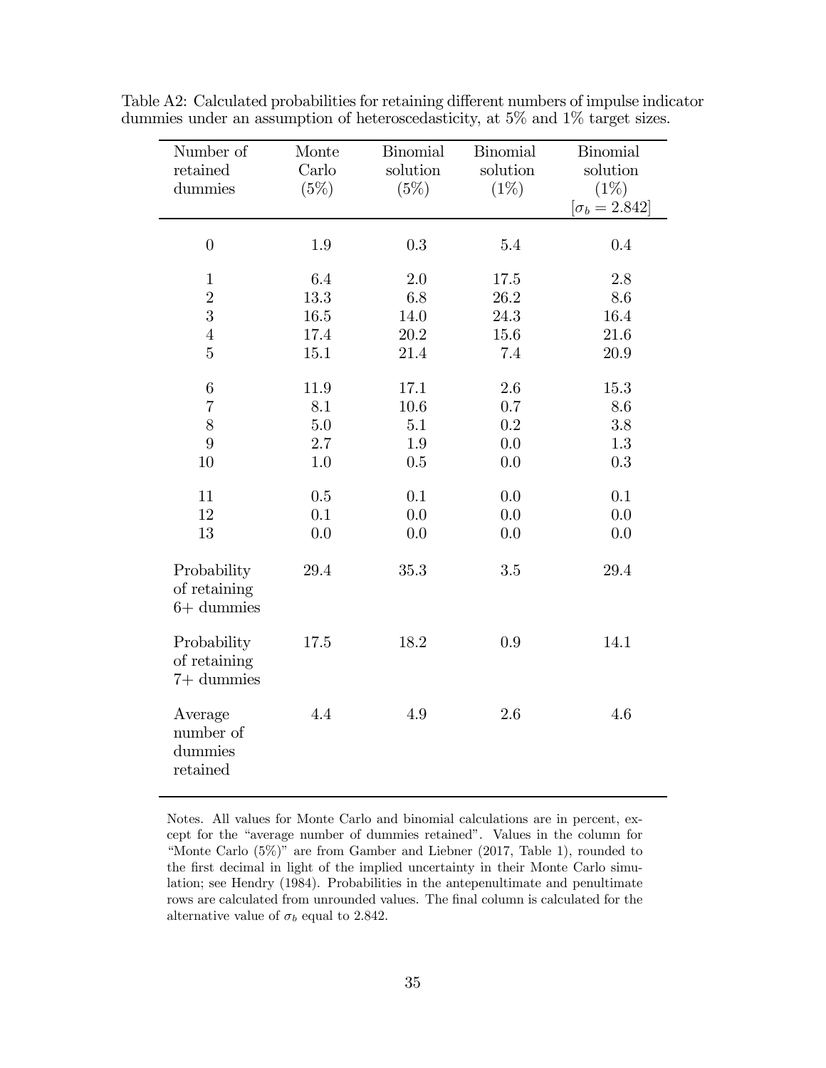Table A2: Calculated probabilities for retaining different numbers of impulse indicator dummies under an assumption of heteroscedasticity, at 5% and 1% target sizes.

| Number of retained dummies | Monte Carlo (5%) | Binomial solution (5%) | Binomial solution (1%) | Binomial solution (1%) [$\sigma_b = 2.842$] |
|---|---|---|---|---|
| 0 | 1.9 | 0.3 | 5.4 | 0.4 |
| 1 | 6.4 | 2.0 | 17.5 | 2.8 |
| 2 | 13.3 | 6.8 | 26.2 | 8.6 |
| 3 | 16.5 | 14.0 | 24.3 | 16.4 |
| 4 | 17.4 | 20.2 | 15.6 | 21.6 |
| 5 | 15.1 | 21.4 | 7.4 | 20.9 |
| 6 | 11.9 | 17.1 | 2.6 | 15.3 |
| 7 | 8.1 | 10.6 | 0.7 | 8.6 |
| 8 | 5.0 | 5.1 | 0.2 | 3.8 |
| 9 | 2.7 | 1.9 | 0.0 | 1.3 |
| 10 | 1.0 | 0.5 | 0.0 | 0.3 |
| 11 | 0.5 | 0.1 | 0.0 | 0.1 |
| 12 | 0.1 | 0.0 | 0.0 | 0.0 |
| 13 | 0.0 | 0.0 | 0.0 | 0.0 |
| Probability of retaining 6+ dummies | 29.4 | 35.3 | 3.5 | 29.4 |
| Probability of retaining 7+ dummies | 17.5 | 18.2 | 0.9 | 14.1 |
| Average number of dummies retained | 4.4 | 4.9 | 2.6 | 4.6 |

Notes. All values for Monte Carlo and binomial calculations are in percent, except for the "average number of dummies retained". Values in the column for "Monte Carlo (5%)" are from Gamber and Liebner (2017, Table 1), rounded to the first decimal in light of the implied uncertainty in their Monte Carlo simulation; see Hendry (1984). Probabilities in the antepenultimate and penultimate rows are calculated from unrounded values. The final column is calculated for the alternative value of $\sigma_b$ equal to 2.842.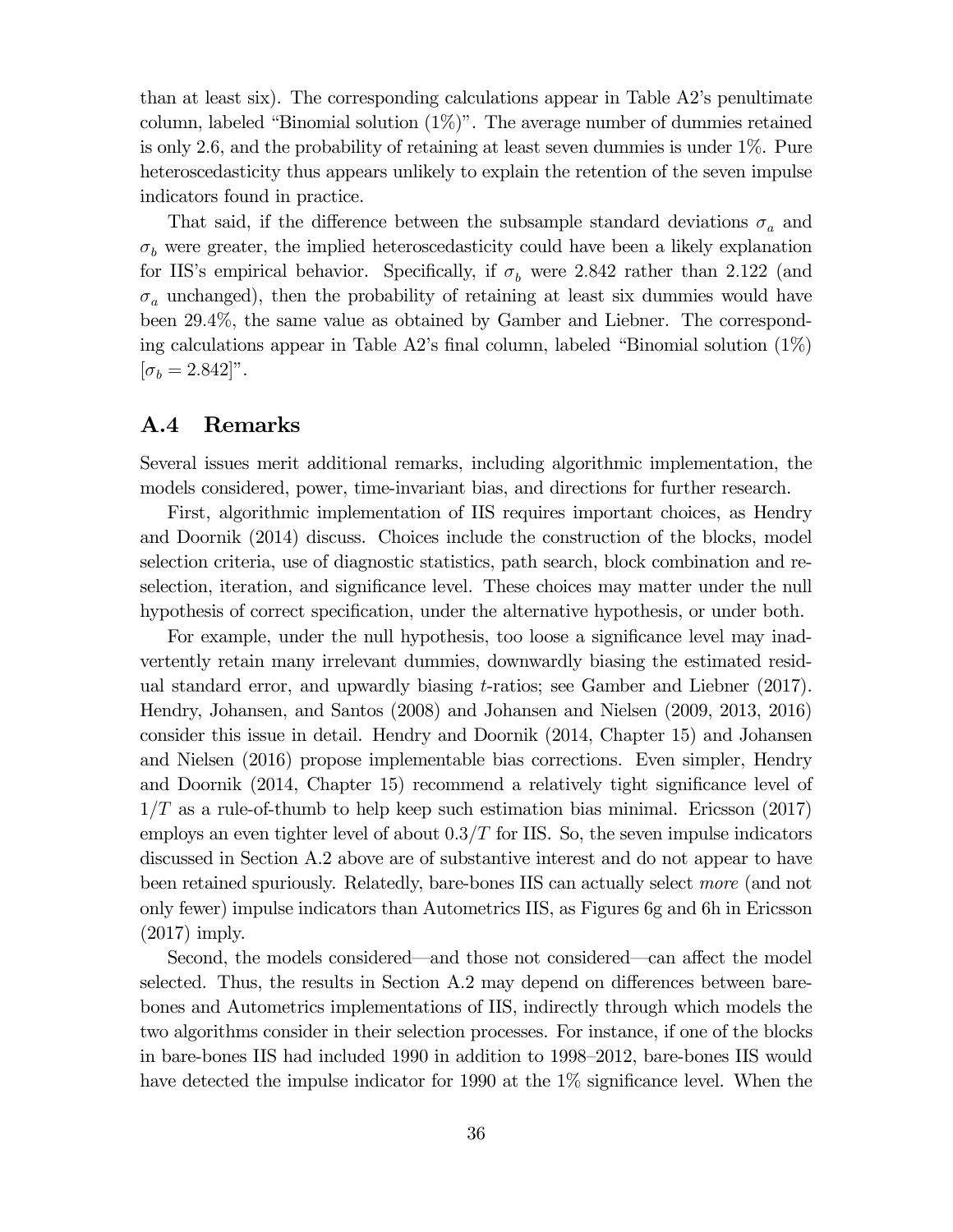than at least six). The corresponding calculations appear in Table A2's penultimate column, labeled "Binomial solution (1%)". The average number of dummies retained is only 2.6, and the probability of retaining at least seven dummies is under 1%. Pure heteroscedasticity thus appears unlikely to explain the retention of the seven impulse indicators found in practice.

That said, if the difference between the subsample standard deviations $\sigma_a$ and $\sigma_b$ were greater, the implied heteroscedasticity could have been a likely explanation for IIS's empirical behavior. Specifically, if $\sigma_b$ were 2.842 rather than 2.122 (and $\sigma_a$ unchanged), then the probability of retaining at least six dummies would have been 29.4%, the same value as obtained by Gamber and Liebner. The corresponding calculations appear in Table A2's final column, labeled "Binomial solution (1%) [$\sigma_b = 2.842$]".

## A.4 Remarks

Several issues merit additional remarks, including algorithmic implementation, the models considered, power, time-invariant bias, and directions for further research.

First, algorithmic implementation of IIS requires important choices, as Hendry and Doornik (2014) discuss. Choices include the construction of the blocks, model selection criteria, use of diagnostic statistics, path search, block combination and reselection, iteration, and significance level. These choices may matter under the null hypothesis of correct specification, under the alternative hypothesis, or under both.

For example, under the null hypothesis, too loose a significance level may inadvertently retain many irrelevant dummies, downwardly biasing the estimated residual standard error, and upwardly biasing $t$-ratios; see Gamber and Liebner (2017). Hendry, Johansen, and Santos (2008) and Johansen and Nielsen (2009, 2013, 2016) consider this issue in detail. Hendry and Doornik (2014, Chapter 15) and Johansen and Nielsen (2016) propose implementable bias corrections. Even simpler, Hendry and Doornik (2014, Chapter 15) recommend a relatively tight significance level of $1/T$ as a rule-of-thumb to help keep such estimation bias minimal. Ericsson (2017) employs an even tighter level of about $0.3/T$ for IIS. So, the seven impulse indicators discussed in Section A.2 above are of substantive interest and do not appear to have been retained spuriously. Relatedly, bare-bones IIS can actually select *more* (and not only fewer) impulse indicators than Autometrics IIS, as Figures 6g and 6h in Ericsson (2017) imply.

Second, the models considered—and those not considered—can affect the model selected. Thus, the results in Section A.2 may depend on differences between bare-bones and Autometrics implementations of IIS, indirectly through which models the two algorithms consider in their selection processes. For instance, if one of the blocks in bare-bones IIS had included 1990 in addition to 1998–2012, bare-bones IIS would have detected the impulse indicator for 1990 at the 1% significance level. When the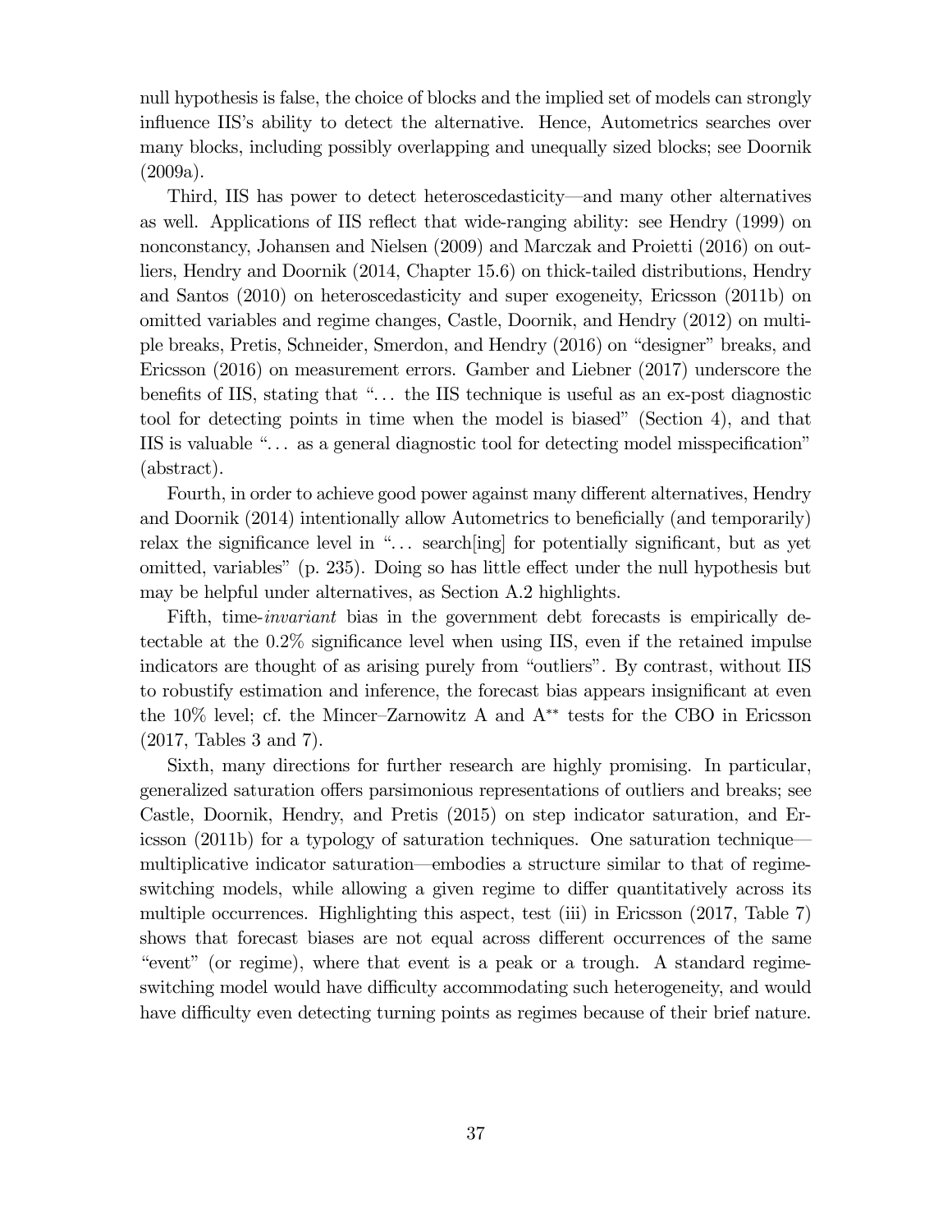null hypothesis is false, the choice of blocks and the implied set of models can strongly influence IIS's ability to detect the alternative. Hence, Autometrics searches over many blocks, including possibly overlapping and unequally sized blocks; see Doornik (2009a).

Third, IIS has power to detect heteroscedasticity—and many other alternatives as well. Applications of IIS reflect that wide-ranging ability: see Hendry (1999) on nonconstancy, Johansen and Nielsen (2009) and Marczak and Proietti (2016) on outliers, Hendry and Doornik (2014, Chapter 15.6) on thick-tailed distributions, Hendry and Santos (2010) on heteroscedasticity and super exogeneity, Ericsson (2011b) on omitted variables and regime changes, Castle, Doornik, and Hendry (2012) on multiple breaks, Pretis, Schneider, Smerdon, and Hendry (2016) on "designer" breaks, and Ericsson (2016) on measurement errors. Gamber and Liebner (2017) underscore the benefits of IIS, stating that "... the IIS technique is useful as an ex-post diagnostic tool for detecting points in time when the model is biased" (Section 4), and that IIS is valuable "... as a general diagnostic tool for detecting model misspecification" (abstract).

Fourth, in order to achieve good power against many different alternatives, Hendry and Doornik (2014) intentionally allow Autometrics to beneficially (and temporarily) relax the significance level in "... search[ing] for potentially significant, but as yet omitted, variables" (p. 235). Doing so has little effect under the null hypothesis but may be helpful under alternatives, as Section A.2 highlights.

Fifth, time-*invariant* bias in the government debt forecasts is empirically detectable at the 0.2% significance level when using IIS, even if the retained impulse indicators are thought of as arising purely from "outliers". By contrast, without IIS to robustify estimation and inference, the forecast bias appears insignificant at even the 10% level; cf. the Mincer–Zarnowitz A and A$^{**}$ tests for the CBO in Ericsson (2017, Tables 3 and 7).

Sixth, many directions for further research are highly promising. In particular, generalized saturation offers parsimonious representations of outliers and breaks; see Castle, Doornik, Hendry, and Pretis (2015) on step indicator saturation, and Ericsson (2011b) for a typology of saturation techniques. One saturation technique—multiplicative indicator saturation—embodies a structure similar to that of regime-switching models, while allowing a given regime to differ quantitatively across its multiple occurrences. Highlighting this aspect, test (iii) in Ericsson (2017, Table 7) shows that forecast biases are not equal across different occurrences of the same "event" (or regime), where that event is a peak or a trough. A standard regime-switching model would have difficulty accommodating such heterogeneity, and would have difficulty even detecting turning points as regimes because of their brief nature.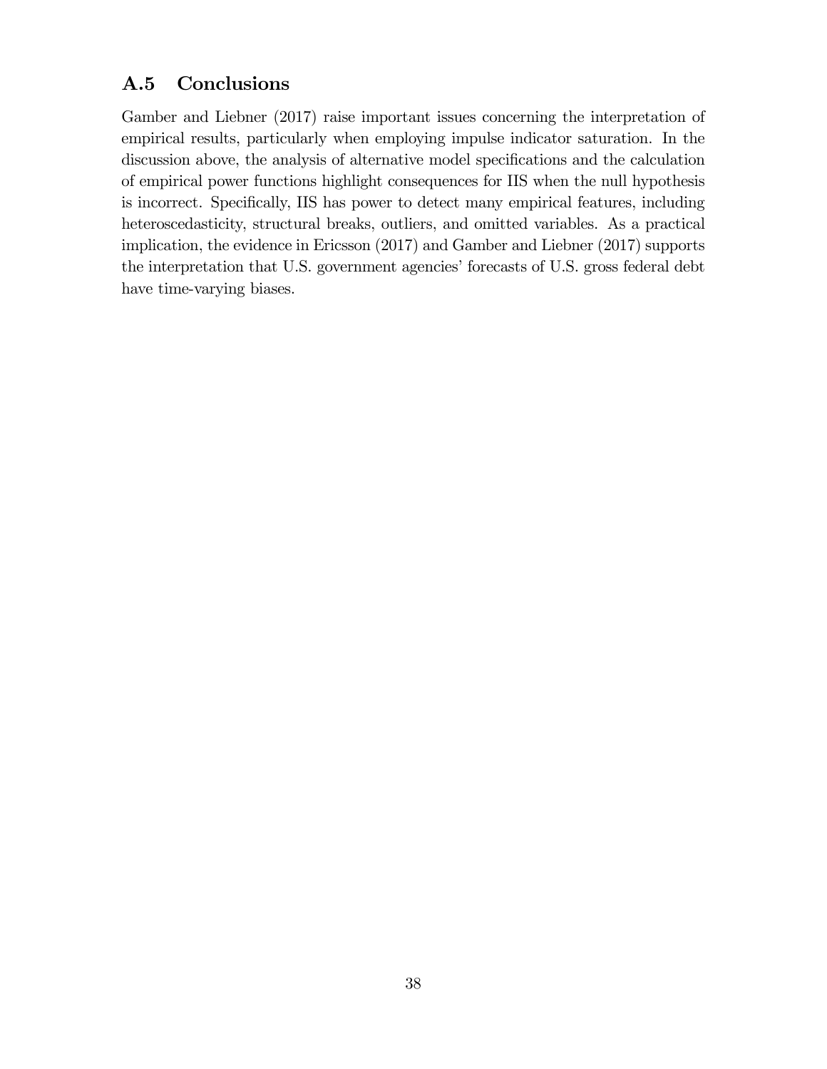## A.5 Conclusions

Gamber and Liebner (2017) raise important issues concerning the interpretation of empirical results, particularly when employing impulse indicator saturation. In the discussion above, the analysis of alternative model specifications and the calculation of empirical power functions highlight consequences for IIS when the null hypothesis is incorrect. Specifically, IIS has power to detect many empirical features, including heteroscedasticity, structural breaks, outliers, and omitted variables. As a practical implication, the evidence in Ericsson (2017) and Gamber and Liebner (2017) supports the interpretation that U.S. government agencies' forecasts of U.S. gross federal debt have time-varying biases.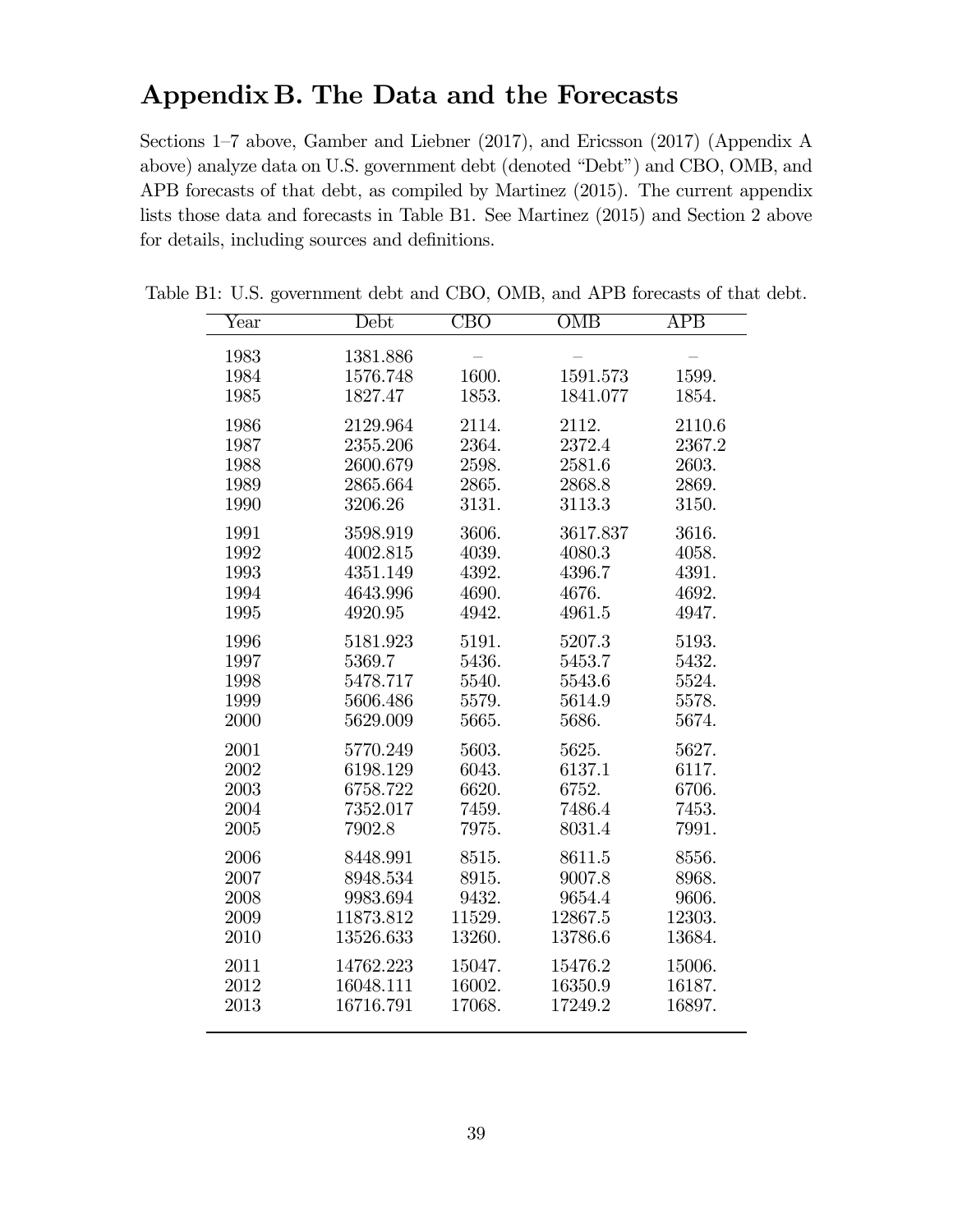# Appendix B. The Data and the Forecasts

Sections 1–7 above, Gamber and Liebner (2017), and Ericsson (2017) (Appendix A above) analyze data on U.S. government debt (denoted "Debt") and CBO, OMB, and APB forecasts of that debt, as compiled by Martinez (2015). The current appendix lists those data and forecasts in Table B1. See Martinez (2015) and Section 2 above for details, including sources and definitions.

Table B1: U.S. government debt and CBO, OMB, and APB forecasts of that debt.

| Year | Debt | CBO | OMB | APB |
|---|---|---|---|---|
| 1983 | 1381.886 | – | – | – |
| 1984 | 1576.748 | 1600. | 1591.573 | 1599. |
| 1985 | 1827.47 | 1853. | 1841.077 | 1854. |
| 1986 | 2129.964 | 2114. | 2112. | 2110.6 |
| 1987 | 2355.206 | 2364. | 2372.4 | 2367.2 |
| 1988 | 2600.679 | 2598. | 2581.6 | 2603. |
| 1989 | 2865.664 | 2865. | 2868.8 | 2869. |
| 1990 | 3206.26 | 3131. | 3113.3 | 3150. |
| 1991 | 3598.919 | 3606. | 3617.837 | 3616. |
| 1992 | 4002.815 | 4039. | 4080.3 | 4058. |
| 1993 | 4351.149 | 4392. | 4396.7 | 4391. |
| 1994 | 4643.996 | 4690. | 4676. | 4692. |
| 1995 | 4920.95 | 4942. | 4961.5 | 4947. |
| 1996 | 5181.923 | 5191. | 5207.3 | 5193. |
| 1997 | 5369.7 | 5436. | 5453.7 | 5432. |
| 1998 | 5478.717 | 5540. | 5543.6 | 5524. |
| 1999 | 5606.486 | 5579. | 5614.9 | 5578. |
| 2000 | 5629.009 | 5665. | 5686. | 5674. |
| 2001 | 5770.249 | 5603. | 5625. | 5627. |
| 2002 | 6198.129 | 6043. | 6137.1 | 6117. |
| 2003 | 6758.722 | 6620. | 6752. | 6706. |
| 2004 | 7352.017 | 7459. | 7486.4 | 7453. |
| 2005 | 7902.8 | 7975. | 8031.4 | 7991. |
| 2006 | 8448.991 | 8515. | 8611.5 | 8556. |
| 2007 | 8948.534 | 8915. | 9007.8 | 8968. |
| 2008 | 9983.694 | 9432. | 9654.4 | 9606. |
| 2009 | 11873.812 | 11529. | 12867.5 | 12303. |
| 2010 | 13526.633 | 13260. | 13786.6 | 13684. |
| 2011 | 14762.223 | 15047. | 15476.2 | 15006. |
| 2012 | 16048.111 | 16002. | 16350.9 | 16187. |
| 2013 | 16716.791 | 17068. | 17249.2 | 16897. |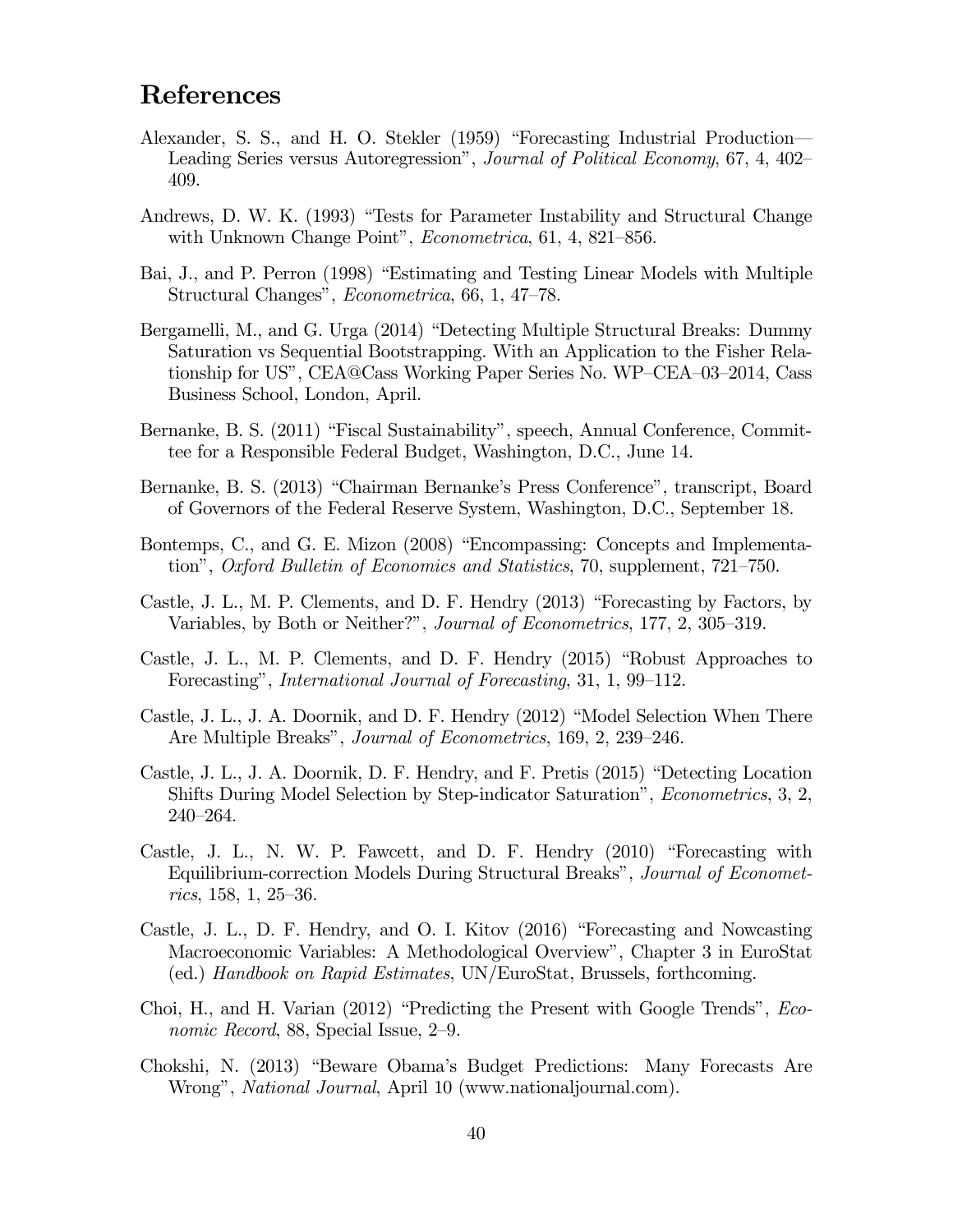# References

Alexander, S. S., and H. O. Stekler (1959) "Forecasting Industrial Production—Leading Series versus Autoregression", *Journal of Political Economy*, 67, 4, 402–409.

Andrews, D. W. K. (1993) "Tests for Parameter Instability and Structural Change with Unknown Change Point", *Econometrica*, 61, 4, 821–856.

Bai, J., and P. Perron (1998) "Estimating and Testing Linear Models with Multiple Structural Changes", *Econometrica*, 66, 1, 47–78.

Bergamelli, M., and G. Urga (2014) "Detecting Multiple Structural Breaks: Dummy Saturation vs Sequential Bootstrapping. With an Application to the Fisher Relationship for US", CEA@Cass Working Paper Series No. WP–CEA–03–2014, Cass Business School, London, April.

Bernanke, B. S. (2011) "Fiscal Sustainability", speech, Annual Conference, Committee for a Responsible Federal Budget, Washington, D.C., June 14.

Bernanke, B. S. (2013) "Chairman Bernanke's Press Conference", transcript, Board of Governors of the Federal Reserve System, Washington, D.C., September 18.

Bontemps, C., and G. E. Mizon (2008) "Encompassing: Concepts and Implementation", *Oxford Bulletin of Economics and Statistics*, 70, supplement, 721–750.

Castle, J. L., M. P. Clements, and D. F. Hendry (2013) "Forecasting by Factors, by Variables, by Both or Neither?", *Journal of Econometrics*, 177, 2, 305–319.

Castle, J. L., M. P. Clements, and D. F. Hendry (2015) "Robust Approaches to Forecasting", *International Journal of Forecasting*, 31, 1, 99–112.

Castle, J. L., J. A. Doornik, and D. F. Hendry (2012) "Model Selection When There Are Multiple Breaks", *Journal of Econometrics*, 169, 2, 239–246.

Castle, J. L., J. A. Doornik, D. F. Hendry, and F. Pretis (2015) "Detecting Location Shifts During Model Selection by Step-indicator Saturation", *Econometrics*, 3, 2, 240–264.

Castle, J. L., N. W. P. Fawcett, and D. F. Hendry (2010) "Forecasting with Equilibrium-correction Models During Structural Breaks", *Journal of Econometrics*, 158, 1, 25–36.

Castle, J. L., D. F. Hendry, and O. I. Kitov (2016) "Forecasting and Nowcasting Macroeconomic Variables: A Methodological Overview", Chapter 3 in EuroStat (ed.) *Handbook on Rapid Estimates*, UN/EuroStat, Brussels, forthcoming.

Choi, H., and H. Varian (2012) "Predicting the Present with Google Trends", *Economic Record*, 88, Special Issue, 2–9.

Chokshi, N. (2013) "Beware Obama's Budget Predictions: Many Forecasts Are Wrong", *National Journal*, April 10 (www.nationaljournal.com).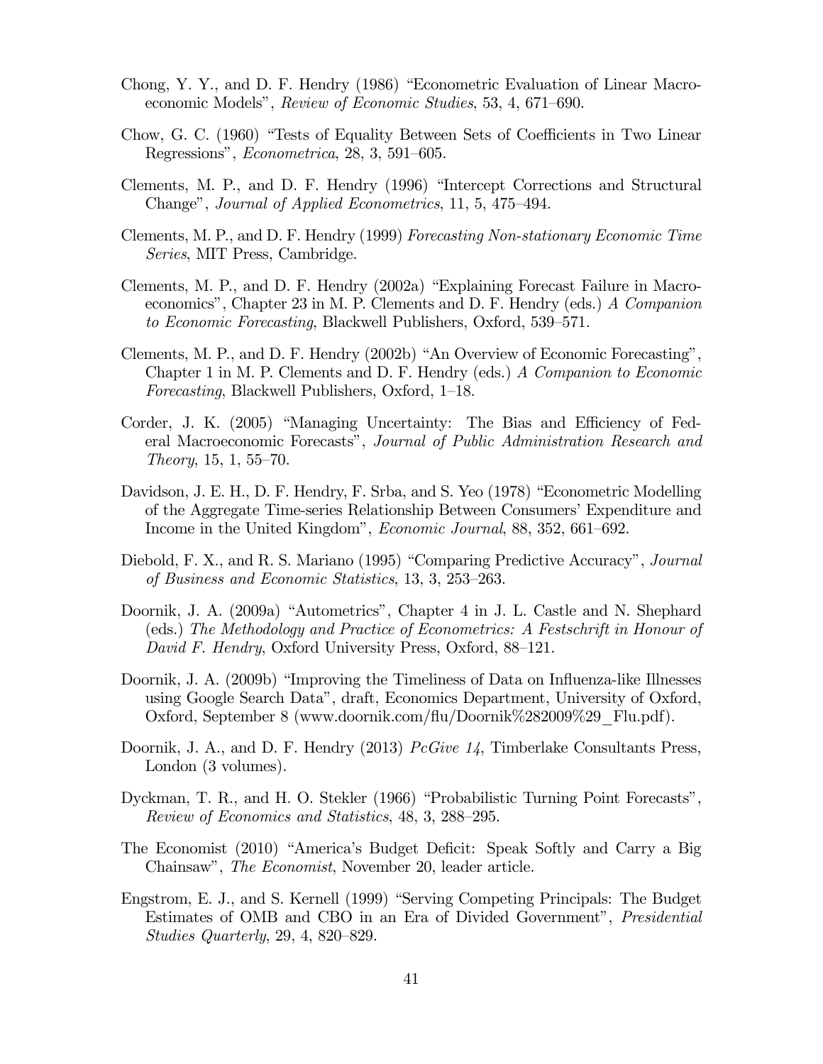Chong, Y. Y., and D. F. Hendry (1986) "Econometric Evaluation of Linear Macroeconomic Models", *Review of Economic Studies*, 53, 4, 671–690.

Chow, G. C. (1960) "Tests of Equality Between Sets of Coefficients in Two Linear Regressions", *Econometrica*, 28, 3, 591–605.

Clements, M. P., and D. F. Hendry (1996) "Intercept Corrections and Structural Change", *Journal of Applied Econometrics*, 11, 5, 475–494.

Clements, M. P., and D. F. Hendry (1999) *Forecasting Non-stationary Economic Time Series*, MIT Press, Cambridge.

Clements, M. P., and D. F. Hendry (2002a) "Explaining Forecast Failure in Macroeconomics", Chapter 23 in M. P. Clements and D. F. Hendry (eds.) *A Companion to Economic Forecasting*, Blackwell Publishers, Oxford, 539–571.

Clements, M. P., and D. F. Hendry (2002b) "An Overview of Economic Forecasting", Chapter 1 in M. P. Clements and D. F. Hendry (eds.) *A Companion to Economic Forecasting*, Blackwell Publishers, Oxford, 1–18.

Corder, J. K. (2005) "Managing Uncertainty: The Bias and Efficiency of Federal Macroeconomic Forecasts", *Journal of Public Administration Research and Theory*, 15, 1, 55–70.

Davidson, J. E. H., D. F. Hendry, F. Srba, and S. Yeo (1978) "Econometric Modelling of the Aggregate Time-series Relationship Between Consumers' Expenditure and Income in the United Kingdom", *Economic Journal*, 88, 352, 661–692.

Diebold, F. X., and R. S. Mariano (1995) "Comparing Predictive Accuracy", *Journal of Business and Economic Statistics*, 13, 3, 253–263.

Doornik, J. A. (2009a) "Autometrics", Chapter 4 in J. L. Castle and N. Shephard (eds.) *The Methodology and Practice of Econometrics: A Festschrift in Honour of David F. Hendry*, Oxford University Press, Oxford, 88–121.

Doornik, J. A. (2009b) "Improving the Timeliness of Data on Influenza-like Illnesses using Google Search Data", draft, Economics Department, University of Oxford, Oxford, September 8 (www.doornik.com/flu/Doornik%282009%29_Flu.pdf).

Doornik, J. A., and D. F. Hendry (2013) *PcGive 14*, Timberlake Consultants Press, London (3 volumes).

Dyckman, T. R., and H. O. Stekler (1966) "Probabilistic Turning Point Forecasts", *Review of Economics and Statistics*, 48, 3, 288–295.

The Economist (2010) "America's Budget Deficit: Speak Softly and Carry a Big Chainsaw", *The Economist*, November 20, leader article.

Engstrom, E. J., and S. Kernell (1999) "Serving Competing Principals: The Budget Estimates of OMB and CBO in an Era of Divided Government", *Presidential Studies Quarterly*, 29, 4, 820–829.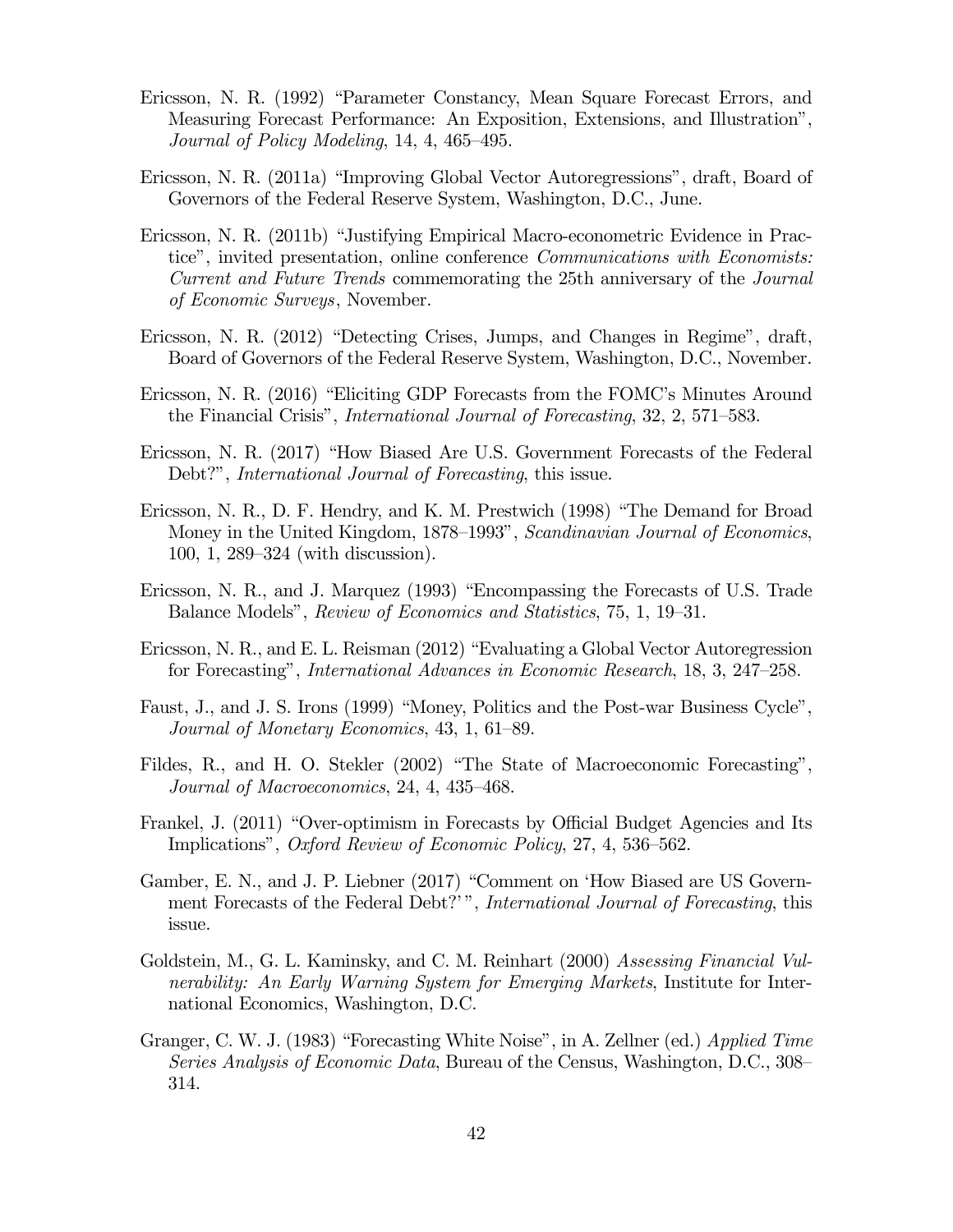Ericsson, N. R. (1992) "Parameter Constancy, Mean Square Forecast Errors, and Measuring Forecast Performance: An Exposition, Extensions, and Illustration", *Journal of Policy Modeling*, 14, 4, 465–495.

Ericsson, N. R. (2011a) "Improving Global Vector Autoregressions", draft, Board of Governors of the Federal Reserve System, Washington, D.C., June.

Ericsson, N. R. (2011b) "Justifying Empirical Macro-econometric Evidence in Practice", invited presentation, online conference *Communications with Economists: Current and Future Trends* commemorating the 25th anniversary of the *Journal of Economic Surveys*, November.

Ericsson, N. R. (2012) "Detecting Crises, Jumps, and Changes in Regime", draft, Board of Governors of the Federal Reserve System, Washington, D.C., November.

Ericsson, N. R. (2016) "Eliciting GDP Forecasts from the FOMC's Minutes Around the Financial Crisis", *International Journal of Forecasting*, 32, 2, 571–583.

Ericsson, N. R. (2017) "How Biased Are U.S. Government Forecasts of the Federal Debt?", *International Journal of Forecasting*, this issue.

Ericsson, N. R., D. F. Hendry, and K. M. Prestwich (1998) "The Demand for Broad Money in the United Kingdom, 1878–1993", *Scandinavian Journal of Economics*, 100, 1, 289–324 (with discussion).

Ericsson, N. R., and J. Marquez (1993) "Encompassing the Forecasts of U.S. Trade Balance Models", *Review of Economics and Statistics*, 75, 1, 19–31.

Ericsson, N. R., and E. L. Reisman (2012) "Evaluating a Global Vector Autoregression for Forecasting", *International Advances in Economic Research*, 18, 3, 247–258.

Faust, J., and J. S. Irons (1999) "Money, Politics and the Post-war Business Cycle", *Journal of Monetary Economics*, 43, 1, 61–89.

Fildes, R., and H. O. Stekler (2002) "The State of Macroeconomic Forecasting", *Journal of Macroeconomics*, 24, 4, 435–468.

Frankel, J. (2011) "Over-optimism in Forecasts by Official Budget Agencies and Its Implications", *Oxford Review of Economic Policy*, 27, 4, 536–562.

Gamber, E. N., and J. P. Liebner (2017) "Comment on 'How Biased are US Government Forecasts of the Federal Debt?'", *International Journal of Forecasting*, this issue.

Goldstein, M., G. L. Kaminsky, and C. M. Reinhart (2000) *Assessing Financial Vulnerability: An Early Warning System for Emerging Markets*, Institute for International Economics, Washington, D.C.

Granger, C. W. J. (1983) "Forecasting White Noise", in A. Zellner (ed.) *Applied Time Series Analysis of Economic Data*, Bureau of the Census, Washington, D.C., 308–314.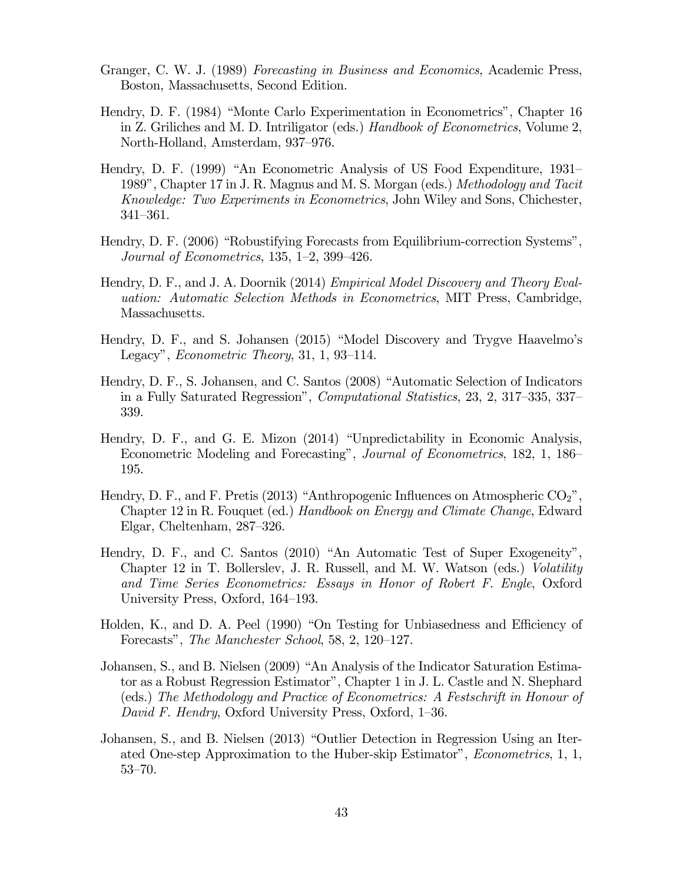Granger, C. W. J. (1989) *Forecasting in Business and Economics*, Academic Press, Boston, Massachusetts, Second Edition.

Hendry, D. F. (1984) "Monte Carlo Experimentation in Econometrics", Chapter 16 in Z. Griliches and M. D. Intriligator (eds.) *Handbook of Econometrics*, Volume 2, North-Holland, Amsterdam, 937–976.

Hendry, D. F. (1999) "An Econometric Analysis of US Food Expenditure, 1931–1989", Chapter 17 in J. R. Magnus and M. S. Morgan (eds.) *Methodology and Tacit Knowledge: Two Experiments in Econometrics*, John Wiley and Sons, Chichester, 341–361.

Hendry, D. F. (2006) "Robustifying Forecasts from Equilibrium-correction Systems", *Journal of Econometrics*, 135, 1–2, 399–426.

Hendry, D. F., and J. A. Doornik (2014) *Empirical Model Discovery and Theory Evaluation: Automatic Selection Methods in Econometrics*, MIT Press, Cambridge, Massachusetts.

Hendry, D. F., and S. Johansen (2015) "Model Discovery and Trygve Haavelmo's Legacy", *Econometric Theory*, 31, 1, 93–114.

Hendry, D. F., S. Johansen, and C. Santos (2008) "Automatic Selection of Indicators in a Fully Saturated Regression", *Computational Statistics*, 23, 2, 317–335, 337–339.

Hendry, D. F., and G. E. Mizon (2014) "Unpredictability in Economic Analysis, Econometric Modeling and Forecasting", *Journal of Econometrics*, 182, 1, 186–195.

Hendry, D. F., and F. Pretis (2013) "Anthropogenic Influences on Atmospheric $CO_2$", Chapter 12 in R. Fouquet (ed.) *Handbook on Energy and Climate Change*, Edward Elgar, Cheltenham, 287–326.

Hendry, D. F., and C. Santos (2010) "An Automatic Test of Super Exogeneity", Chapter 12 in T. Bollerslev, J. R. Russell, and M. W. Watson (eds.) *Volatility and Time Series Econometrics: Essays in Honor of Robert F. Engle*, Oxford University Press, Oxford, 164–193.

Holden, K., and D. A. Peel (1990) "On Testing for Unbiasedness and Efficiency of Forecasts", *The Manchester School*, 58, 2, 120–127.

Johansen, S., and B. Nielsen (2009) "An Analysis of the Indicator Saturation Estimator as a Robust Regression Estimator", Chapter 1 in J. L. Castle and N. Shephard (eds.) *The Methodology and Practice of Econometrics: A Festschrift in Honour of David F. Hendry*, Oxford University Press, Oxford, 1–36.

Johansen, S., and B. Nielsen (2013) "Outlier Detection in Regression Using an Iterated One-step Approximation to the Huber-skip Estimator", *Econometrics*, 1, 1, 53–70.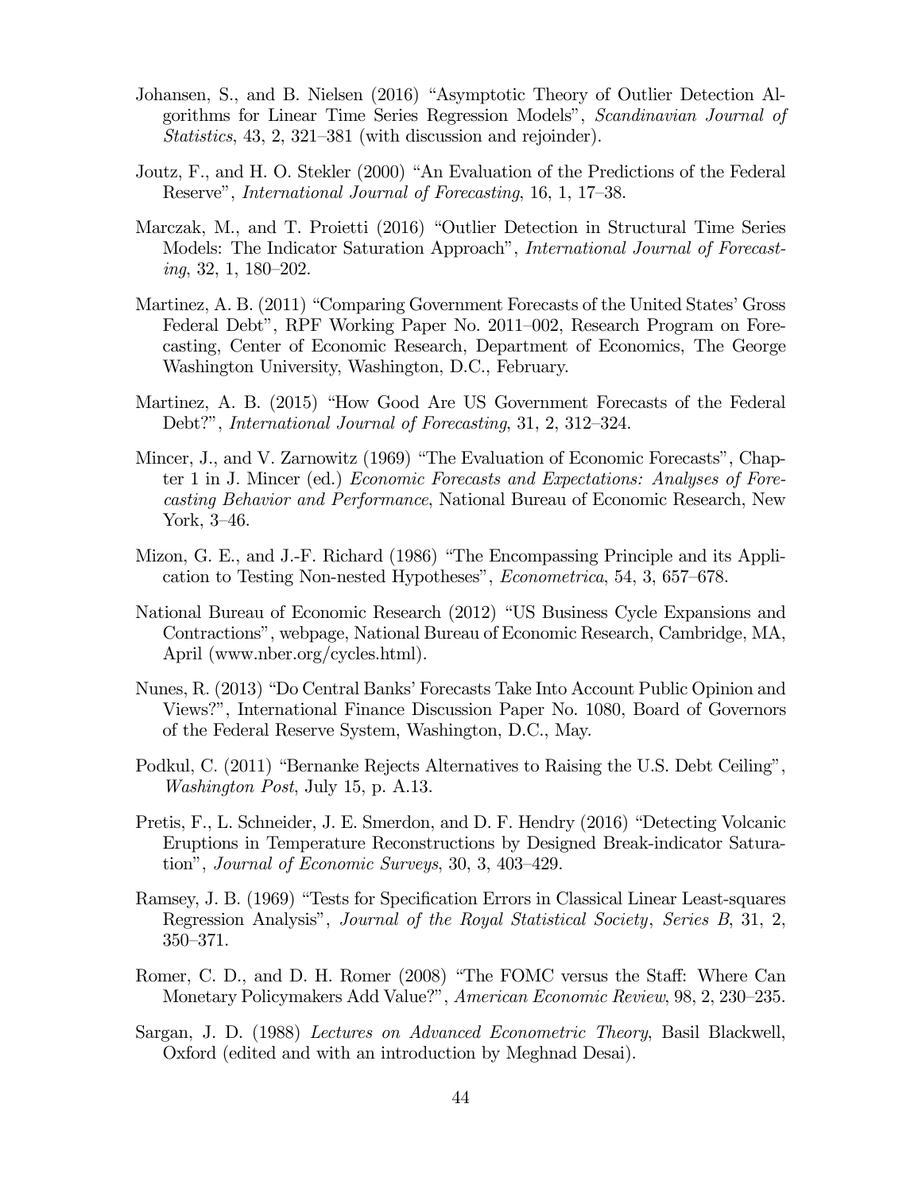Johansen, S., and B. Nielsen (2016) "Asymptotic Theory of Outlier Detection Algorithms for Linear Time Series Regression Models", *Scandinavian Journal of Statistics*, 43, 2, 321–381 (with discussion and rejoinder).

Joutz, F., and H. O. Stekler (2000) "An Evaluation of the Predictions of the Federal Reserve", *International Journal of Forecasting*, 16, 1, 17–38.

Marczak, M., and T. Proietti (2016) "Outlier Detection in Structural Time Series Models: The Indicator Saturation Approach", *International Journal of Forecasting*, 32, 1, 180–202.

Martinez, A. B. (2011) "Comparing Government Forecasts of the United States' Gross Federal Debt", RPF Working Paper No. 2011–002, Research Program on Forecasting, Center of Economic Research, Department of Economics, The George Washington University, Washington, D.C., February.

Martinez, A. B. (2015) "How Good Are US Government Forecasts of the Federal Debt?", *International Journal of Forecasting*, 31, 2, 312–324.

Mincer, J., and V. Zarnowitz (1969) "The Evaluation of Economic Forecasts", Chapter 1 in J. Mincer (ed.) *Economic Forecasts and Expectations: Analyses of Forecasting Behavior and Performance*, National Bureau of Economic Research, New York, 3–46.

Mizon, G. E., and J.-F. Richard (1986) "The Encompassing Principle and its Application to Testing Non-nested Hypotheses", *Econometrica*, 54, 3, 657–678.

National Bureau of Economic Research (2012) "US Business Cycle Expansions and Contractions", webpage, National Bureau of Economic Research, Cambridge, MA, April (www.nber.org/cycles.html).

Nunes, R. (2013) "Do Central Banks' Forecasts Take Into Account Public Opinion and Views?", International Finance Discussion Paper No. 1080, Board of Governors of the Federal Reserve System, Washington, D.C., May.

Podkul, C. (2011) "Bernanke Rejects Alternatives to Raising the U.S. Debt Ceiling", *Washington Post*, July 15, p. A.13.

Pretis, F., L. Schneider, J. E. Smerdon, and D. F. Hendry (2016) "Detecting Volcanic Eruptions in Temperature Reconstructions by Designed Break-indicator Saturation", *Journal of Economic Surveys*, 30, 3, 403–429.

Ramsey, J. B. (1969) "Tests for Specification Errors in Classical Linear Least-squares Regression Analysis", *Journal of the Royal Statistical Society*, *Series B*, 31, 2, 350–371.

Romer, C. D., and D. H. Romer (2008) "The FOMC versus the Staff: Where Can Monetary Policymakers Add Value?", *American Economic Review*, 98, 2, 230–235.

Sargan, J. D. (1988) *Lectures on Advanced Econometric Theory*, Basil Blackwell, Oxford (edited and with an introduction by Meghnad Desai).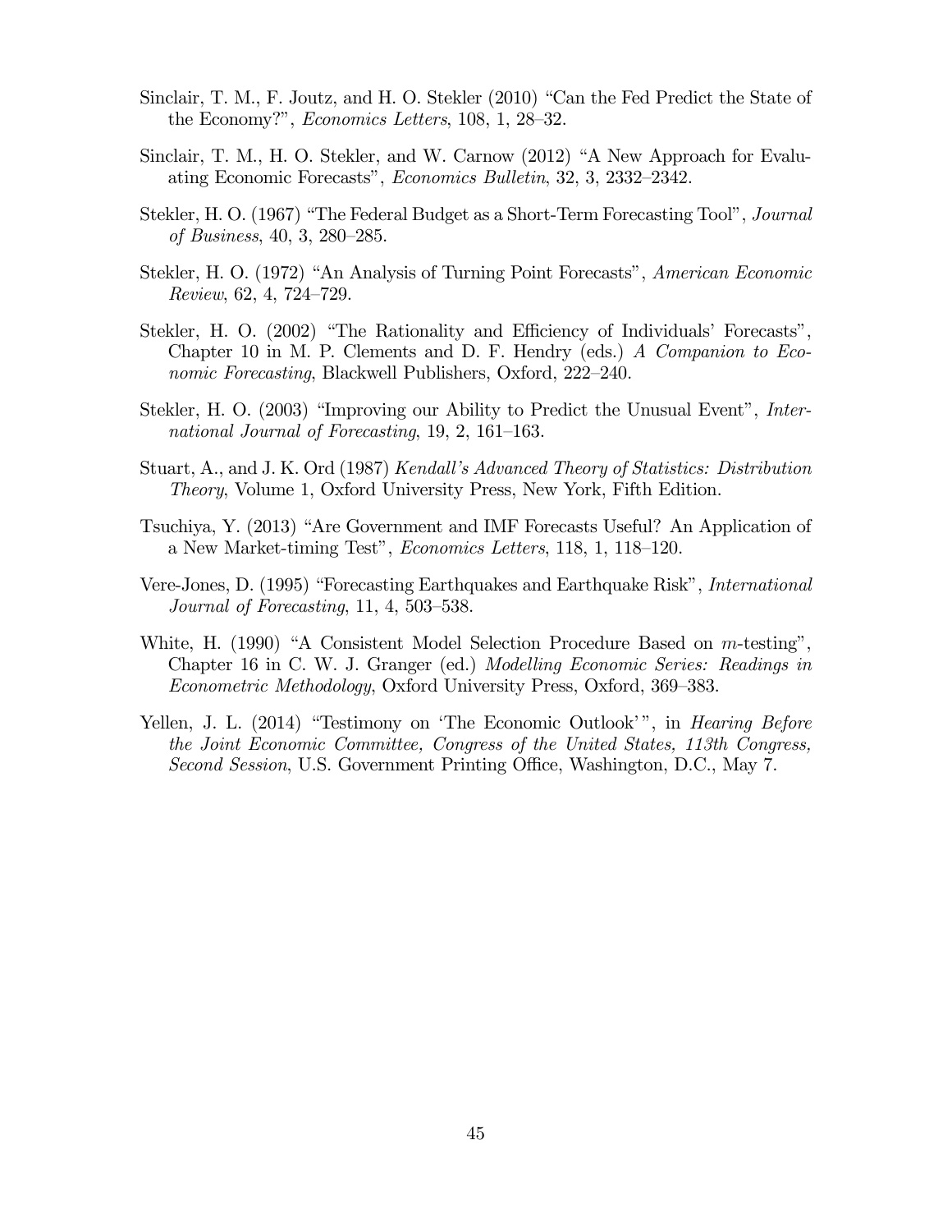Sinclair, T. M., F. Joutz, and H. O. Stekler (2010) "Can the Fed Predict the State of the Economy?", *Economics Letters*, 108, 1, 28–32.

Sinclair, T. M., H. O. Stekler, and W. Carnow (2012) "A New Approach for Evaluating Economic Forecasts", *Economics Bulletin*, 32, 3, 2332–2342.

Stekler, H. O. (1967) "The Federal Budget as a Short-Term Forecasting Tool", *Journal of Business*, 40, 3, 280–285.

Stekler, H. O. (1972) "An Analysis of Turning Point Forecasts", *American Economic Review*, 62, 4, 724–729.

Stekler, H. O. (2002) "The Rationality and Efficiency of Individuals' Forecasts", Chapter 10 in M. P. Clements and D. F. Hendry (eds.) *A Companion to Economic Forecasting*, Blackwell Publishers, Oxford, 222–240.

Stekler, H. O. (2003) "Improving our Ability to Predict the Unusual Event", *International Journal of Forecasting*, 19, 2, 161–163.

Stuart, A., and J. K. Ord (1987) *Kendall's Advanced Theory of Statistics: Distribution Theory*, Volume 1, Oxford University Press, New York, Fifth Edition.

Tsuchiya, Y. (2013) "Are Government and IMF Forecasts Useful? An Application of a New Market-timing Test", *Economics Letters*, 118, 1, 118–120.

Vere-Jones, D. (1995) "Forecasting Earthquakes and Earthquake Risk", *International Journal of Forecasting*, 11, 4, 503–538.

White, H. (1990) "A Consistent Model Selection Procedure Based on $m$-testing", Chapter 16 in C. W. J. Granger (ed.) *Modelling Economic Series: Readings in Econometric Methodology*, Oxford University Press, Oxford, 369–383.

Yellen, J. L. (2014) "Testimony on 'The Economic Outlook'", in *Hearing Before the Joint Economic Committee, Congress of the United States, 113th Congress, Second Session*, U.S. Government Printing Office, Washington, D.C., May 7.